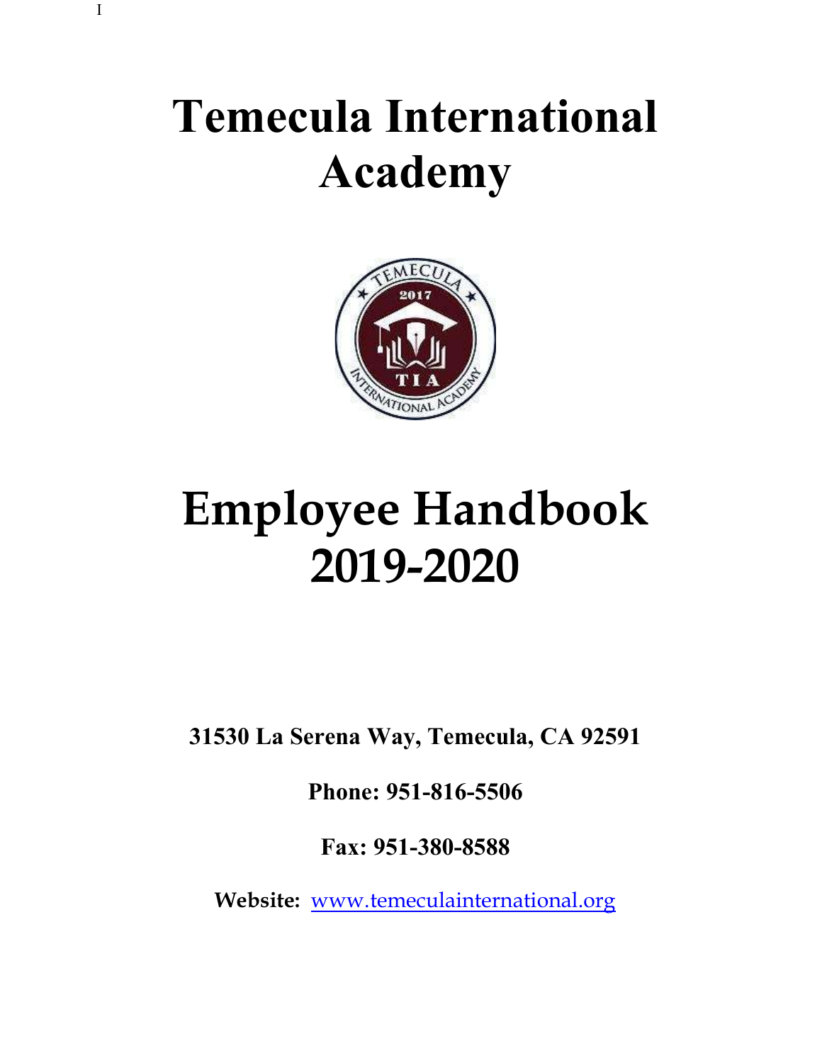# Temecula International Academy

# Employee Handbook 2019-2020

**31530 La Serena Way, Temecula, CA 92591**

**Phone: 951-816-5506**

**Fax: 951-380-8588**

**Website:** www.temeculainternational.org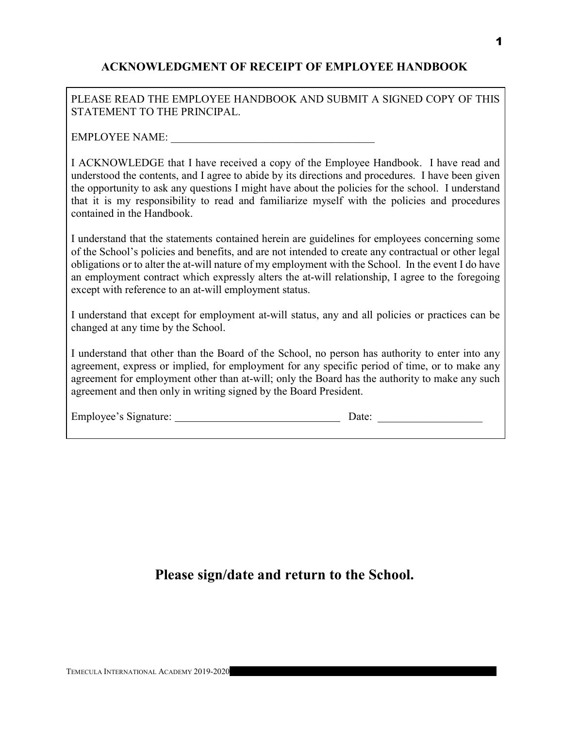## ACKNOWLEDGMENT OF RECEIPT OF EMPLOYEE HANDBOOK

PLEASE READ THE EMPLOYEE HANDBOOK AND SUBMIT A SIGNED COPY OF THIS STATEMENT TO THE PRINCIPAL.

EMPLOYEE NAME: ______________________________________

I ACKNOWLEDGE that I have received a copy of the Employee Handbook. I have read and understood the contents, and I agree to abide by its directions and procedures. I have been given the opportunity to ask any questions I might have about the policies for the school. I understand that it is my responsibility to read and familiarize myself with the policies and procedures contained in the Handbook.

I understand that the statements contained herein are guidelines for employees concerning some of the School's policies and benefits, and are not intended to create any contractual or other legal obligations or to alter the at-will nature of my employment with the School. In the event I do have an employment contract which expressly alters the at-will relationship, I agree to the foregoing except with reference to an at-will employment status.

I understand that except for employment at-will status, any and all policies or practices can be changed at any time by the School.

I understand that other than the Board of the School, no person has authority to enter into any agreement, express or implied, for employment for any specific period of time, or to make any agreement for employment other than at-will; only the Board has the authority to make any such agreement and then only in writing signed by the Board President.

Employee's Signature: ______________________________ Date: ___________________

**Please sign/date and return to the School.**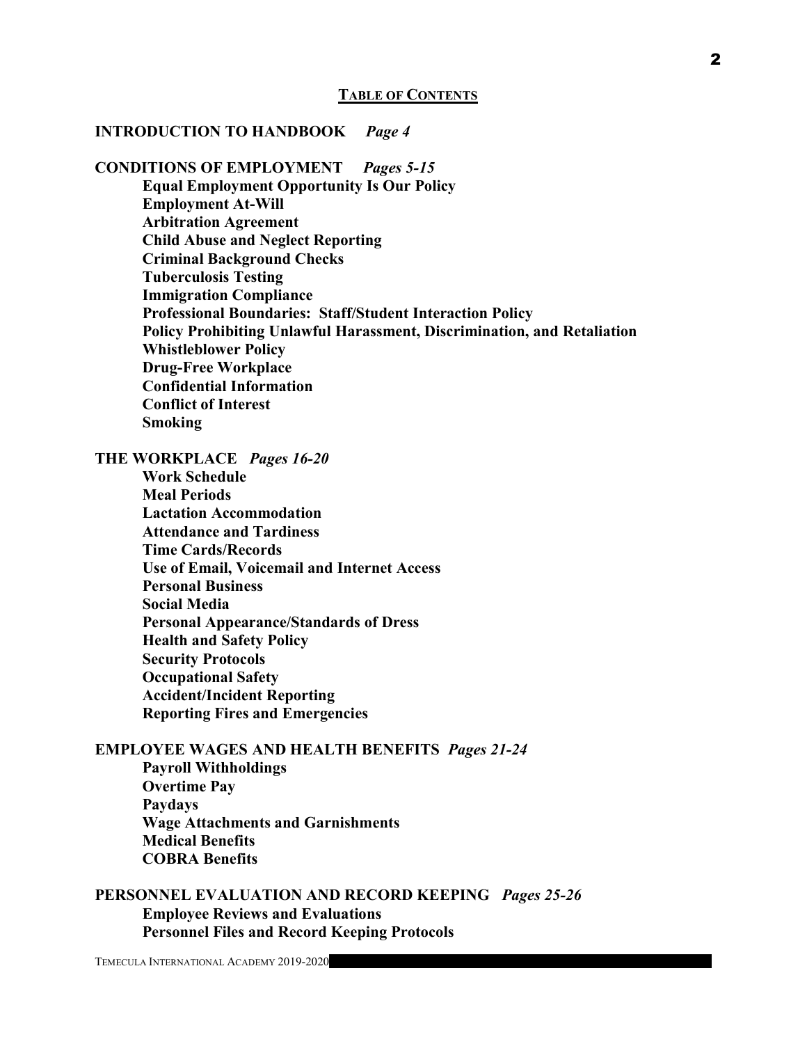## TABLE OF CONTENTS

**INTRODUCTION TO HANDBOOK** *Page 4*

**CONDITIONS OF EMPLOYMENT** *Pages 5-15*

- **Equal Employment Opportunity Is Our Policy**
- **Employment At-Will**
- **Arbitration Agreement**
- **Child Abuse and Neglect Reporting**
- **Criminal Background Checks**
- **Tuberculosis Testing**
- **Immigration Compliance**
- **Professional Boundaries: Staff/Student Interaction Policy**
- **Policy Prohibiting Unlawful Harassment, Discrimination, and Retaliation**
- **Whistleblower Policy**
- **Drug-Free Workplace**
- **Confidential Information**
- **Conflict of Interest**
- **Smoking**

**THE WORKPLACE** *Pages 16-20*

- **Work Schedule**
- **Meal Periods**
- **Lactation Accommodation**
- **Attendance and Tardiness**
- **Time Cards/Records**
- **Use of Email, Voicemail and Internet Access**
- **Personal Business**
- **Social Media**
- **Personal Appearance/Standards of Dress**
- **Health and Safety Policy**
- **Security Protocols**
- **Occupational Safety**
- **Accident/Incident Reporting**
- **Reporting Fires and Emergencies**

**EMPLOYEE WAGES AND HEALTH BENEFITS** *Pages 21-24*

- **Payroll Withholdings**
- **Overtime Pay**
- **Paydays**
- **Wage Attachments and Garnishments**
- **Medical Benefits**
- **COBRA Benefits**

**PERSONNEL EVALUATION AND RECORD KEEPING** *Pages 25-26*

- **Employee Reviews and Evaluations**
- **Personnel Files and Record Keeping Protocols**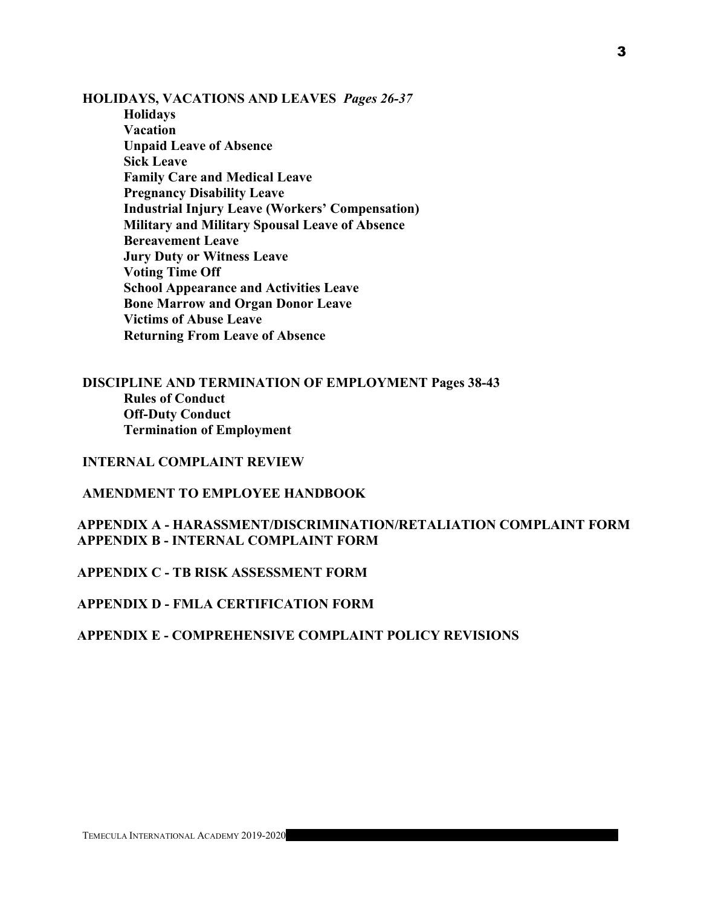**HOLIDAYS, VACATIONS AND LEAVES** ***Pages 26-37***

- **Holidays**
- **Vacation**
- **Unpaid Leave of Absence**
- **Sick Leave**
- **Family Care and Medical Leave**
- **Pregnancy Disability Leave**
- **Industrial Injury Leave (Workers' Compensation)**
- **Military and Military Spousal Leave of Absence**
- **Bereavement Leave**
- **Jury Duty or Witness Leave**
- **Voting Time Off**
- **School Appearance and Activities Leave**
- **Bone Marrow and Organ Donor Leave**
- **Victims of Abuse Leave**
- **Returning From Leave of Absence**

**DISCIPLINE AND TERMINATION OF EMPLOYMENT Pages 38-43**

- **Rules of Conduct**
- **Off-Duty Conduct**
- **Termination of Employment**

**INTERNAL COMPLAINT REVIEW**

**AMENDMENT TO EMPLOYEE HANDBOOK**

**APPENDIX A - HARASSMENT/DISCRIMINATION/RETALIATION COMPLAINT FORM**
**APPENDIX B - INTERNAL COMPLAINT FORM**

**APPENDIX C - TB RISK ASSESSMENT FORM**

**APPENDIX D - FMLA CERTIFICATION FORM**

**APPENDIX E - COMPREHENSIVE COMPLAINT POLICY REVISIONS**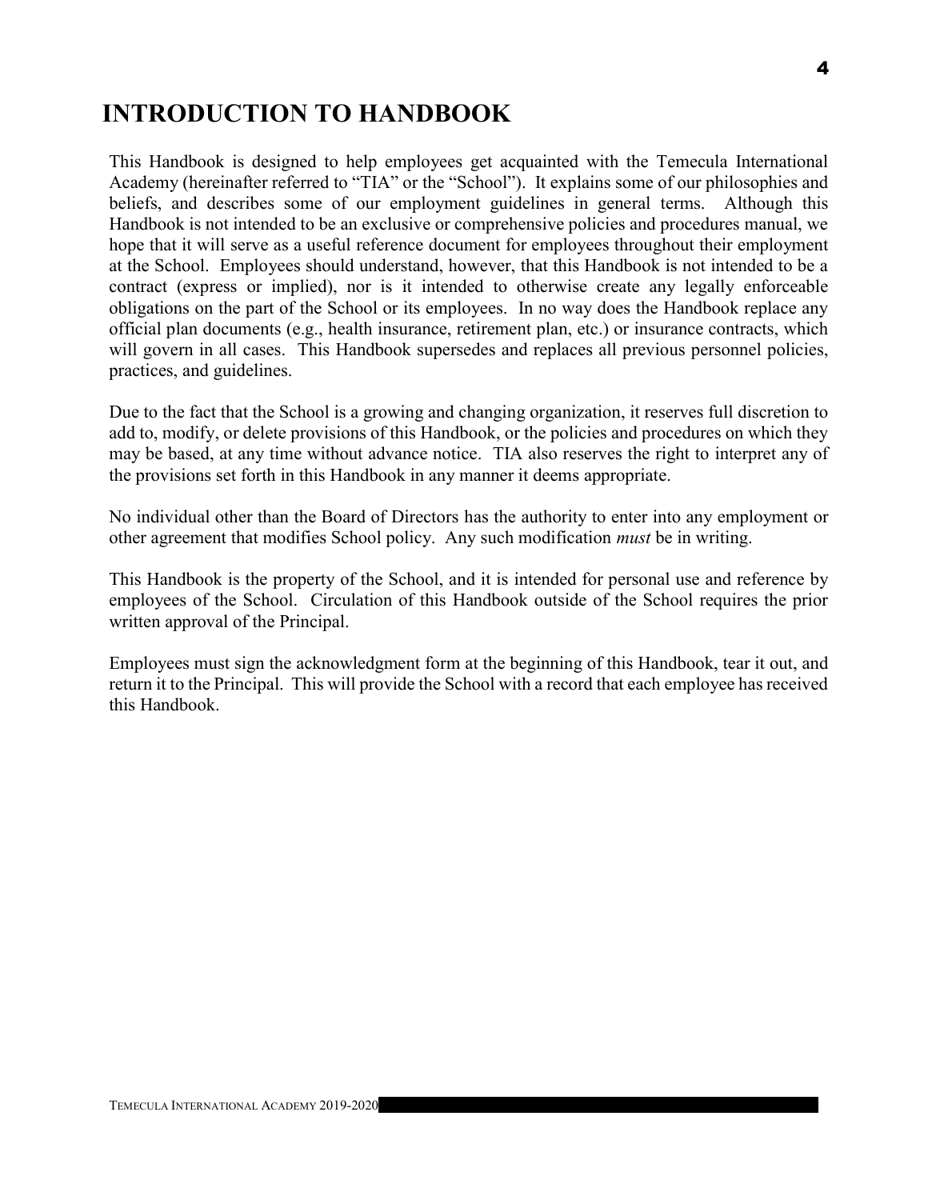# INTRODUCTION TO HANDBOOK

This Handbook is designed to help employees get acquainted with the Temecula International Academy (hereinafter referred to "TIA" or the "School"). It explains some of our philosophies and beliefs, and describes some of our employment guidelines in general terms. Although this Handbook is not intended to be an exclusive or comprehensive policies and procedures manual, we hope that it will serve as a useful reference document for employees throughout their employment at the School. Employees should understand, however, that this Handbook is not intended to be a contract (express or implied), nor is it intended to otherwise create any legally enforceable obligations on the part of the School or its employees. In no way does the Handbook replace any official plan documents (e.g., health insurance, retirement plan, etc.) or insurance contracts, which will govern in all cases. This Handbook supersedes and replaces all previous personnel policies, practices, and guidelines.

Due to the fact that the School is a growing and changing organization, it reserves full discretion to add to, modify, or delete provisions of this Handbook, or the policies and procedures on which they may be based, at any time without advance notice. TIA also reserves the right to interpret any of the provisions set forth in this Handbook in any manner it deems appropriate.

No individual other than the Board of Directors has the authority to enter into any employment or other agreement that modifies School policy. Any such modification *must* be in writing.

This Handbook is the property of the School, and it is intended for personal use and reference by employees of the School. Circulation of this Handbook outside of the School requires the prior written approval of the Principal.

Employees must sign the acknowledgment form at the beginning of this Handbook, tear it out, and return it to the Principal. This will provide the School with a record that each employee has received this Handbook.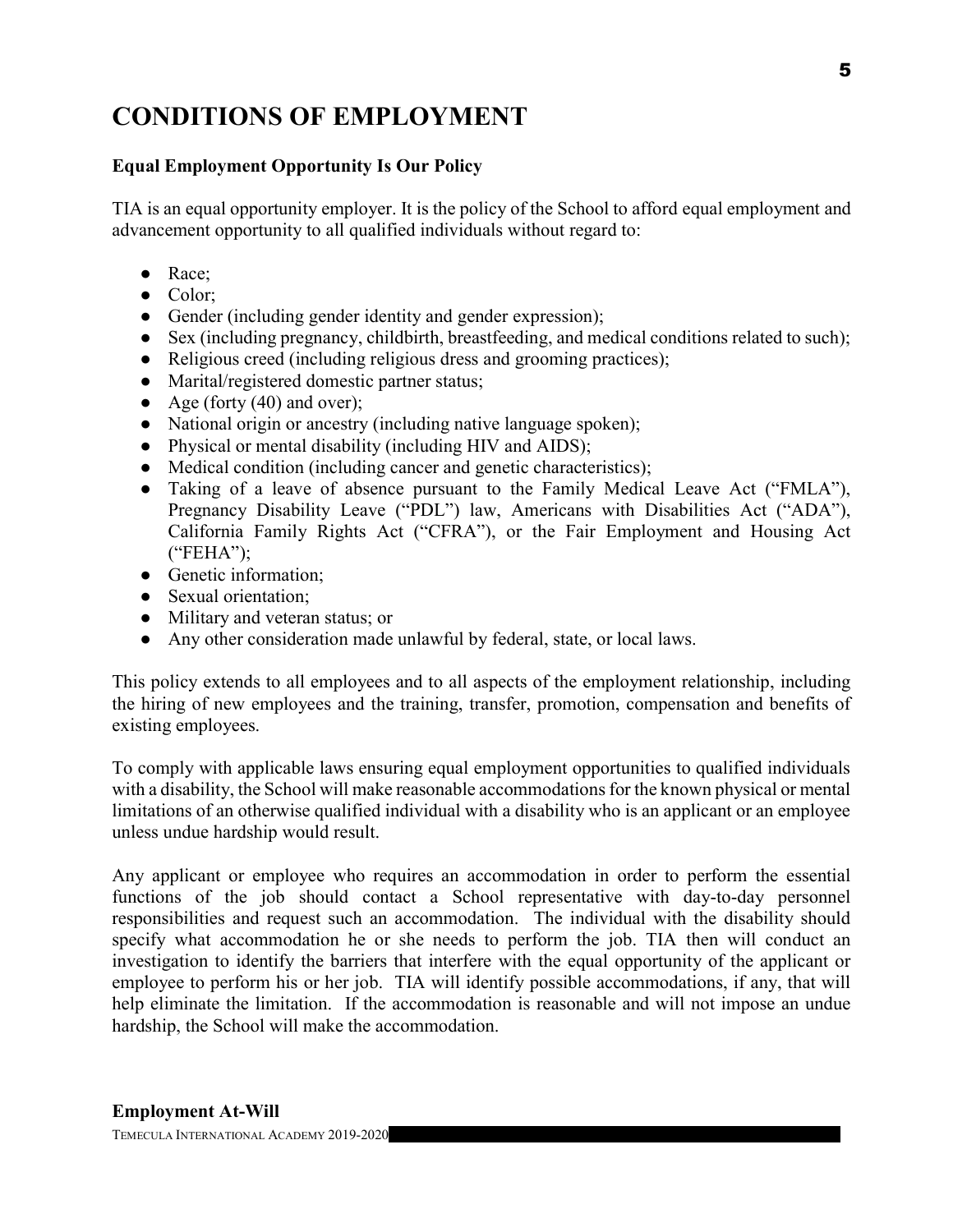# CONDITIONS OF EMPLOYMENT

**Equal Employment Opportunity Is Our Policy**

TIA is an equal opportunity employer. It is the policy of the School to afford equal employment and advancement opportunity to all qualified individuals without regard to:

- Race;
- Color;
- Gender (including gender identity and gender expression);
- Sex (including pregnancy, childbirth, breastfeeding, and medical conditions related to such);
- Religious creed (including religious dress and grooming practices);
- Marital/registered domestic partner status;
- Age (forty (40) and over);
- National origin or ancestry (including native language spoken);
- Physical or mental disability (including HIV and AIDS);
- Medical condition (including cancer and genetic characteristics);
- Taking of a leave of absence pursuant to the Family Medical Leave Act ("FMLA"), Pregnancy Disability Leave ("PDL") law, Americans with Disabilities Act ("ADA"), California Family Rights Act ("CFRA"), or the Fair Employment and Housing Act ("FEHA");
- Genetic information;
- Sexual orientation;
- Military and veteran status; or
- Any other consideration made unlawful by federal, state, or local laws.

This policy extends to all employees and to all aspects of the employment relationship, including the hiring of new employees and the training, transfer, promotion, compensation and benefits of existing employees.

To comply with applicable laws ensuring equal employment opportunities to qualified individuals with a disability, the School will make reasonable accommodations for the known physical or mental limitations of an otherwise qualified individual with a disability who is an applicant or an employee unless undue hardship would result.

Any applicant or employee who requires an accommodation in order to perform the essential functions of the job should contact a School representative with day-to-day personnel responsibilities and request such an accommodation. The individual with the disability should specify what accommodation he or she needs to perform the job. TIA then will conduct an investigation to identify the barriers that interfere with the equal opportunity of the applicant or employee to perform his or her job. TIA will identify possible accommodations, if any, that will help eliminate the limitation. If the accommodation is reasonable and will not impose an undue hardship, the School will make the accommodation.

**Employment At-Will**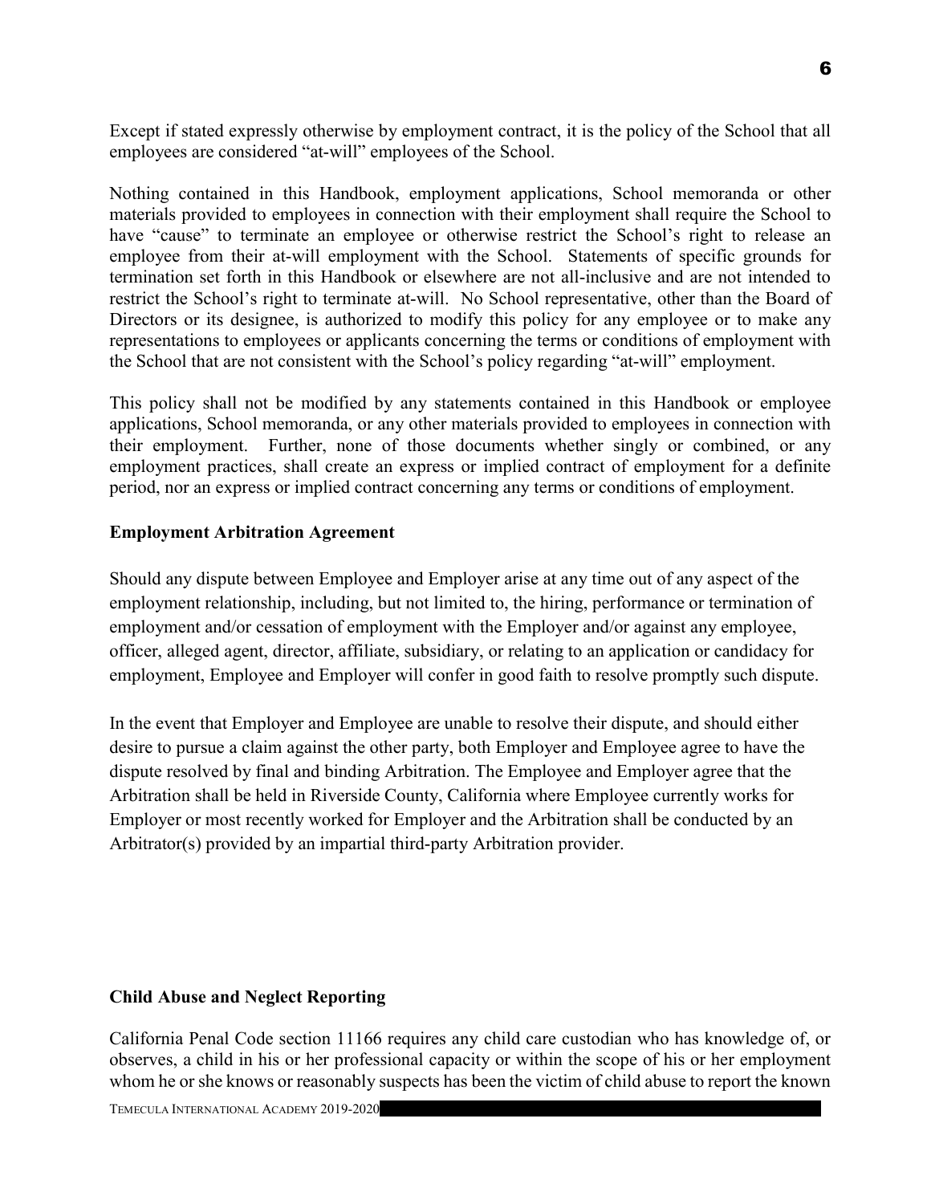Except if stated expressly otherwise by employment contract, it is the policy of the School that all employees are considered "at-will" employees of the School.

Nothing contained in this Handbook, employment applications, School memoranda or other materials provided to employees in connection with their employment shall require the School to have "cause" to terminate an employee or otherwise restrict the School's right to release an employee from their at-will employment with the School. Statements of specific grounds for termination set forth in this Handbook or elsewhere are not all-inclusive and are not intended to restrict the School's right to terminate at-will. No School representative, other than the Board of Directors or its designee, is authorized to modify this policy for any employee or to make any representations to employees or applicants concerning the terms or conditions of employment with the School that are not consistent with the School's policy regarding "at-will" employment.

This policy shall not be modified by any statements contained in this Handbook or employee applications, School memoranda, or any other materials provided to employees in connection with their employment. Further, none of those documents whether singly or combined, or any employment practices, shall create an express or implied contract of employment for a definite period, nor an express or implied contract concerning any terms or conditions of employment.

**Employment Arbitration Agreement**

Should any dispute between Employee and Employer arise at any time out of any aspect of the employment relationship, including, but not limited to, the hiring, performance or termination of employment and/or cessation of employment with the Employer and/or against any employee, officer, alleged agent, director, affiliate, subsidiary, or relating to an application or candidacy for employment, Employee and Employer will confer in good faith to resolve promptly such dispute.

In the event that Employer and Employee are unable to resolve their dispute, and should either desire to pursue a claim against the other party, both Employer and Employee agree to have the dispute resolved by final and binding Arbitration. The Employee and Employer agree that the Arbitration shall be held in Riverside County, California where Employee currently works for Employer or most recently worked for Employer and the Arbitration shall be conducted by an Arbitrator(s) provided by an impartial third-party Arbitration provider.

**Child Abuse and Neglect Reporting**

California Penal Code section 11166 requires any child care custodian who has knowledge of, or observes, a child in his or her professional capacity or within the scope of his or her employment whom he or she knows or reasonably suspects has been the victim of child abuse to report the known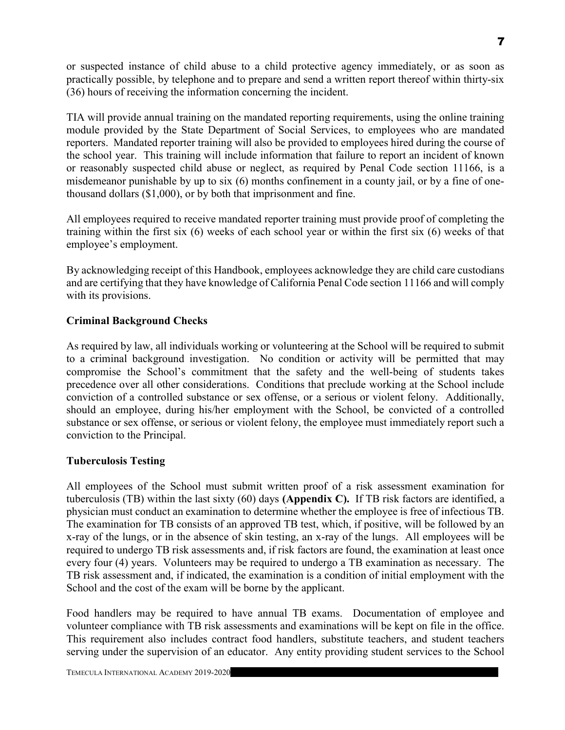or suspected instance of child abuse to a child protective agency immediately, or as soon as practically possible, by telephone and to prepare and send a written report thereof within thirty-six (36) hours of receiving the information concerning the incident.

TIA will provide annual training on the mandated reporting requirements, using the online training module provided by the State Department of Social Services, to employees who are mandated reporters. Mandated reporter training will also be provided to employees hired during the course of the school year. This training will include information that failure to report an incident of known or reasonably suspected child abuse or neglect, as required by Penal Code section 11166, is a misdemeanor punishable by up to six (6) months confinement in a county jail, or by a fine of one-thousand dollars ($1,000), or by both that imprisonment and fine.

All employees required to receive mandated reporter training must provide proof of completing the training within the first six (6) weeks of each school year or within the first six (6) weeks of that employee's employment.

By acknowledging receipt of this Handbook, employees acknowledge they are child care custodians and are certifying that they have knowledge of California Penal Code section 11166 and will comply with its provisions.

**Criminal Background Checks**

As required by law, all individuals working or volunteering at the School will be required to submit to a criminal background investigation. No condition or activity will be permitted that may compromise the School's commitment that the safety and the well-being of students takes precedence over all other considerations. Conditions that preclude working at the School include conviction of a controlled substance or sex offense, or a serious or violent felony. Additionally, should an employee, during his/her employment with the School, be convicted of a controlled substance or sex offense, or serious or violent felony, the employee must immediately report such a conviction to the Principal.

**Tuberculosis Testing**

All employees of the School must submit written proof of a risk assessment examination for tuberculosis (TB) within the last sixty (60) days **(Appendix C).** If TB risk factors are identified, a physician must conduct an examination to determine whether the employee is free of infectious TB. The examination for TB consists of an approved TB test, which, if positive, will be followed by an x-ray of the lungs, or in the absence of skin testing, an x-ray of the lungs. All employees will be required to undergo TB risk assessments and, if risk factors are found, the examination at least once every four (4) years. Volunteers may be required to undergo a TB examination as necessary. The TB risk assessment and, if indicated, the examination is a condition of initial employment with the School and the cost of the exam will be borne by the applicant.

Food handlers may be required to have annual TB exams. Documentation of employee and volunteer compliance with TB risk assessments and examinations will be kept on file in the office. This requirement also includes contract food handlers, substitute teachers, and student teachers serving under the supervision of an educator. Any entity providing student services to the School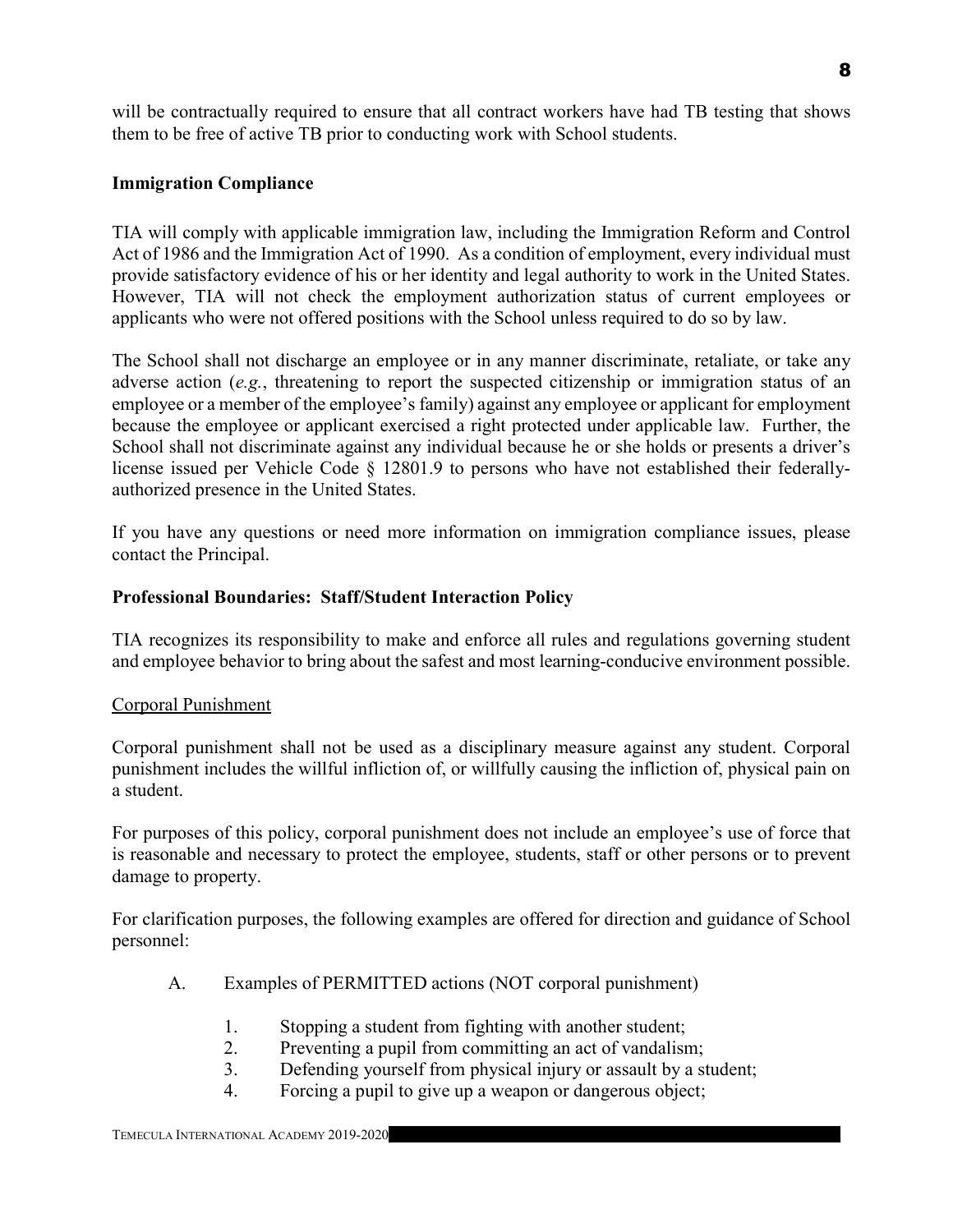will be contractually required to ensure that all contract workers have had TB testing that shows them to be free of active TB prior to conducting work with School students.

**Immigration Compliance**

TIA will comply with applicable immigration law, including the Immigration Reform and Control Act of 1986 and the Immigration Act of 1990. As a condition of employment, every individual must provide satisfactory evidence of his or her identity and legal authority to work in the United States. However, TIA will not check the employment authorization status of current employees or applicants who were not offered positions with the School unless required to do so by law.

The School shall not discharge an employee or in any manner discriminate, retaliate, or take any adverse action (*e.g.*, threatening to report the suspected citizenship or immigration status of an employee or a member of the employee's family) against any employee or applicant for employment because the employee or applicant exercised a right protected under applicable law. Further, the School shall not discriminate against any individual because he or she holds or presents a driver's license issued per Vehicle Code § 12801.9 to persons who have not established their federally-authorized presence in the United States.

If you have any questions or need more information on immigration compliance issues, please contact the Principal.

**Professional Boundaries: Staff/Student Interaction Policy**

TIA recognizes its responsibility to make and enforce all rules and regulations governing student and employee behavior to bring about the safest and most learning-conducive environment possible.

<u>Corporal Punishment</u>

Corporal punishment shall not be used as a disciplinary measure against any student. Corporal punishment includes the willful infliction of, or willfully causing the infliction of, physical pain on a student.

For purposes of this policy, corporal punishment does not include an employee's use of force that is reasonable and necessary to protect the employee, students, staff or other persons or to prevent damage to property.

For clarification purposes, the following examples are offered for direction and guidance of School personnel:

A. Examples of PERMITTED actions (NOT corporal punishment)

1. Stopping a student from fighting with another student;
2. Preventing a pupil from committing an act of vandalism;
3. Defending yourself from physical injury or assault by a student;
4. Forcing a pupil to give up a weapon or dangerous object;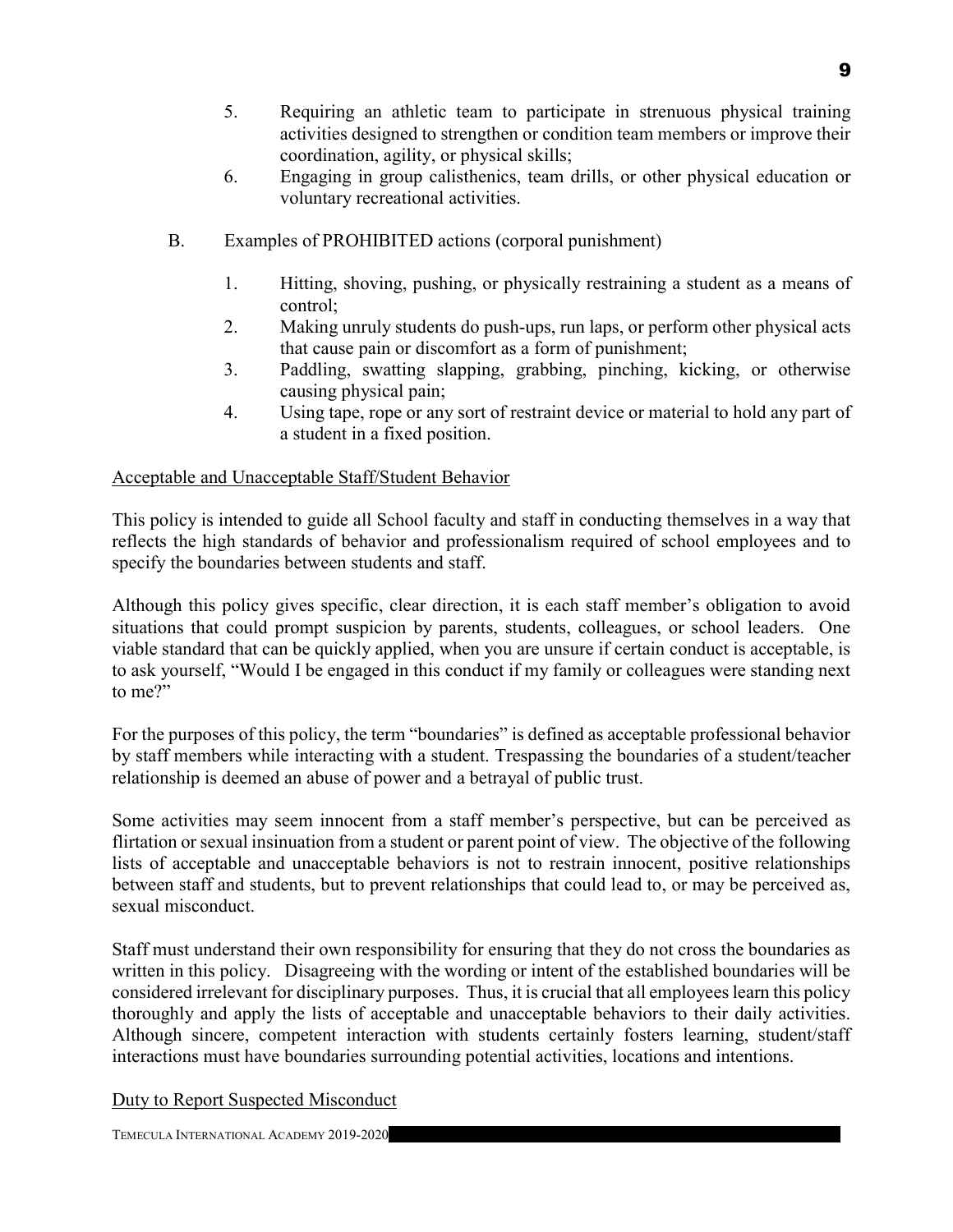5. Requiring an athletic team to participate in strenuous physical training activities designed to strengthen or condition team members or improve their coordination, agility, or physical skills;
6. Engaging in group calisthenics, team drills, or other physical education or voluntary recreational activities.

B. Examples of PROHIBITED actions (corporal punishment)

1. Hitting, shoving, pushing, or physically restraining a student as a means of control;
2. Making unruly students do push-ups, run laps, or perform other physical acts that cause pain or discomfort as a form of punishment;
3. Paddling, swatting slapping, grabbing, pinching, kicking, or otherwise causing physical pain;
4. Using tape, rope or any sort of restraint device or material to hold any part of a student in a fixed position.

<u>Acceptable and Unacceptable Staff/Student Behavior</u>

This policy is intended to guide all School faculty and staff in conducting themselves in a way that reflects the high standards of behavior and professionalism required of school employees and to specify the boundaries between students and staff.

Although this policy gives specific, clear direction, it is each staff member's obligation to avoid situations that could prompt suspicion by parents, students, colleagues, or school leaders. One viable standard that can be quickly applied, when you are unsure if certain conduct is acceptable, is to ask yourself, "Would I be engaged in this conduct if my family or colleagues were standing next to me?"

For the purposes of this policy, the term "boundaries" is defined as acceptable professional behavior by staff members while interacting with a student. Trespassing the boundaries of a student/teacher relationship is deemed an abuse of power and a betrayal of public trust.

Some activities may seem innocent from a staff member's perspective, but can be perceived as flirtation or sexual insinuation from a student or parent point of view. The objective of the following lists of acceptable and unacceptable behaviors is not to restrain innocent, positive relationships between staff and students, but to prevent relationships that could lead to, or may be perceived as, sexual misconduct.

Staff must understand their own responsibility for ensuring that they do not cross the boundaries as written in this policy. Disagreeing with the wording or intent of the established boundaries will be considered irrelevant for disciplinary purposes. Thus, it is crucial that all employees learn this policy thoroughly and apply the lists of acceptable and unacceptable behaviors to their daily activities. Although sincere, competent interaction with students certainly fosters learning, student/staff interactions must have boundaries surrounding potential activities, locations and intentions.

<u>Duty to Report Suspected Misconduct</u>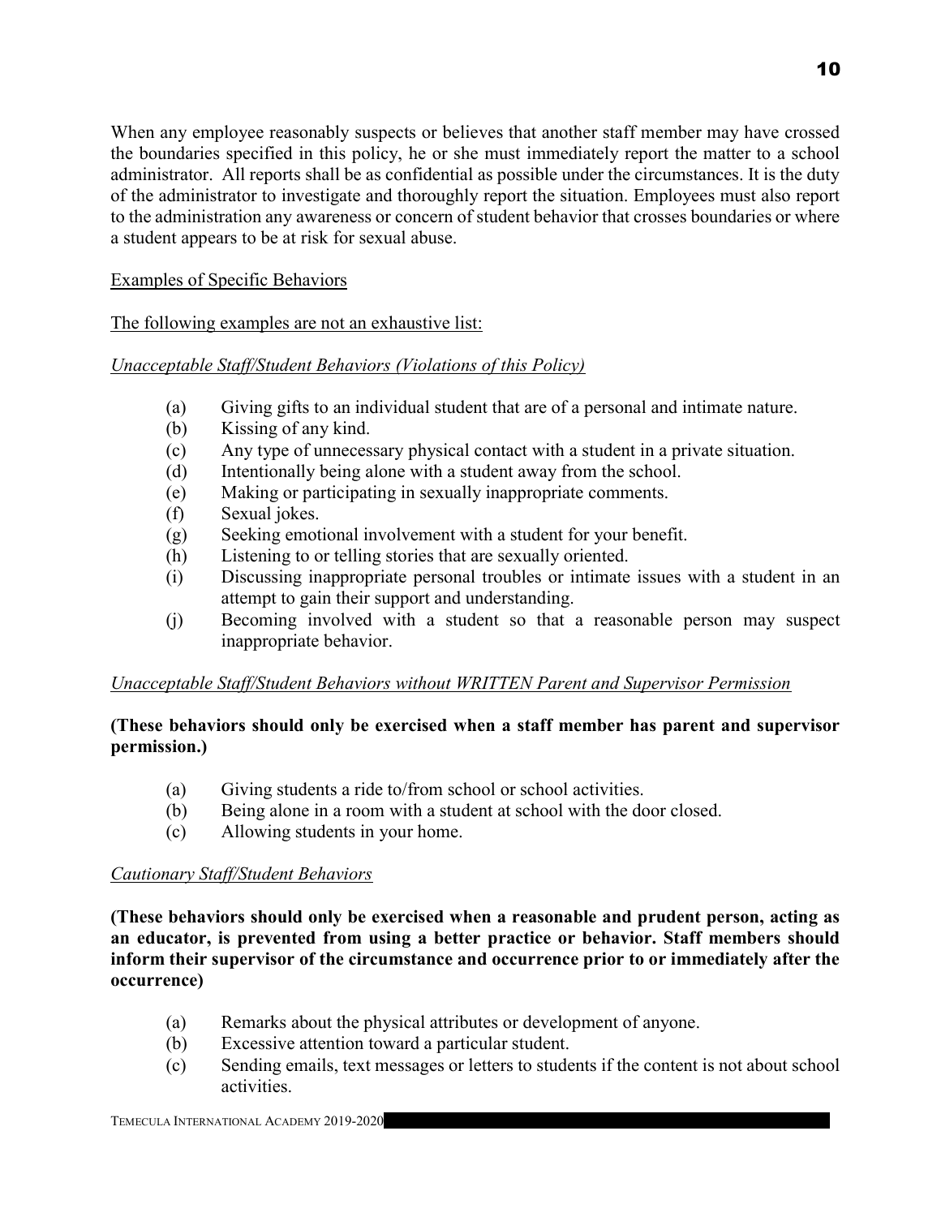When any employee reasonably suspects or believes that another staff member may have crossed the boundaries specified in this policy, he or she must immediately report the matter to a school administrator. All reports shall be as confidential as possible under the circumstances. It is the duty of the administrator to investigate and thoroughly report the situation. Employees must also report to the administration any awareness or concern of student behavior that crosses boundaries or where a student appears to be at risk for sexual abuse.

<u>Examples of Specific Behaviors</u>

<u>The following examples are not an exhaustive list:</u>

*<u>Unacceptable Staff/Student Behaviors (Violations of this Policy)</u>*

(a) Giving gifts to an individual student that are of a personal and intimate nature.
(b) Kissing of any kind.
(c) Any type of unnecessary physical contact with a student in a private situation.
(d) Intentionally being alone with a student away from the school.
(e) Making or participating in sexually inappropriate comments.
(f) Sexual jokes.
(g) Seeking emotional involvement with a student for your benefit.
(h) Listening to or telling stories that are sexually oriented.
(i) Discussing inappropriate personal troubles or intimate issues with a student in an attempt to gain their support and understanding.
(j) Becoming involved with a student so that a reasonable person may suspect inappropriate behavior.

*<u>Unacceptable Staff/Student Behaviors without WRITTEN Parent and Supervisor Permission</u>*

**(These behaviors should only be exercised when a staff member has parent and supervisor permission.)**

(a) Giving students a ride to/from school or school activities.
(b) Being alone in a room with a student at school with the door closed.
(c) Allowing students in your home.

*<u>Cautionary Staff/Student Behaviors</u>*

**(These behaviors should only be exercised when a reasonable and prudent person, acting as an educator, is prevented from using a better practice or behavior. Staff members should inform their supervisor of the circumstance and occurrence prior to or immediately after the occurrence)**

(a) Remarks about the physical attributes or development of anyone.
(b) Excessive attention toward a particular student.
(c) Sending emails, text messages or letters to students if the content is not about school activities.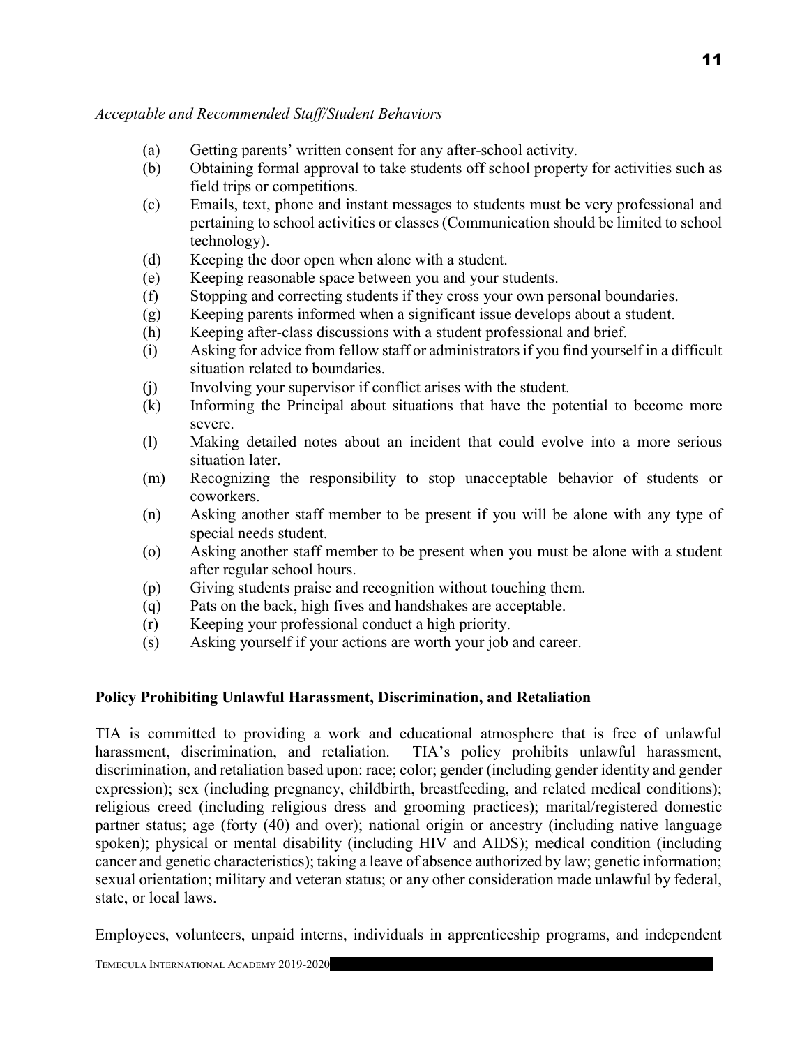*Acceptable and Recommended Staff/Student Behaviors*

(a) Getting parents' written consent for any after-school activity.

(b) Obtaining formal approval to take students off school property for activities such as field trips or competitions.

(c) Emails, text, phone and instant messages to students must be very professional and pertaining to school activities or classes (Communication should be limited to school technology).

(d) Keeping the door open when alone with a student.

(e) Keeping reasonable space between you and your students.

(f) Stopping and correcting students if they cross your own personal boundaries.

(g) Keeping parents informed when a significant issue develops about a student.

(h) Keeping after-class discussions with a student professional and brief.

(i) Asking for advice from fellow staff or administrators if you find yourself in a difficult situation related to boundaries.

(j) Involving your supervisor if conflict arises with the student.

(k) Informing the Principal about situations that have the potential to become more severe.

(l) Making detailed notes about an incident that could evolve into a more serious situation later.

(m) Recognizing the responsibility to stop unacceptable behavior of students or coworkers.

(n) Asking another staff member to be present if you will be alone with any type of special needs student.

(o) Asking another staff member to be present when you must be alone with a student after regular school hours.

(p) Giving students praise and recognition without touching them.

(q) Pats on the back, high fives and handshakes are acceptable.

(r) Keeping your professional conduct a high priority.

(s) Asking yourself if your actions are worth your job and career.

**Policy Prohibiting Unlawful Harassment, Discrimination, and Retaliation**

TIA is committed to providing a work and educational atmosphere that is free of unlawful harassment, discrimination, and retaliation. TIA's policy prohibits unlawful harassment, discrimination, and retaliation based upon: race; color; gender (including gender identity and gender expression); sex (including pregnancy, childbirth, breastfeeding, and related medical conditions); religious creed (including religious dress and grooming practices); marital/registered domestic partner status; age (forty (40) and over); national origin or ancestry (including native language spoken); physical or mental disability (including HIV and AIDS); medical condition (including cancer and genetic characteristics); taking a leave of absence authorized by law; genetic information; sexual orientation; military and veteran status; or any other consideration made unlawful by federal, state, or local laws.

Employees, volunteers, unpaid interns, individuals in apprenticeship programs, and independent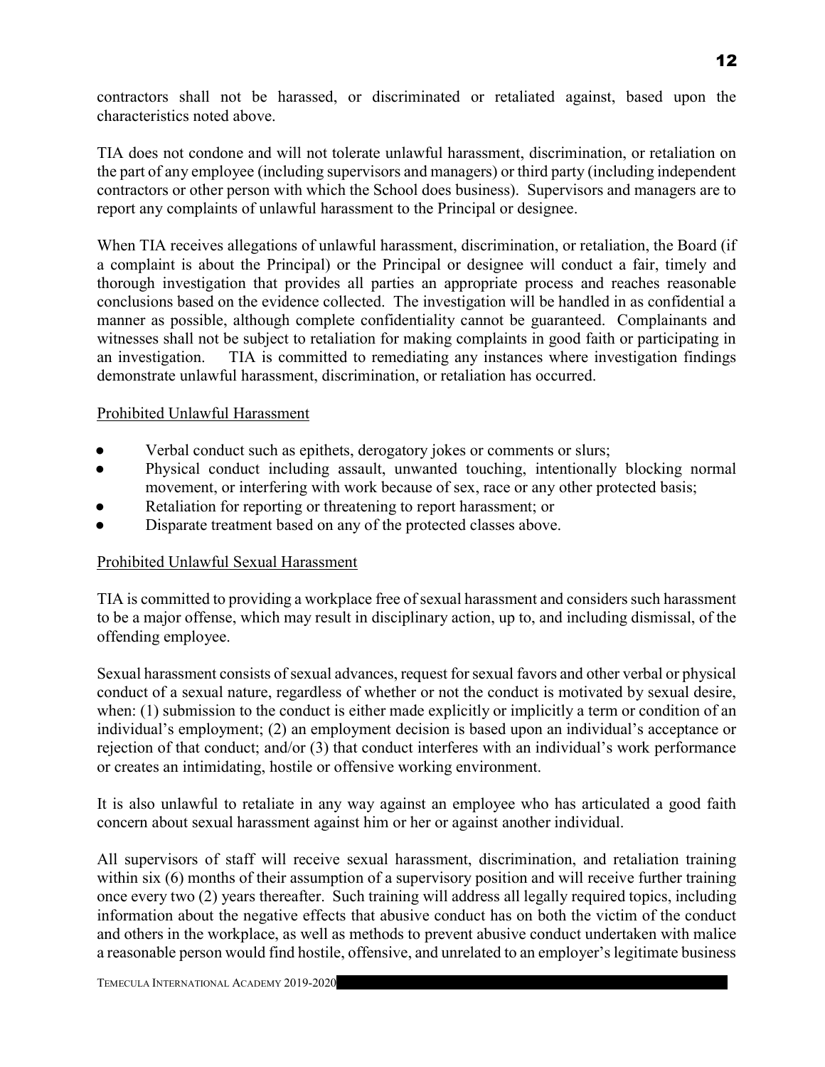contractors shall not be harassed, or discriminated or retaliated against, based upon the characteristics noted above.

TIA does not condone and will not tolerate unlawful harassment, discrimination, or retaliation on the part of any employee (including supervisors and managers) or third party (including independent contractors or other person with which the School does business). Supervisors and managers are to report any complaints of unlawful harassment to the Principal or designee.

When TIA receives allegations of unlawful harassment, discrimination, or retaliation, the Board (if a complaint is about the Principal) or the Principal or designee will conduct a fair, timely and thorough investigation that provides all parties an appropriate process and reaches reasonable conclusions based on the evidence collected. The investigation will be handled in as confidential a manner as possible, although complete confidentiality cannot be guaranteed. Complainants and witnesses shall not be subject to retaliation for making complaints in good faith or participating in an investigation. TIA is committed to remediating any instances where investigation findings demonstrate unlawful harassment, discrimination, or retaliation has occurred.

Prohibited Unlawful Harassment

- Verbal conduct such as epithets, derogatory jokes or comments or slurs;
- Physical conduct including assault, unwanted touching, intentionally blocking normal movement, or interfering with work because of sex, race or any other protected basis;
- Retaliation for reporting or threatening to report harassment; or
- Disparate treatment based on any of the protected classes above.

Prohibited Unlawful Sexual Harassment

TIA is committed to providing a workplace free of sexual harassment and considers such harassment to be a major offense, which may result in disciplinary action, up to, and including dismissal, of the offending employee.

Sexual harassment consists of sexual advances, request for sexual favors and other verbal or physical conduct of a sexual nature, regardless of whether or not the conduct is motivated by sexual desire, when: (1) submission to the conduct is either made explicitly or implicitly a term or condition of an individual's employment; (2) an employment decision is based upon an individual's acceptance or rejection of that conduct; and/or (3) that conduct interferes with an individual's work performance or creates an intimidating, hostile or offensive working environment.

It is also unlawful to retaliate in any way against an employee who has articulated a good faith concern about sexual harassment against him or her or against another individual.

All supervisors of staff will receive sexual harassment, discrimination, and retaliation training within six (6) months of their assumption of a supervisory position and will receive further training once every two (2) years thereafter. Such training will address all legally required topics, including information about the negative effects that abusive conduct has on both the victim of the conduct and others in the workplace, as well as methods to prevent abusive conduct undertaken with malice a reasonable person would find hostile, offensive, and unrelated to an employer's legitimate business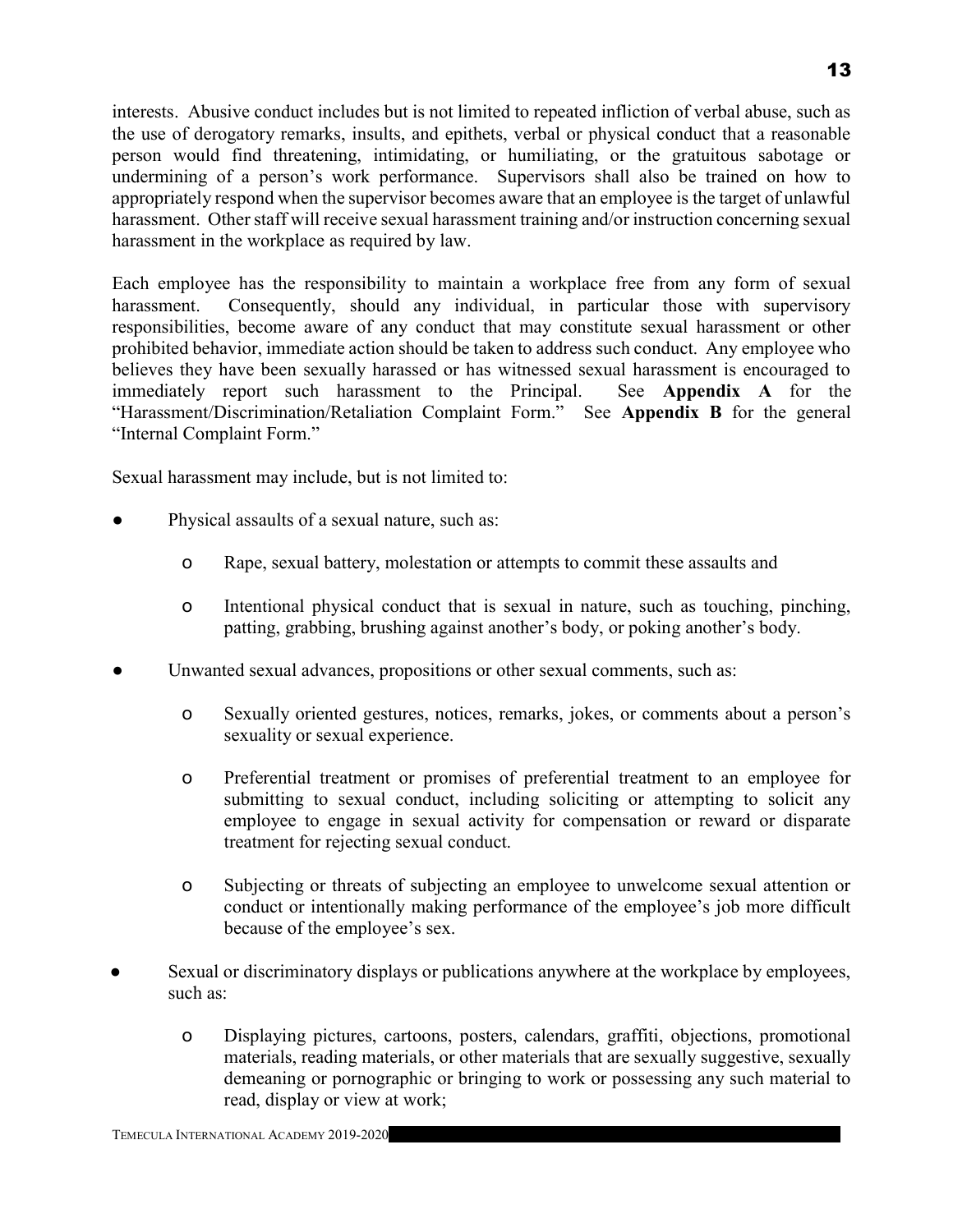interests. Abusive conduct includes but is not limited to repeated infliction of verbal abuse, such as the use of derogatory remarks, insults, and epithets, verbal or physical conduct that a reasonable person would find threatening, intimidating, or humiliating, or the gratuitous sabotage or undermining of a person's work performance. Supervisors shall also be trained on how to appropriately respond when the supervisor becomes aware that an employee is the target of unlawful harassment. Other staff will receive sexual harassment training and/or instruction concerning sexual harassment in the workplace as required by law.

Each employee has the responsibility to maintain a workplace free from any form of sexual harassment. Consequently, should any individual, in particular those with supervisory responsibilities, become aware of any conduct that may constitute sexual harassment or other prohibited behavior, immediate action should be taken to address such conduct. Any employee who believes they have been sexually harassed or has witnessed sexual harassment is encouraged to immediately report such harassment to the Principal. See **Appendix A** for the "Harassment/Discrimination/Retaliation Complaint Form." See **Appendix B** for the general "Internal Complaint Form."

Sexual harassment may include, but is not limited to:

- Physical assaults of a sexual nature, such as:
    - Rape, sexual battery, molestation or attempts to commit these assaults and
    - Intentional physical conduct that is sexual in nature, such as touching, pinching, patting, grabbing, brushing against another's body, or poking another's body.
- Unwanted sexual advances, propositions or other sexual comments, such as:
    - Sexually oriented gestures, notices, remarks, jokes, or comments about a person's sexuality or sexual experience.
    - Preferential treatment or promises of preferential treatment to an employee for submitting to sexual conduct, including soliciting or attempting to solicit any employee to engage in sexual activity for compensation or reward or disparate treatment for rejecting sexual conduct.
    - Subjecting or threats of subjecting an employee to unwelcome sexual attention or conduct or intentionally making performance of the employee's job more difficult because of the employee's sex.
- Sexual or discriminatory displays or publications anywhere at the workplace by employees, such as:
    - Displaying pictures, cartoons, posters, calendars, graffiti, objections, promotional materials, reading materials, or other materials that are sexually suggestive, sexually demeaning or pornographic or bringing to work or possessing any such material to read, display or view at work;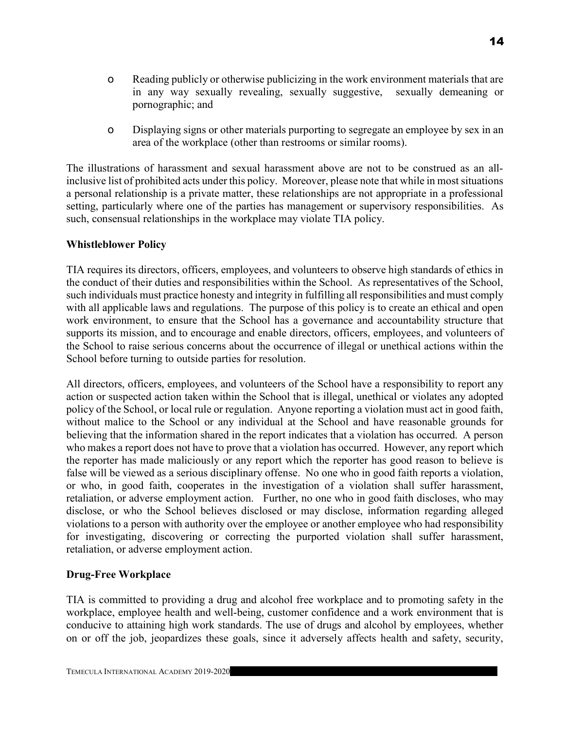- Reading publicly or otherwise publicizing in the work environment materials that are in any way sexually revealing, sexually suggestive, sexually demeaning or pornographic; and
- Displaying signs or other materials purporting to segregate an employee by sex in an area of the workplace (other than restrooms or similar rooms).

The illustrations of harassment and sexual harassment above are not to be construed as an all-inclusive list of prohibited acts under this policy. Moreover, please note that while in most situations a personal relationship is a private matter, these relationships are not appropriate in a professional setting, particularly where one of the parties has management or supervisory responsibilities. As such, consensual relationships in the workplace may violate TIA policy.

**Whistleblower Policy**

TIA requires its directors, officers, employees, and volunteers to observe high standards of ethics in the conduct of their duties and responsibilities within the School. As representatives of the School, such individuals must practice honesty and integrity in fulfilling all responsibilities and must comply with all applicable laws and regulations. The purpose of this policy is to create an ethical and open work environment, to ensure that the School has a governance and accountability structure that supports its mission, and to encourage and enable directors, officers, employees, and volunteers of the School to raise serious concerns about the occurrence of illegal or unethical actions within the School before turning to outside parties for resolution.

All directors, officers, employees, and volunteers of the School have a responsibility to report any action or suspected action taken within the School that is illegal, unethical or violates any adopted policy of the School, or local rule or regulation. Anyone reporting a violation must act in good faith, without malice to the School or any individual at the School and have reasonable grounds for believing that the information shared in the report indicates that a violation has occurred. A person who makes a report does not have to prove that a violation has occurred. However, any report which the reporter has made maliciously or any report which the reporter has good reason to believe is false will be viewed as a serious disciplinary offense. No one who in good faith reports a violation, or who, in good faith, cooperates in the investigation of a violation shall suffer harassment, retaliation, or adverse employment action. Further, no one who in good faith discloses, who may disclose, or who the School believes disclosed or may disclose, information regarding alleged violations to a person with authority over the employee or another employee who had responsibility for investigating, discovering or correcting the purported violation shall suffer harassment, retaliation, or adverse employment action.

**Drug-Free Workplace**

TIA is committed to providing a drug and alcohol free workplace and to promoting safety in the workplace, employee health and well-being, customer confidence and a work environment that is conducive to attaining high work standards. The use of drugs and alcohol by employees, whether on or off the job, jeopardizes these goals, since it adversely affects health and safety, security,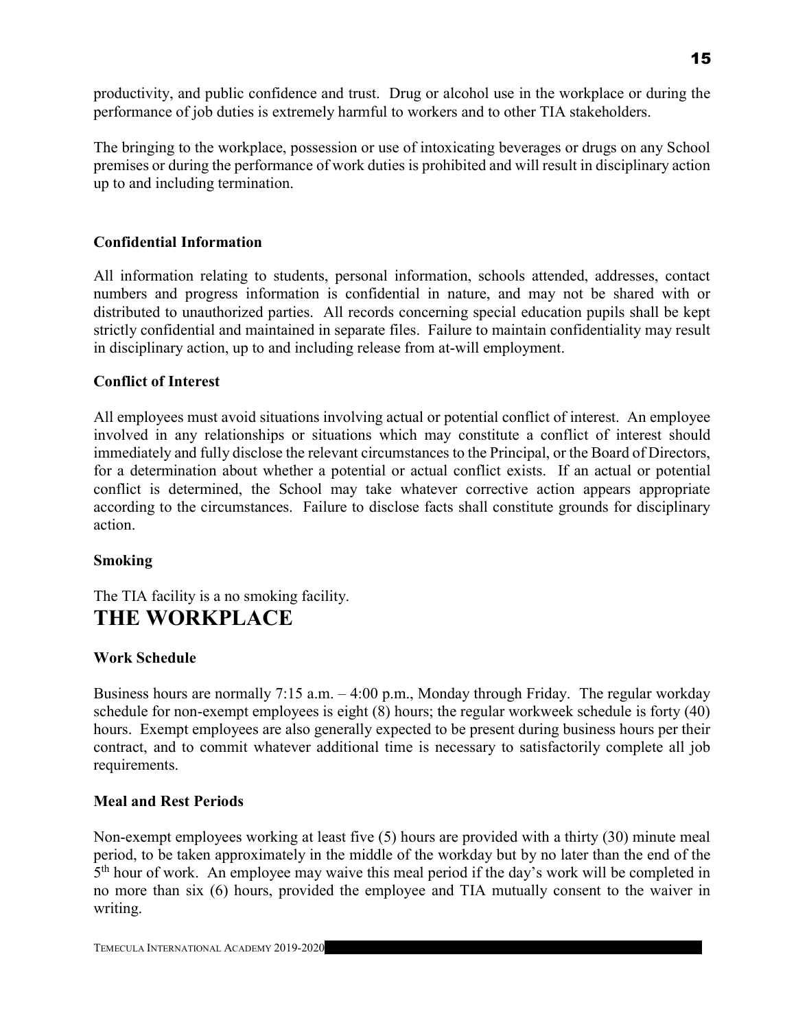productivity, and public confidence and trust. Drug or alcohol use in the workplace or during the performance of job duties is extremely harmful to workers and to other TIA stakeholders.

The bringing to the workplace, possession or use of intoxicating beverages or drugs on any School premises or during the performance of work duties is prohibited and will result in disciplinary action up to and including termination.

**Confidential Information**

All information relating to students, personal information, schools attended, addresses, contact numbers and progress information is confidential in nature, and may not be shared with or distributed to unauthorized parties. All records concerning special education pupils shall be kept strictly confidential and maintained in separate files. Failure to maintain confidentiality may result in disciplinary action, up to and including release from at-will employment.

**Conflict of Interest**

All employees must avoid situations involving actual or potential conflict of interest. An employee involved in any relationships or situations which may constitute a conflict of interest should immediately and fully disclose the relevant circumstances to the Principal, or the Board of Directors, for a determination about whether a potential or actual conflict exists. If an actual or potential conflict is determined, the School may take whatever corrective action appears appropriate according to the circumstances. Failure to disclose facts shall constitute grounds for disciplinary action.

**Smoking**

The TIA facility is a no smoking facility.

# THE WORKPLACE

**Work Schedule**

Business hours are normally 7:15 a.m. – 4:00 p.m., Monday through Friday. The regular workday schedule for non-exempt employees is eight (8) hours; the regular workweek schedule is forty (40) hours. Exempt employees are also generally expected to be present during business hours per their contract, and to commit whatever additional time is necessary to satisfactorily complete all job requirements.

**Meal and Rest Periods**

Non-exempt employees working at least five (5) hours are provided with a thirty (30) minute meal period, to be taken approximately in the middle of the workday but by no later than the end of the 5th hour of work. An employee may waive this meal period if the day's work will be completed in no more than six (6) hours, provided the employee and TIA mutually consent to the waiver in writing.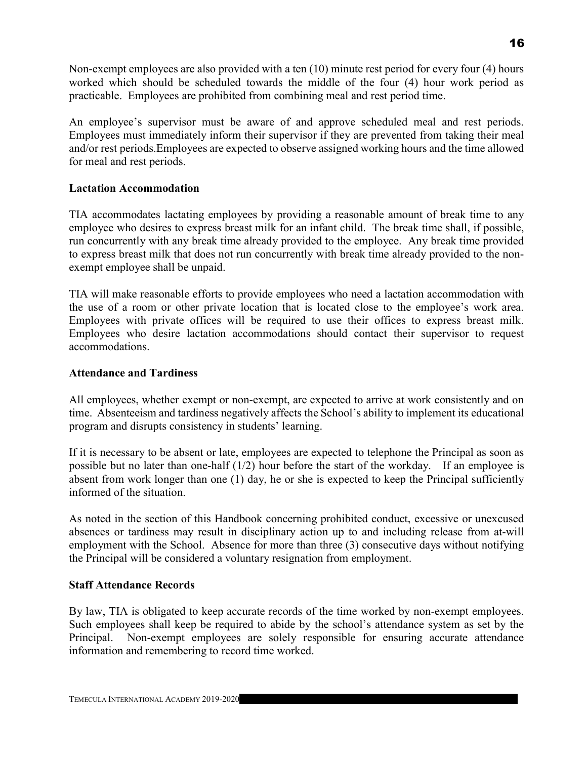Non-exempt employees are also provided with a ten (10) minute rest period for every four (4) hours worked which should be scheduled towards the middle of the four (4) hour work period as practicable. Employees are prohibited from combining meal and rest period time.

An employee's supervisor must be aware of and approve scheduled meal and rest periods. Employees must immediately inform their supervisor if they are prevented from taking their meal and/or rest periods.Employees are expected to observe assigned working hours and the time allowed for meal and rest periods.

**Lactation Accommodation**

TIA accommodates lactating employees by providing a reasonable amount of break time to any employee who desires to express breast milk for an infant child. The break time shall, if possible, run concurrently with any break time already provided to the employee. Any break time provided to express breast milk that does not run concurrently with break time already provided to the non-exempt employee shall be unpaid.

TIA will make reasonable efforts to provide employees who need a lactation accommodation with the use of a room or other private location that is located close to the employee's work area. Employees with private offices will be required to use their offices to express breast milk. Employees who desire lactation accommodations should contact their supervisor to request accommodations.

**Attendance and Tardiness**

All employees, whether exempt or non-exempt, are expected to arrive at work consistently and on time. Absenteeism and tardiness negatively affects the School's ability to implement its educational program and disrupts consistency in students' learning.

If it is necessary to be absent or late, employees are expected to telephone the Principal as soon as possible but no later than one-half (1/2) hour before the start of the workday. If an employee is absent from work longer than one (1) day, he or she is expected to keep the Principal sufficiently informed of the situation.

As noted in the section of this Handbook concerning prohibited conduct, excessive or unexcused absences or tardiness may result in disciplinary action up to and including release from at-will employment with the School. Absence for more than three (3) consecutive days without notifying the Principal will be considered a voluntary resignation from employment.

**Staff Attendance Records**

By law, TIA is obligated to keep accurate records of the time worked by non-exempt employees. Such employees shall keep be required to abide by the school's attendance system as set by the Principal. Non-exempt employees are solely responsible for ensuring accurate attendance information and remembering to record time worked.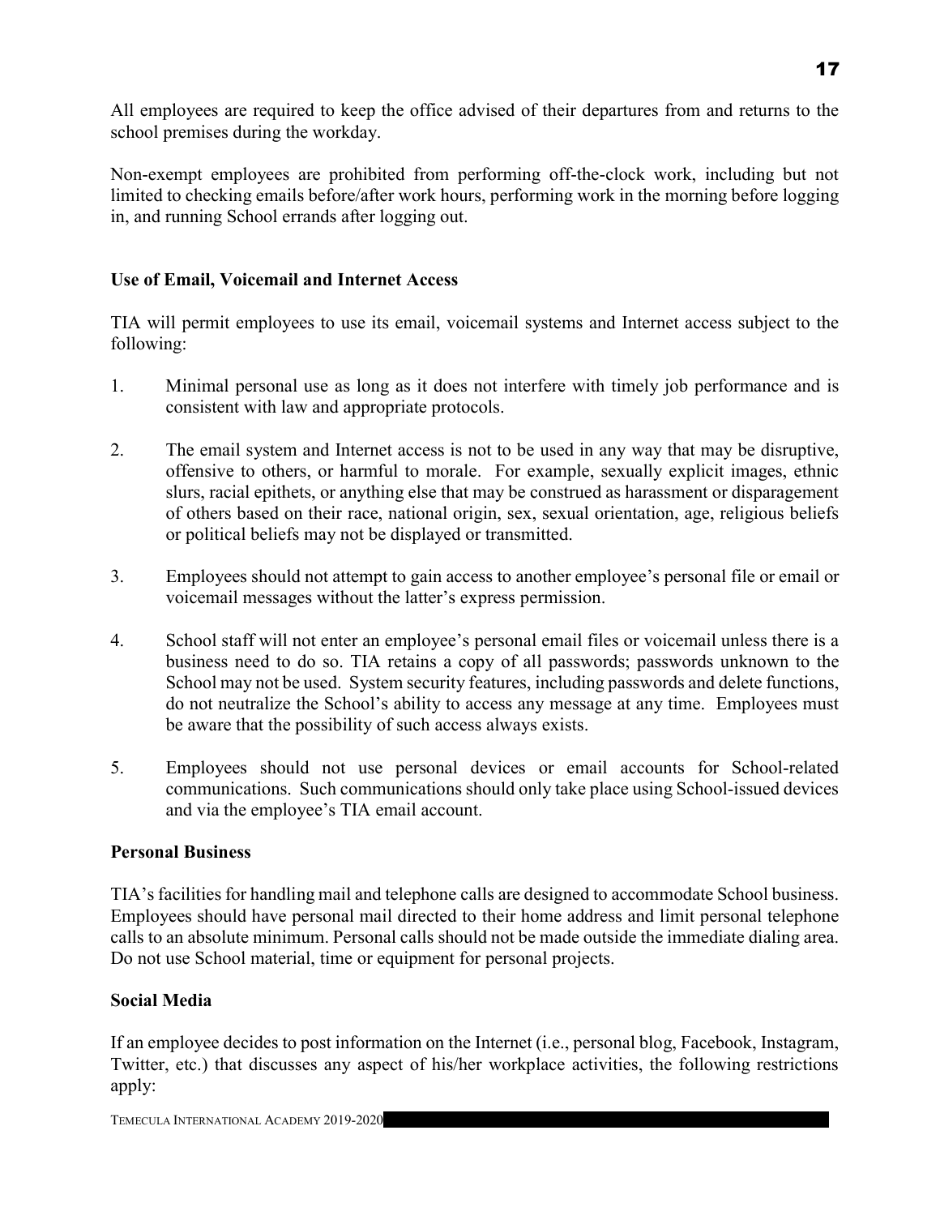All employees are required to keep the office advised of their departures from and returns to the school premises during the workday.

Non-exempt employees are prohibited from performing off-the-clock work, including but not limited to checking emails before/after work hours, performing work in the morning before logging in, and running School errands after logging out.

### Use of Email, Voicemail and Internet Access

TIA will permit employees to use its email, voicemail systems and Internet access subject to the following:

1. Minimal personal use as long as it does not interfere with timely job performance and is consistent with law and appropriate protocols.

2. The email system and Internet access is not to be used in any way that may be disruptive, offensive to others, or harmful to morale. For example, sexually explicit images, ethnic slurs, racial epithets, or anything else that may be construed as harassment or disparagement of others based on their race, national origin, sex, sexual orientation, age, religious beliefs or political beliefs may not be displayed or transmitted.

3. Employees should not attempt to gain access to another employee's personal file or email or voicemail messages without the latter's express permission.

4. School staff will not enter an employee's personal email files or voicemail unless there is a business need to do so. TIA retains a copy of all passwords; passwords unknown to the School may not be used. System security features, including passwords and delete functions, do not neutralize the School's ability to access any message at any time. Employees must be aware that the possibility of such access always exists.

5. Employees should not use personal devices or email accounts for School-related communications. Such communications should only take place using School-issued devices and via the employee's TIA email account.

### Personal Business

TIA's facilities for handling mail and telephone calls are designed to accommodate School business. Employees should have personal mail directed to their home address and limit personal telephone calls to an absolute minimum. Personal calls should not be made outside the immediate dialing area. Do not use School material, time or equipment for personal projects.

### Social Media

If an employee decides to post information on the Internet (i.e., personal blog, Facebook, Instagram, Twitter, etc.) that discusses any aspect of his/her workplace activities, the following restrictions apply: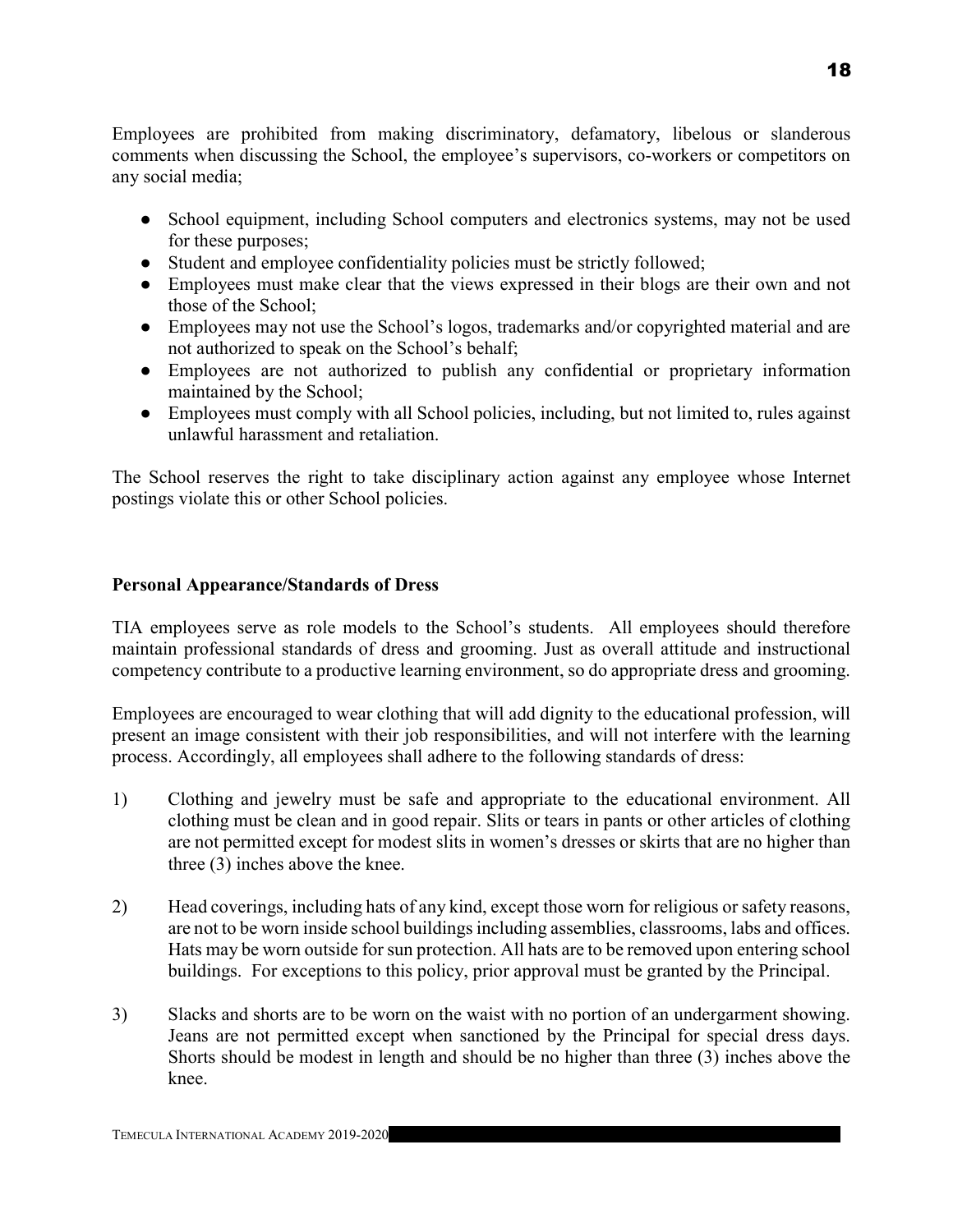Employees are prohibited from making discriminatory, defamatory, libelous or slanderous comments when discussing the School, the employee's supervisors, co-workers or competitors on any social media;

- School equipment, including School computers and electronics systems, may not be used for these purposes;
- Student and employee confidentiality policies must be strictly followed;
- Employees must make clear that the views expressed in their blogs are their own and not those of the School;
- Employees may not use the School's logos, trademarks and/or copyrighted material and are not authorized to speak on the School's behalf;
- Employees are not authorized to publish any confidential or proprietary information maintained by the School;
- Employees must comply with all School policies, including, but not limited to, rules against unlawful harassment and retaliation.

The School reserves the right to take disciplinary action against any employee whose Internet postings violate this or other School policies.

**Personal Appearance/Standards of Dress**

TIA employees serve as role models to the School's students. All employees should therefore maintain professional standards of dress and grooming. Just as overall attitude and instructional competency contribute to a productive learning environment, so do appropriate dress and grooming.

Employees are encouraged to wear clothing that will add dignity to the educational profession, will present an image consistent with their job responsibilities, and will not interfere with the learning process. Accordingly, all employees shall adhere to the following standards of dress:

1) Clothing and jewelry must be safe and appropriate to the educational environment. All clothing must be clean and in good repair. Slits or tears in pants or other articles of clothing are not permitted except for modest slits in women's dresses or skirts that are no higher than three (3) inches above the knee.

2) Head coverings, including hats of any kind, except those worn for religious or safety reasons, are not to be worn inside school buildings including assemblies, classrooms, labs and offices. Hats may be worn outside for sun protection. All hats are to be removed upon entering school buildings. For exceptions to this policy, prior approval must be granted by the Principal.

3) Slacks and shorts are to be worn on the waist with no portion of an undergarment showing. Jeans are not permitted except when sanctioned by the Principal for special dress days. Shorts should be modest in length and should be no higher than three (3) inches above the knee.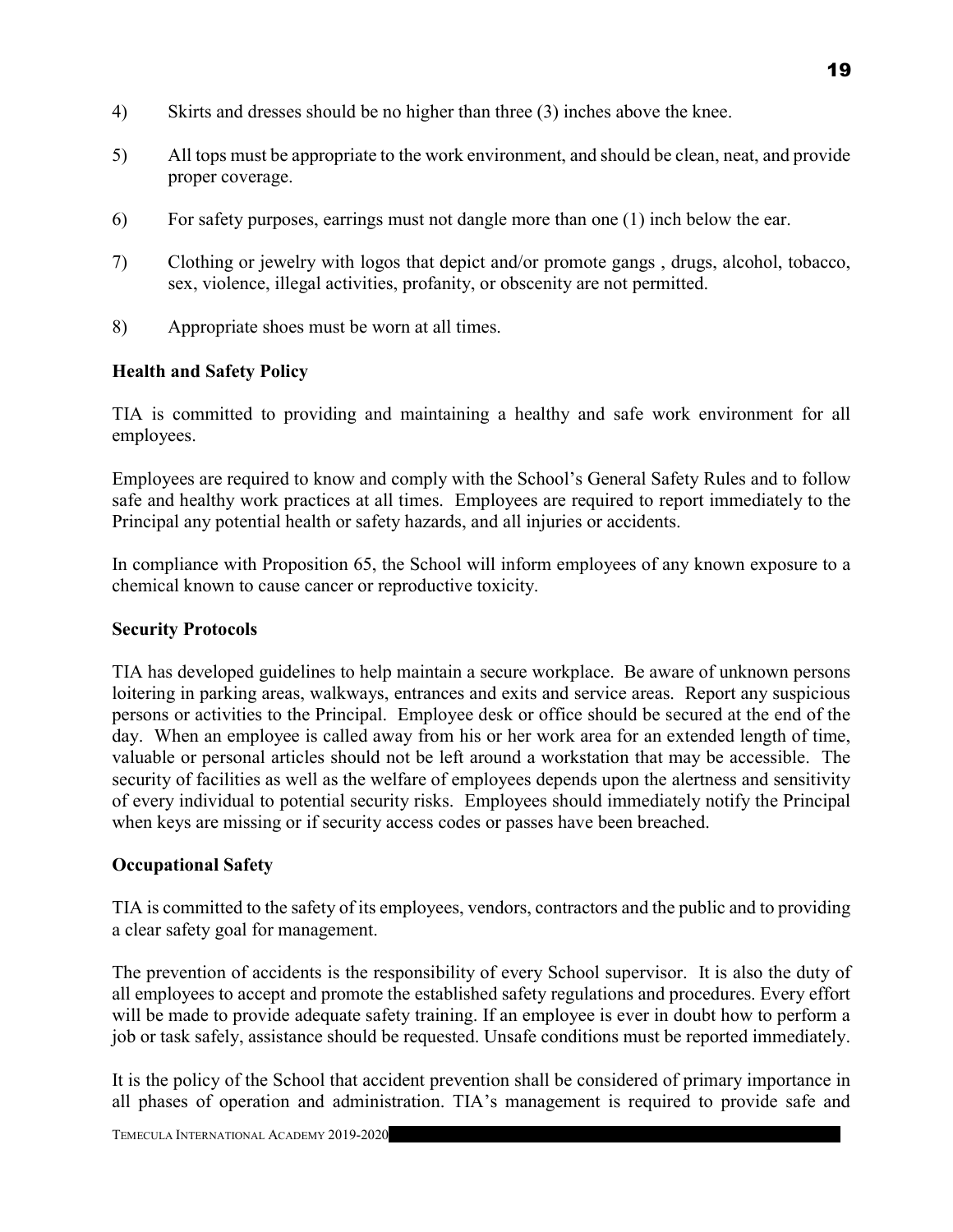4) Skirts and dresses should be no higher than three (3) inches above the knee.

5) All tops must be appropriate to the work environment, and should be clean, neat, and provide proper coverage.

6) For safety purposes, earrings must not dangle more than one (1) inch below the ear.

7) Clothing or jewelry with logos that depict and/or promote gangs , drugs, alcohol, tobacco, sex, violence, illegal activities, profanity, or obscenity are not permitted.

8) Appropriate shoes must be worn at all times.

**Health and Safety Policy**

TIA is committed to providing and maintaining a healthy and safe work environment for all employees.

Employees are required to know and comply with the School's General Safety Rules and to follow safe and healthy work practices at all times. Employees are required to report immediately to the Principal any potential health or safety hazards, and all injuries or accidents.

In compliance with Proposition 65, the School will inform employees of any known exposure to a chemical known to cause cancer or reproductive toxicity.

**Security Protocols**

TIA has developed guidelines to help maintain a secure workplace. Be aware of unknown persons loitering in parking areas, walkways, entrances and exits and service areas. Report any suspicious persons or activities to the Principal. Employee desk or office should be secured at the end of the day. When an employee is called away from his or her work area for an extended length of time, valuable or personal articles should not be left around a workstation that may be accessible. The security of facilities as well as the welfare of employees depends upon the alertness and sensitivity of every individual to potential security risks. Employees should immediately notify the Principal when keys are missing or if security access codes or passes have been breached.

**Occupational Safety**

TIA is committed to the safety of its employees, vendors, contractors and the public and to providing a clear safety goal for management.

The prevention of accidents is the responsibility of every School supervisor. It is also the duty of all employees to accept and promote the established safety regulations and procedures. Every effort will be made to provide adequate safety training. If an employee is ever in doubt how to perform a job or task safely, assistance should be requested. Unsafe conditions must be reported immediately.

It is the policy of the School that accident prevention shall be considered of primary importance in all phases of operation and administration. TIA's management is required to provide safe and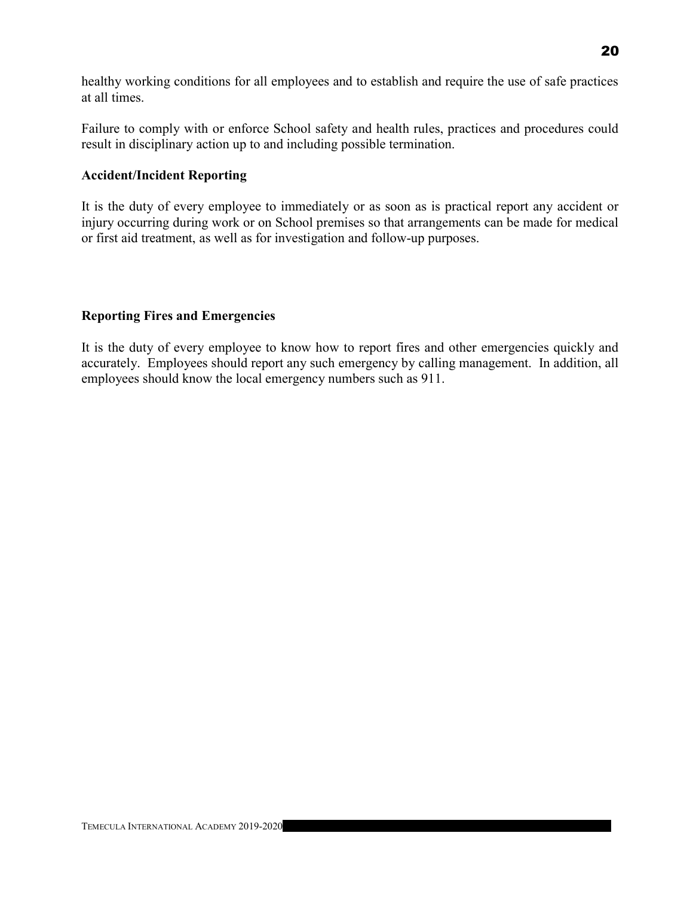healthy working conditions for all employees and to establish and require the use of safe practices at all times.

Failure to comply with or enforce School safety and health rules, practices and procedures could result in disciplinary action up to and including possible termination.

**Accident/Incident Reporting**

It is the duty of every employee to immediately or as soon as is practical report any accident or injury occurring during work or on School premises so that arrangements can be made for medical or first aid treatment, as well as for investigation and follow-up purposes.

**Reporting Fires and Emergencies**

It is the duty of every employee to know how to report fires and other emergencies quickly and accurately. Employees should report any such emergency by calling management. In addition, all employees should know the local emergency numbers such as 911.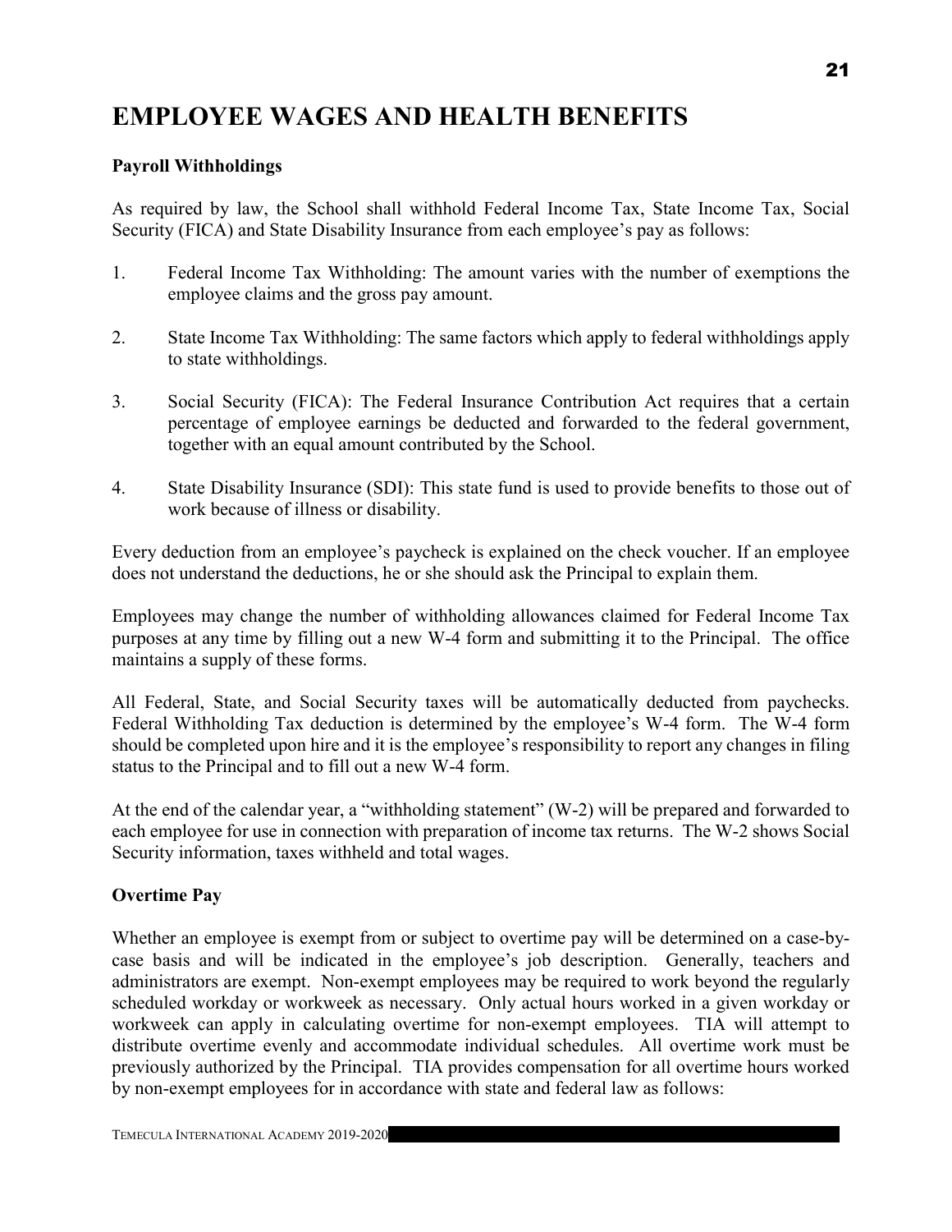# EMPLOYEE WAGES AND HEALTH BENEFITS

### Payroll Withholdings

As required by law, the School shall withhold Federal Income Tax, State Income Tax, Social Security (FICA) and State Disability Insurance from each employee's pay as follows:

1. Federal Income Tax Withholding: The amount varies with the number of exemptions the employee claims and the gross pay amount.

2. State Income Tax Withholding: The same factors which apply to federal withholdings apply to state withholdings.

3. Social Security (FICA): The Federal Insurance Contribution Act requires that a certain percentage of employee earnings be deducted and forwarded to the federal government, together with an equal amount contributed by the School.

4. State Disability Insurance (SDI): This state fund is used to provide benefits to those out of work because of illness or disability.

Every deduction from an employee's paycheck is explained on the check voucher. If an employee does not understand the deductions, he or she should ask the Principal to explain them.

Employees may change the number of withholding allowances claimed for Federal Income Tax purposes at any time by filling out a new W-4 form and submitting it to the Principal. The office maintains a supply of these forms.

All Federal, State, and Social Security taxes will be automatically deducted from paychecks. Federal Withholding Tax deduction is determined by the employee's W-4 form. The W-4 form should be completed upon hire and it is the employee's responsibility to report any changes in filing status to the Principal and to fill out a new W-4 form.

At the end of the calendar year, a "withholding statement" (W-2) will be prepared and forwarded to each employee for use in connection with preparation of income tax returns. The W-2 shows Social Security information, taxes withheld and total wages.

### Overtime Pay

Whether an employee is exempt from or subject to overtime pay will be determined on a case-by-case basis and will be indicated in the employee's job description. Generally, teachers and administrators are exempt. Non-exempt employees may be required to work beyond the regularly scheduled workday or workweek as necessary. Only actual hours worked in a given workday or workweek can apply in calculating overtime for non-exempt employees. TIA will attempt to distribute overtime evenly and accommodate individual schedules. All overtime work must be previously authorized by the Principal. TIA provides compensation for all overtime hours worked by non-exempt employees for in accordance with state and federal law as follows: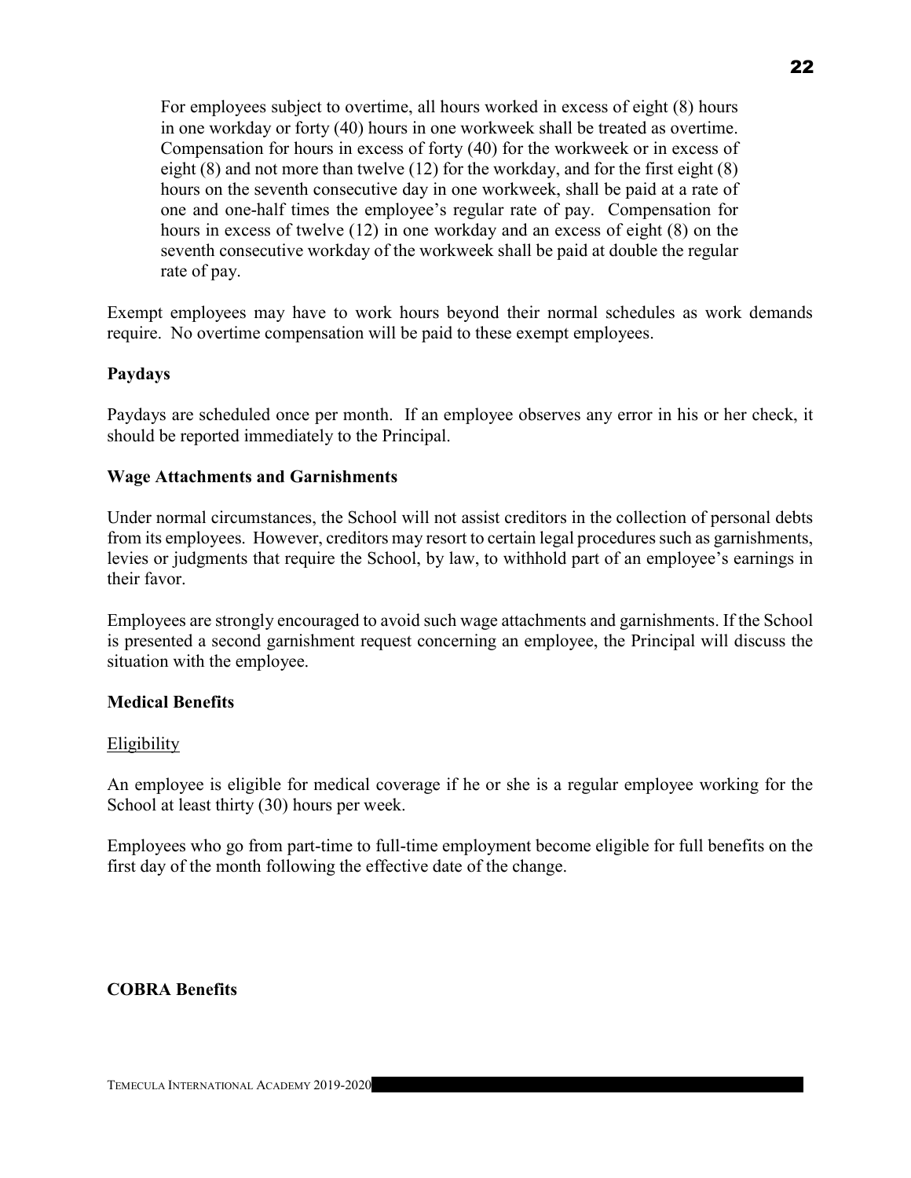For employees subject to overtime, all hours worked in excess of eight (8) hours in one workday or forty (40) hours in one workweek shall be treated as overtime. Compensation for hours in excess of forty (40) for the workweek or in excess of eight (8) and not more than twelve (12) for the workday, and for the first eight (8) hours on the seventh consecutive day in one workweek, shall be paid at a rate of one and one-half times the employee's regular rate of pay. Compensation for hours in excess of twelve (12) in one workday and an excess of eight (8) on the seventh consecutive workday of the workweek shall be paid at double the regular rate of pay.

Exempt employees may have to work hours beyond their normal schedules as work demands require. No overtime compensation will be paid to these exempt employees.

**Paydays**

Paydays are scheduled once per month. If an employee observes any error in his or her check, it should be reported immediately to the Principal.

**Wage Attachments and Garnishments**

Under normal circumstances, the School will not assist creditors in the collection of personal debts from its employees. However, creditors may resort to certain legal procedures such as garnishments, levies or judgments that require the School, by law, to withhold part of an employee's earnings in their favor.

Employees are strongly encouraged to avoid such wage attachments and garnishments. If the School is presented a second garnishment request concerning an employee, the Principal will discuss the situation with the employee.

**Medical Benefits**

Eligibility

An employee is eligible for medical coverage if he or she is a regular employee working for the School at least thirty (30) hours per week.

Employees who go from part-time to full-time employment become eligible for full benefits on the first day of the month following the effective date of the change.

**COBRA Benefits**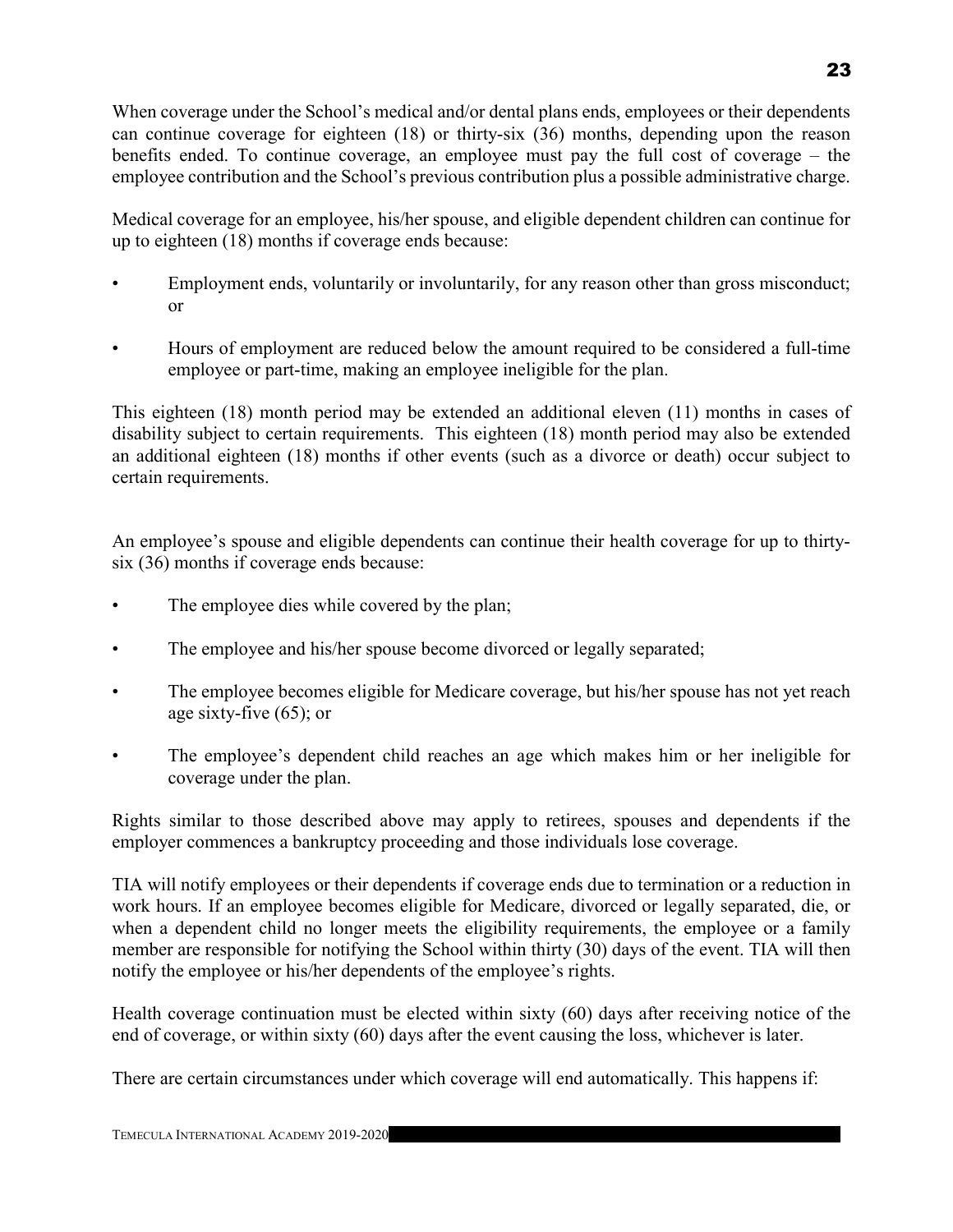When coverage under the School's medical and/or dental plans ends, employees or their dependents can continue coverage for eighteen (18) or thirty-six (36) months, depending upon the reason benefits ended. To continue coverage, an employee must pay the full cost of coverage – the employee contribution and the School's previous contribution plus a possible administrative charge.

Medical coverage for an employee, his/her spouse, and eligible dependent children can continue for up to eighteen (18) months if coverage ends because:

- Employment ends, voluntarily or involuntarily, for any reason other than gross misconduct; or
- Hours of employment are reduced below the amount required to be considered a full-time employee or part-time, making an employee ineligible for the plan.

This eighteen (18) month period may be extended an additional eleven (11) months in cases of disability subject to certain requirements. This eighteen (18) month period may also be extended an additional eighteen (18) months if other events (such as a divorce or death) occur subject to certain requirements.

An employee's spouse and eligible dependents can continue their health coverage for up to thirty-six (36) months if coverage ends because:

- The employee dies while covered by the plan;
- The employee and his/her spouse become divorced or legally separated;
- The employee becomes eligible for Medicare coverage, but his/her spouse has not yet reach age sixty-five (65); or
- The employee's dependent child reaches an age which makes him or her ineligible for coverage under the plan.

Rights similar to those described above may apply to retirees, spouses and dependents if the employer commences a bankruptcy proceeding and those individuals lose coverage.

TIA will notify employees or their dependents if coverage ends due to termination or a reduction in work hours. If an employee becomes eligible for Medicare, divorced or legally separated, die, or when a dependent child no longer meets the eligibility requirements, the employee or a family member are responsible for notifying the School within thirty (30) days of the event. TIA will then notify the employee or his/her dependents of the employee's rights.

Health coverage continuation must be elected within sixty (60) days after receiving notice of the end of coverage, or within sixty (60) days after the event causing the loss, whichever is later.

There are certain circumstances under which coverage will end automatically. This happens if: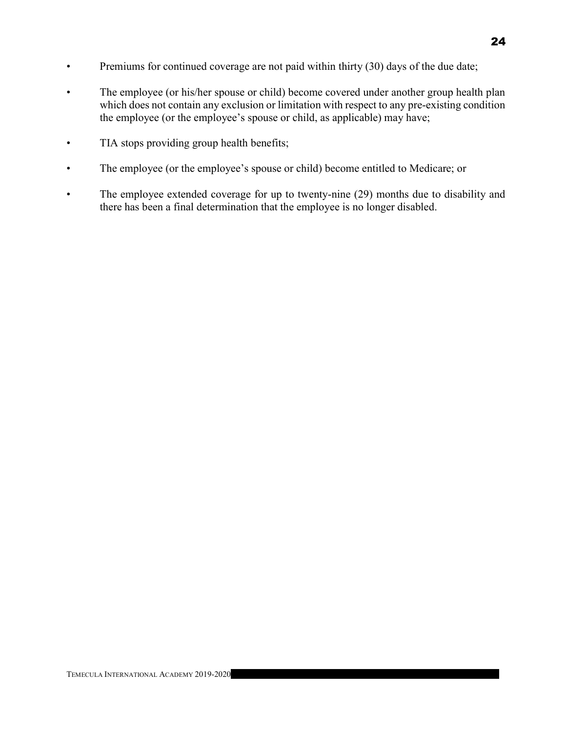- Premiums for continued coverage are not paid within thirty (30) days of the due date;
- The employee (or his/her spouse or child) become covered under another group health plan which does not contain any exclusion or limitation with respect to any pre-existing condition the employee (or the employee's spouse or child, as applicable) may have;
- TIA stops providing group health benefits;
- The employee (or the employee's spouse or child) become entitled to Medicare; or
- The employee extended coverage for up to twenty-nine (29) months due to disability and there has been a final determination that the employee is no longer disabled.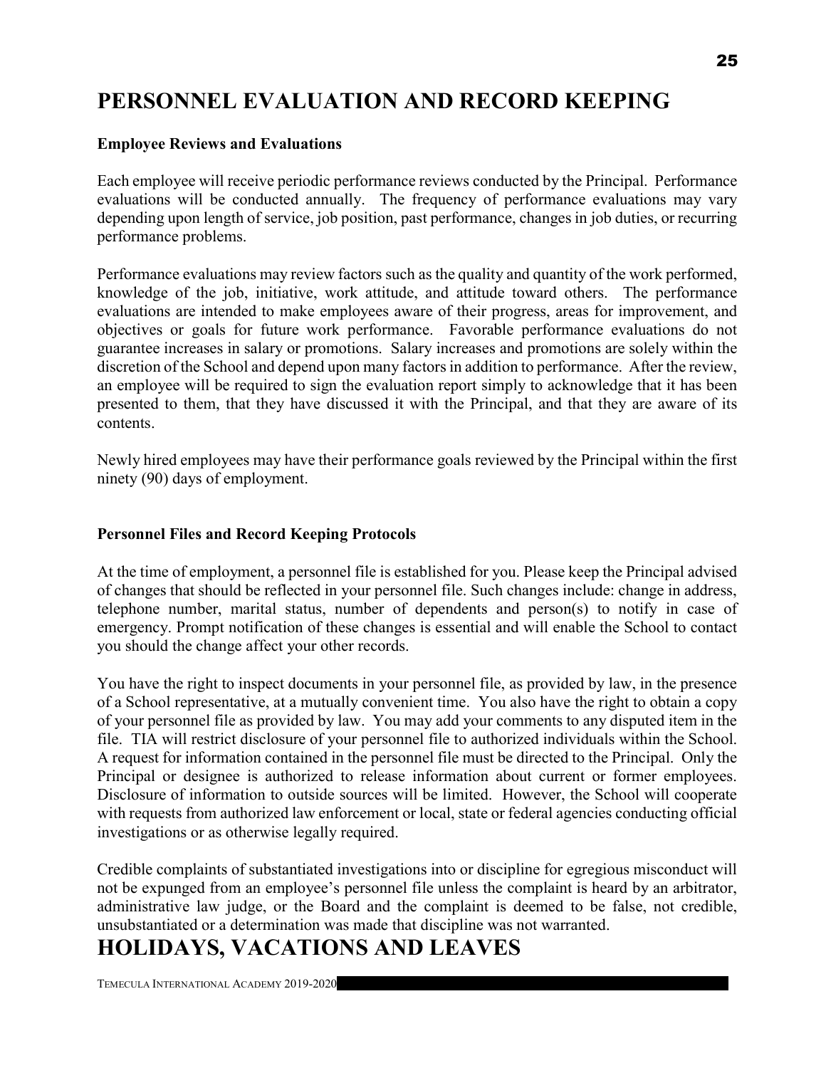# PERSONNEL EVALUATION AND RECORD KEEPING

### Employee Reviews and Evaluations

Each employee will receive periodic performance reviews conducted by the Principal. Performance evaluations will be conducted annually. The frequency of performance evaluations may vary depending upon length of service, job position, past performance, changes in job duties, or recurring performance problems.

Performance evaluations may review factors such as the quality and quantity of the work performed, knowledge of the job, initiative, work attitude, and attitude toward others. The performance evaluations are intended to make employees aware of their progress, areas for improvement, and objectives or goals for future work performance. Favorable performance evaluations do not guarantee increases in salary or promotions. Salary increases and promotions are solely within the discretion of the School and depend upon many factors in addition to performance. After the review, an employee will be required to sign the evaluation report simply to acknowledge that it has been presented to them, that they have discussed it with the Principal, and that they are aware of its contents.

Newly hired employees may have their performance goals reviewed by the Principal within the first ninety (90) days of employment.

### Personnel Files and Record Keeping Protocols

At the time of employment, a personnel file is established for you. Please keep the Principal advised of changes that should be reflected in your personnel file. Such changes include: change in address, telephone number, marital status, number of dependents and person(s) to notify in case of emergency. Prompt notification of these changes is essential and will enable the School to contact you should the change affect your other records.

You have the right to inspect documents in your personnel file, as provided by law, in the presence of a School representative, at a mutually convenient time. You also have the right to obtain a copy of your personnel file as provided by law. You may add your comments to any disputed item in the file. TIA will restrict disclosure of your personnel file to authorized individuals within the School. A request for information contained in the personnel file must be directed to the Principal. Only the Principal or designee is authorized to release information about current or former employees. Disclosure of information to outside sources will be limited. However, the School will cooperate with requests from authorized law enforcement or local, state or federal agencies conducting official investigations or as otherwise legally required.

Credible complaints of substantiated investigations into or discipline for egregious misconduct will not be expunged from an employee's personnel file unless the complaint is heard by an arbitrator, administrative law judge, or the Board and the complaint is deemed to be false, not credible, unsubstantiated or a determination was made that discipline was not warranted.

# HOLIDAYS, VACATIONS AND LEAVES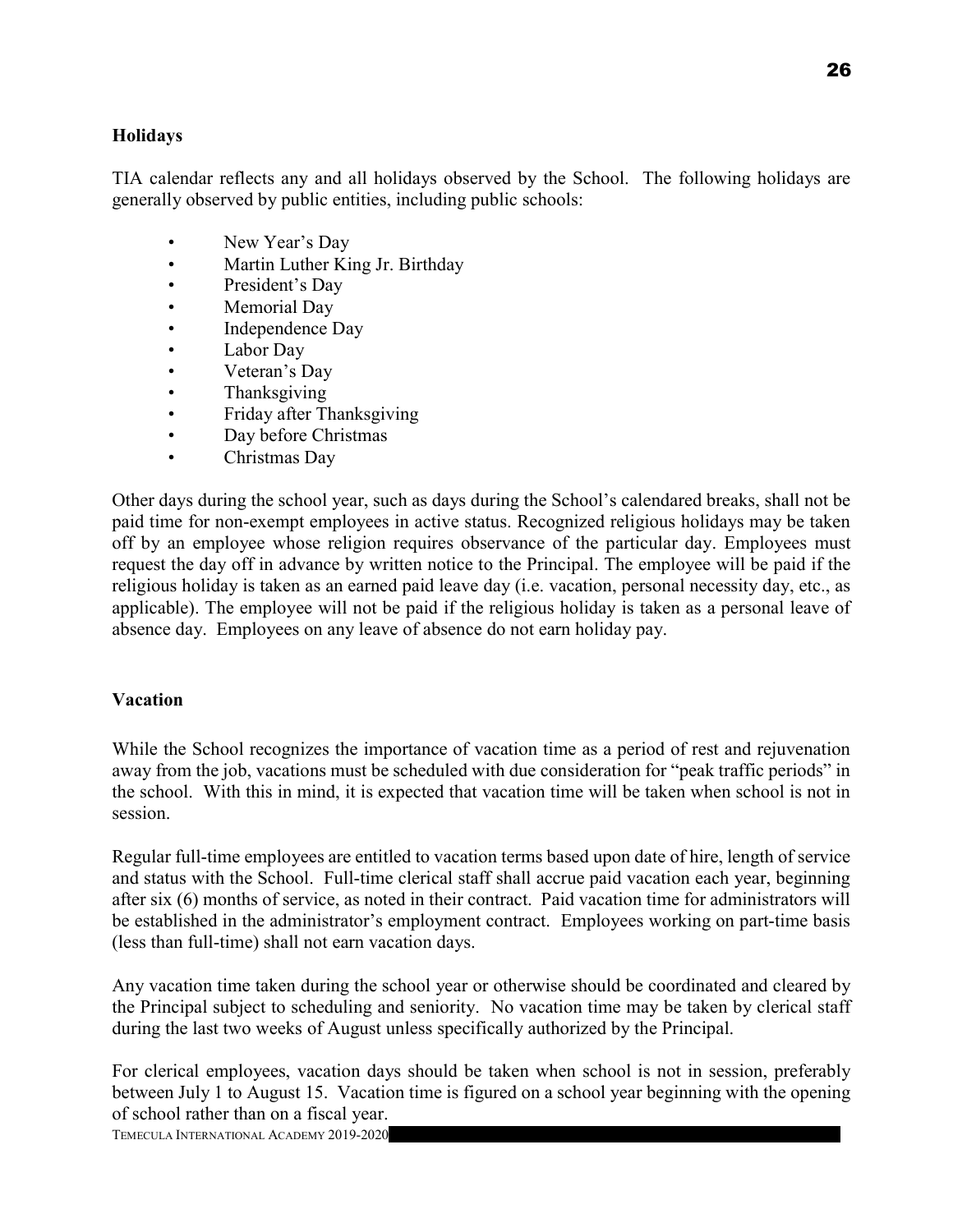## Holidays

TIA calendar reflects any and all holidays observed by the School. The following holidays are generally observed by public entities, including public schools:

- New Year's Day
- Martin Luther King Jr. Birthday
- President's Day
- Memorial Day
- Independence Day
- Labor Day
- Veteran's Day
- Thanksgiving
- Friday after Thanksgiving
- Day before Christmas
- Christmas Day

Other days during the school year, such as days during the School's calendared breaks, shall not be paid time for non-exempt employees in active status. Recognized religious holidays may be taken off by an employee whose religion requires observance of the particular day. Employees must request the day off in advance by written notice to the Principal. The employee will be paid if the religious holiday is taken as an earned paid leave day (i.e. vacation, personal necessity day, etc., as applicable). The employee will not be paid if the religious holiday is taken as a personal leave of absence day. Employees on any leave of absence do not earn holiday pay.

## Vacation

While the School recognizes the importance of vacation time as a period of rest and rejuvenation away from the job, vacations must be scheduled with due consideration for "peak traffic periods" in the school. With this in mind, it is expected that vacation time will be taken when school is not in session.

Regular full-time employees are entitled to vacation terms based upon date of hire, length of service and status with the School. Full-time clerical staff shall accrue paid vacation each year, beginning after six (6) months of service, as noted in their contract. Paid vacation time for administrators will be established in the administrator's employment contract. Employees working on part-time basis (less than full-time) shall not earn vacation days.

Any vacation time taken during the school year or otherwise should be coordinated and cleared by the Principal subject to scheduling and seniority. No vacation time may be taken by clerical staff during the last two weeks of August unless specifically authorized by the Principal.

For clerical employees, vacation days should be taken when school is not in session, preferably between July 1 to August 15. Vacation time is figured on a school year beginning with the opening of school rather than on a fiscal year.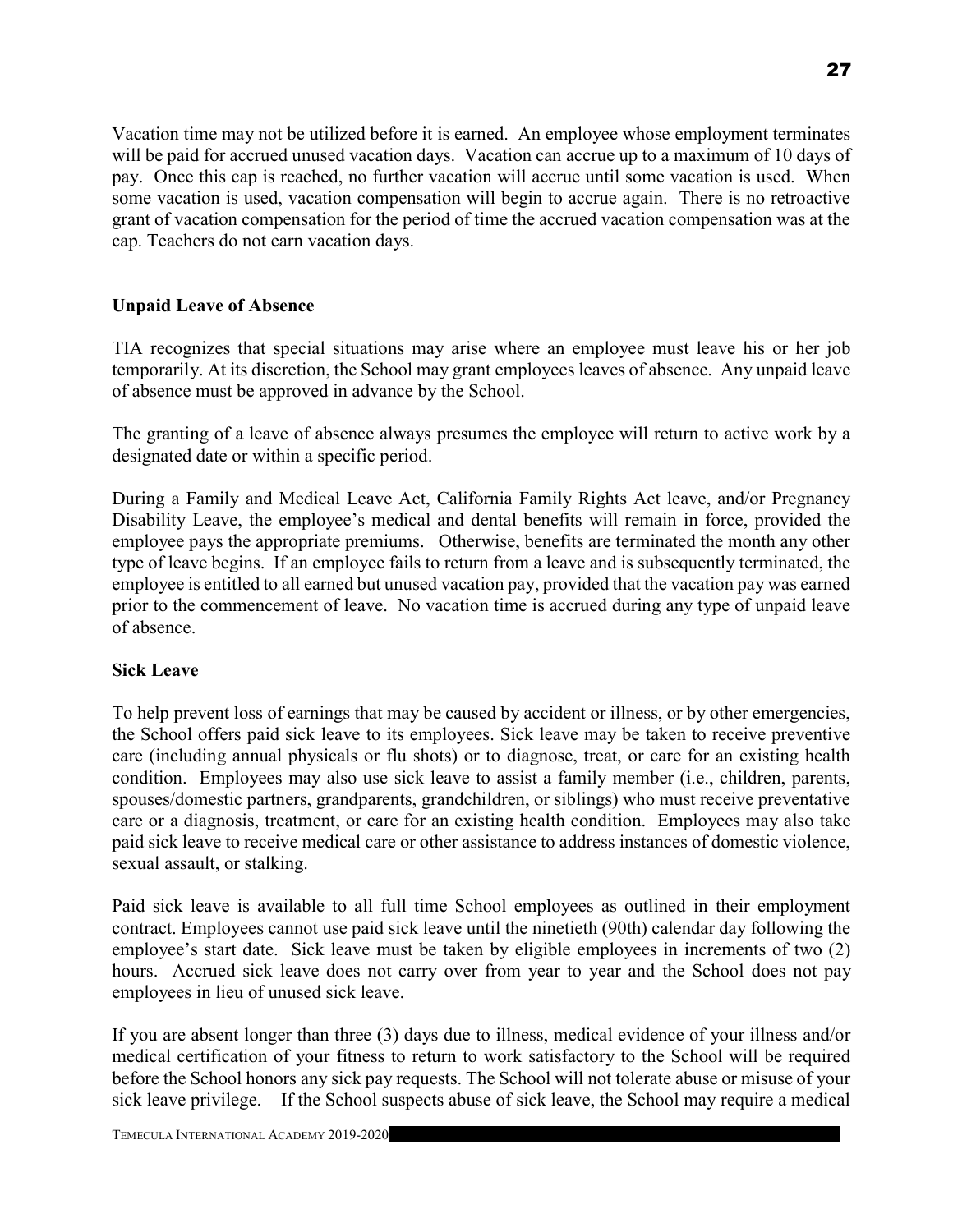Vacation time may not be utilized before it is earned. An employee whose employment terminates will be paid for accrued unused vacation days. Vacation can accrue up to a maximum of 10 days of pay. Once this cap is reached, no further vacation will accrue until some vacation is used. When some vacation is used, vacation compensation will begin to accrue again. There is no retroactive grant of vacation compensation for the period of time the accrued vacation compensation was at the cap. Teachers do not earn vacation days.

**Unpaid Leave of Absence**

TIA recognizes that special situations may arise where an employee must leave his or her job temporarily. At its discretion, the School may grant employees leaves of absence. Any unpaid leave of absence must be approved in advance by the School.

The granting of a leave of absence always presumes the employee will return to active work by a designated date or within a specific period.

During a Family and Medical Leave Act, California Family Rights Act leave, and/or Pregnancy Disability Leave, the employee's medical and dental benefits will remain in force, provided the employee pays the appropriate premiums. Otherwise, benefits are terminated the month any other type of leave begins. If an employee fails to return from a leave and is subsequently terminated, the employee is entitled to all earned but unused vacation pay, provided that the vacation pay was earned prior to the commencement of leave. No vacation time is accrued during any type of unpaid leave of absence.

**Sick Leave**

To help prevent loss of earnings that may be caused by accident or illness, or by other emergencies, the School offers paid sick leave to its employees. Sick leave may be taken to receive preventive care (including annual physicals or flu shots) or to diagnose, treat, or care for an existing health condition. Employees may also use sick leave to assist a family member (i.e., children, parents, spouses/domestic partners, grandparents, grandchildren, or siblings) who must receive preventative care or a diagnosis, treatment, or care for an existing health condition. Employees may also take paid sick leave to receive medical care or other assistance to address instances of domestic violence, sexual assault, or stalking.

Paid sick leave is available to all full time School employees as outlined in their employment contract. Employees cannot use paid sick leave until the ninetieth (90th) calendar day following the employee's start date. Sick leave must be taken by eligible employees in increments of two (2) hours. Accrued sick leave does not carry over from year to year and the School does not pay employees in lieu of unused sick leave.

If you are absent longer than three (3) days due to illness, medical evidence of your illness and/or medical certification of your fitness to return to work satisfactory to the School will be required before the School honors any sick pay requests. The School will not tolerate abuse or misuse of your sick leave privilege. If the School suspects abuse of sick leave, the School may require a medical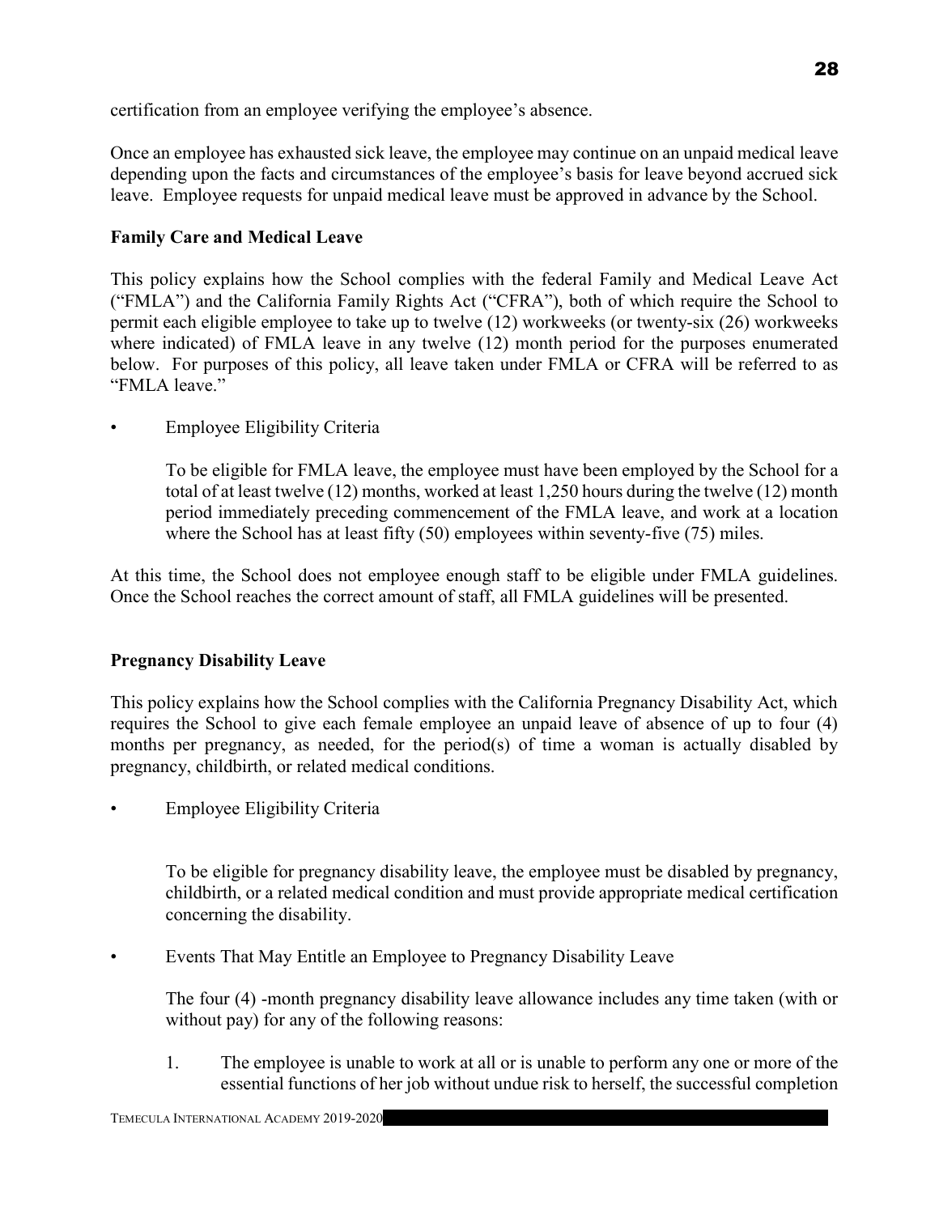certification from an employee verifying the employee's absence.

Once an employee has exhausted sick leave, the employee may continue on an unpaid medical leave depending upon the facts and circumstances of the employee's basis for leave beyond accrued sick leave. Employee requests for unpaid medical leave must be approved in advance by the School.

**Family Care and Medical Leave**

This policy explains how the School complies with the federal Family and Medical Leave Act ("FMLA") and the California Family Rights Act ("CFRA"), both of which require the School to permit each eligible employee to take up to twelve (12) workweeks (or twenty-six (26) workweeks where indicated) of FMLA leave in any twelve (12) month period for the purposes enumerated below. For purposes of this policy, all leave taken under FMLA or CFRA will be referred to as "FMLA leave."

- Employee Eligibility Criteria

  To be eligible for FMLA leave, the employee must have been employed by the School for a total of at least twelve (12) months, worked at least 1,250 hours during the twelve (12) month period immediately preceding commencement of the FMLA leave, and work at a location where the School has at least fifty (50) employees within seventy-five (75) miles.

At this time, the School does not employee enough staff to be eligible under FMLA guidelines. Once the School reaches the correct amount of staff, all FMLA guidelines will be presented.

**Pregnancy Disability Leave**

This policy explains how the School complies with the California Pregnancy Disability Act, which requires the School to give each female employee an unpaid leave of absence of up to four (4) months per pregnancy, as needed, for the period(s) of time a woman is actually disabled by pregnancy, childbirth, or related medical conditions.

- Employee Eligibility Criteria

  To be eligible for pregnancy disability leave, the employee must be disabled by pregnancy, childbirth, or a related medical condition and must provide appropriate medical certification concerning the disability.

- Events That May Entitle an Employee to Pregnancy Disability Leave

  The four (4) -month pregnancy disability leave allowance includes any time taken (with or without pay) for any of the following reasons:

  1. The employee is unable to work at all or is unable to perform any one or more of the essential functions of her job without undue risk to herself, the successful completion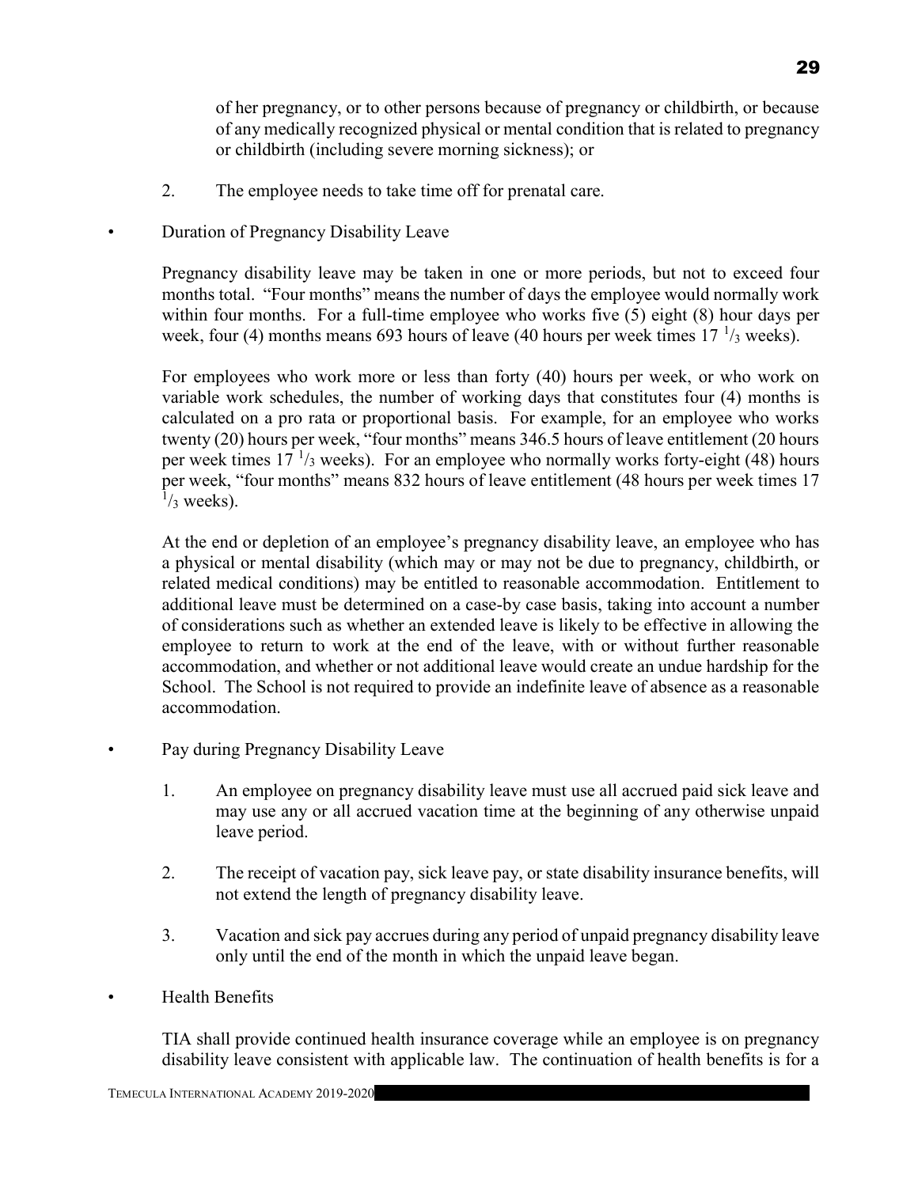of her pregnancy, or to other persons because of pregnancy or childbirth, or because of any medically recognized physical or mental condition that is related to pregnancy or childbirth (including severe morning sickness); or

2. The employee needs to take time off for prenatal care.

- Duration of Pregnancy Disability Leave

Pregnancy disability leave may be taken in one or more periods, but not to exceed four months total. "Four months" means the number of days the employee would normally work within four months. For a full-time employee who works five (5) eight (8) hour days per week, four (4) months means 693 hours of leave (40 hours per week times 17 $^{1}/_{3}$ weeks).

For employees who work more or less than forty (40) hours per week, or who work on variable work schedules, the number of working days that constitutes four (4) months is calculated on a pro rata or proportional basis. For example, for an employee who works twenty (20) hours per week, "four months" means 346.5 hours of leave entitlement (20 hours per week times 17 $^{1}/_{3}$ weeks). For an employee who normally works forty-eight (48) hours per week, "four months" means 832 hours of leave entitlement (48 hours per week times 17 $^{1}/_{3}$ weeks).

At the end or depletion of an employee's pregnancy disability leave, an employee who has a physical or mental disability (which may or may not be due to pregnancy, childbirth, or related medical conditions) may be entitled to reasonable accommodation. Entitlement to additional leave must be determined on a case-by case basis, taking into account a number of considerations such as whether an extended leave is likely to be effective in allowing the employee to return to work at the end of the leave, with or without further reasonable accommodation, and whether or not additional leave would create an undue hardship for the School. The School is not required to provide an indefinite leave of absence as a reasonable accommodation.

- Pay during Pregnancy Disability Leave

1. An employee on pregnancy disability leave must use all accrued paid sick leave and may use any or all accrued vacation time at the beginning of any otherwise unpaid leave period.

2. The receipt of vacation pay, sick leave pay, or state disability insurance benefits, will not extend the length of pregnancy disability leave.

3. Vacation and sick pay accrues during any period of unpaid pregnancy disability leave only until the end of the month in which the unpaid leave began.

- Health Benefits

TIA shall provide continued health insurance coverage while an employee is on pregnancy disability leave consistent with applicable law. The continuation of health benefits is for a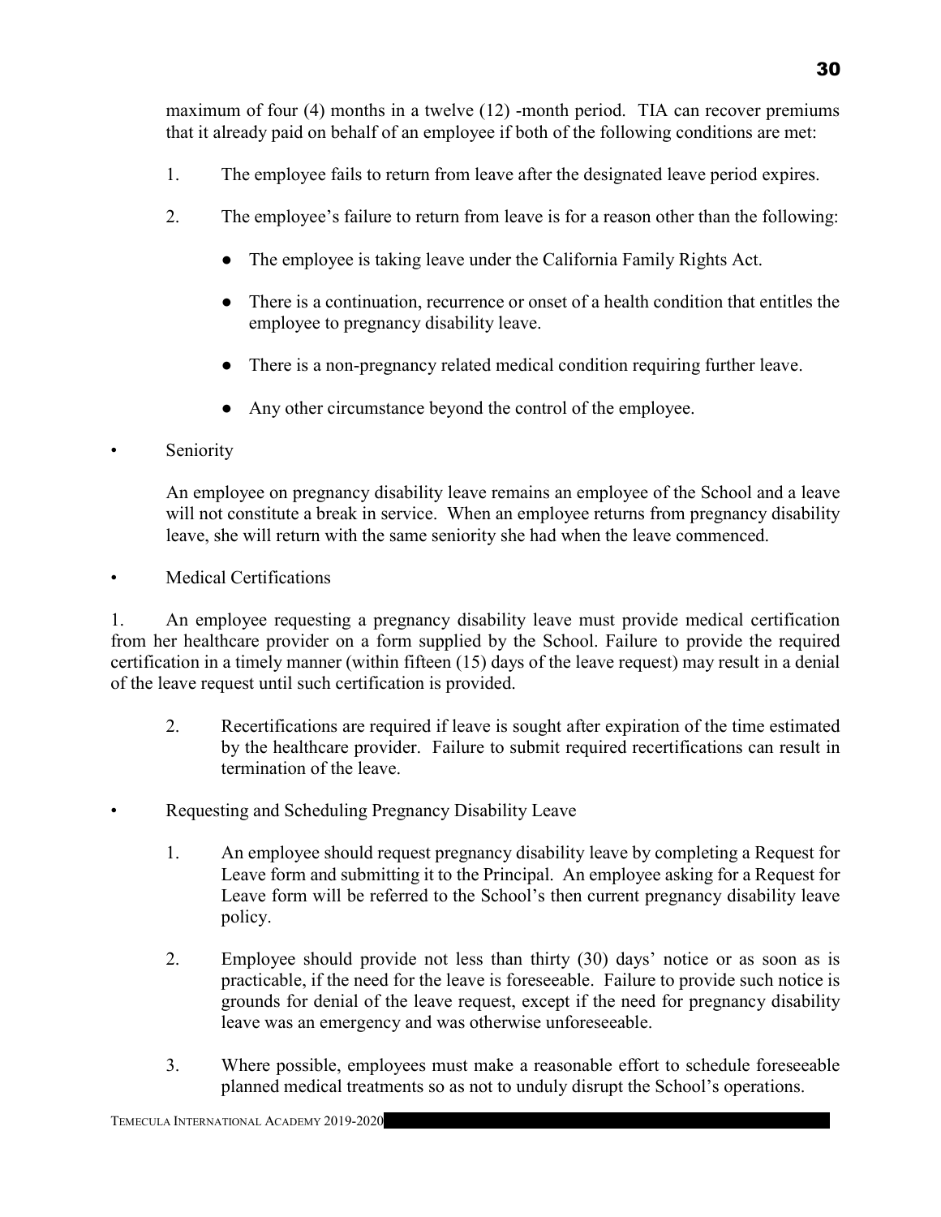maximum of four (4) months in a twelve (12) -month period. TIA can recover premiums that it already paid on behalf of an employee if both of the following conditions are met:

1. The employee fails to return from leave after the designated leave period expires.

2. The employee's failure to return from leave is for a reason other than the following:

   - The employee is taking leave under the California Family Rights Act.
   - There is a continuation, recurrence or onset of a health condition that entitles the employee to pregnancy disability leave.
   - There is a non-pregnancy related medical condition requiring further leave.
   - Any other circumstance beyond the control of the employee.

- Seniority

  An employee on pregnancy disability leave remains an employee of the School and a leave will not constitute a break in service. When an employee returns from pregnancy disability leave, she will return with the same seniority she had when the leave commenced.

- Medical Certifications

1. An employee requesting a pregnancy disability leave must provide medical certification from her healthcare provider on a form supplied by the School. Failure to provide the required certification in a timely manner (within fifteen (15) days of the leave request) may result in a denial of the leave request until such certification is provided.

2. Recertifications are required if leave is sought after expiration of the time estimated by the healthcare provider. Failure to submit required recertifications can result in termination of the leave.

- Requesting and Scheduling Pregnancy Disability Leave

1. An employee should request pregnancy disability leave by completing a Request for Leave form and submitting it to the Principal. An employee asking for a Request for Leave form will be referred to the School's then current pregnancy disability leave policy.

2. Employee should provide not less than thirty (30) days' notice or as soon as is practicable, if the need for the leave is foreseeable. Failure to provide such notice is grounds for denial of the leave request, except if the need for pregnancy disability leave was an emergency and was otherwise unforeseeable.

3. Where possible, employees must make a reasonable effort to schedule foreseeable planned medical treatments so as not to unduly disrupt the School's operations.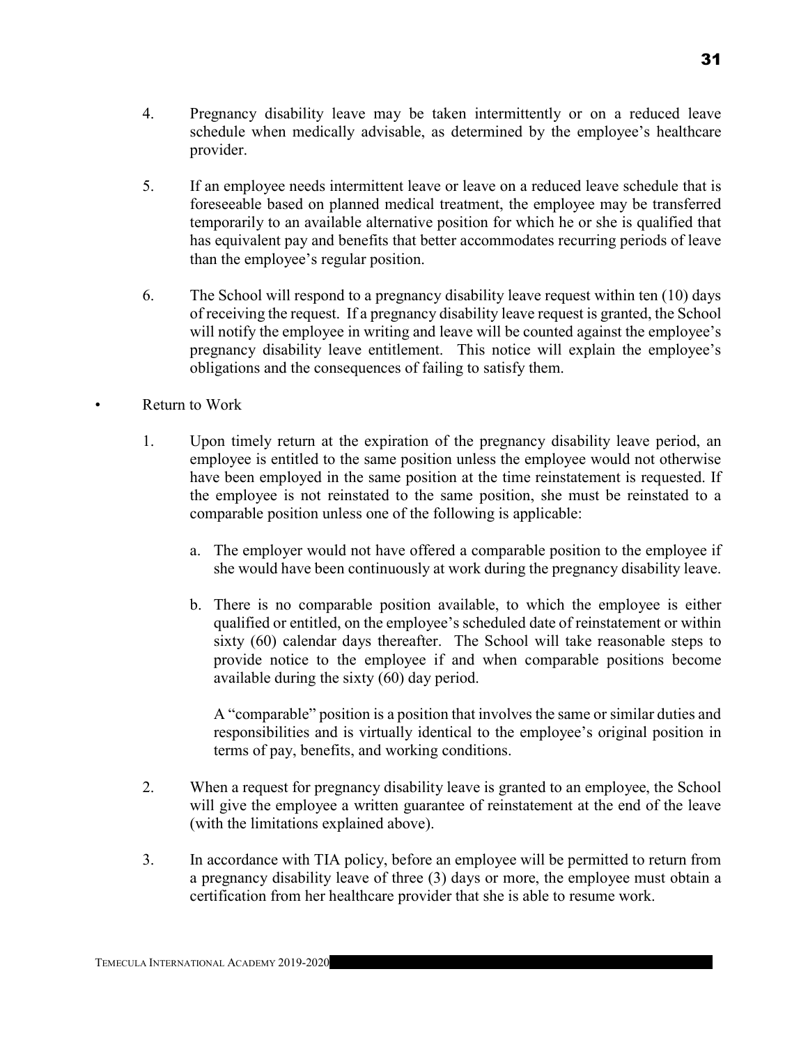4. Pregnancy disability leave may be taken intermittently or on a reduced leave schedule when medically advisable, as determined by the employee's healthcare provider.

5. If an employee needs intermittent leave or leave on a reduced leave schedule that is foreseeable based on planned medical treatment, the employee may be transferred temporarily to an available alternative position for which he or she is qualified that has equivalent pay and benefits that better accommodates recurring periods of leave than the employee's regular position.

6. The School will respond to a pregnancy disability leave request within ten (10) days of receiving the request. If a pregnancy disability leave request is granted, the School will notify the employee in writing and leave will be counted against the employee's pregnancy disability leave entitlement. This notice will explain the employee's obligations and the consequences of failing to satisfy them.

- Return to Work

  1. Upon timely return at the expiration of the pregnancy disability leave period, an employee is entitled to the same position unless the employee would not otherwise have been employed in the same position at the time reinstatement is requested. If the employee is not reinstated to the same position, she must be reinstated to a comparable position unless one of the following is applicable:

     a. The employer would not have offered a comparable position to the employee if she would have been continuously at work during the pregnancy disability leave.

     b. There is no comparable position available, to which the employee is either qualified or entitled, on the employee's scheduled date of reinstatement or within sixty (60) calendar days thereafter. The School will take reasonable steps to provide notice to the employee if and when comparable positions become available during the sixty (60) day period.

     A "comparable" position is a position that involves the same or similar duties and responsibilities and is virtually identical to the employee's original position in terms of pay, benefits, and working conditions.

  2. When a request for pregnancy disability leave is granted to an employee, the School will give the employee a written guarantee of reinstatement at the end of the leave (with the limitations explained above).

  3. In accordance with TIA policy, before an employee will be permitted to return from a pregnancy disability leave of three (3) days or more, the employee must obtain a certification from her healthcare provider that she is able to resume work.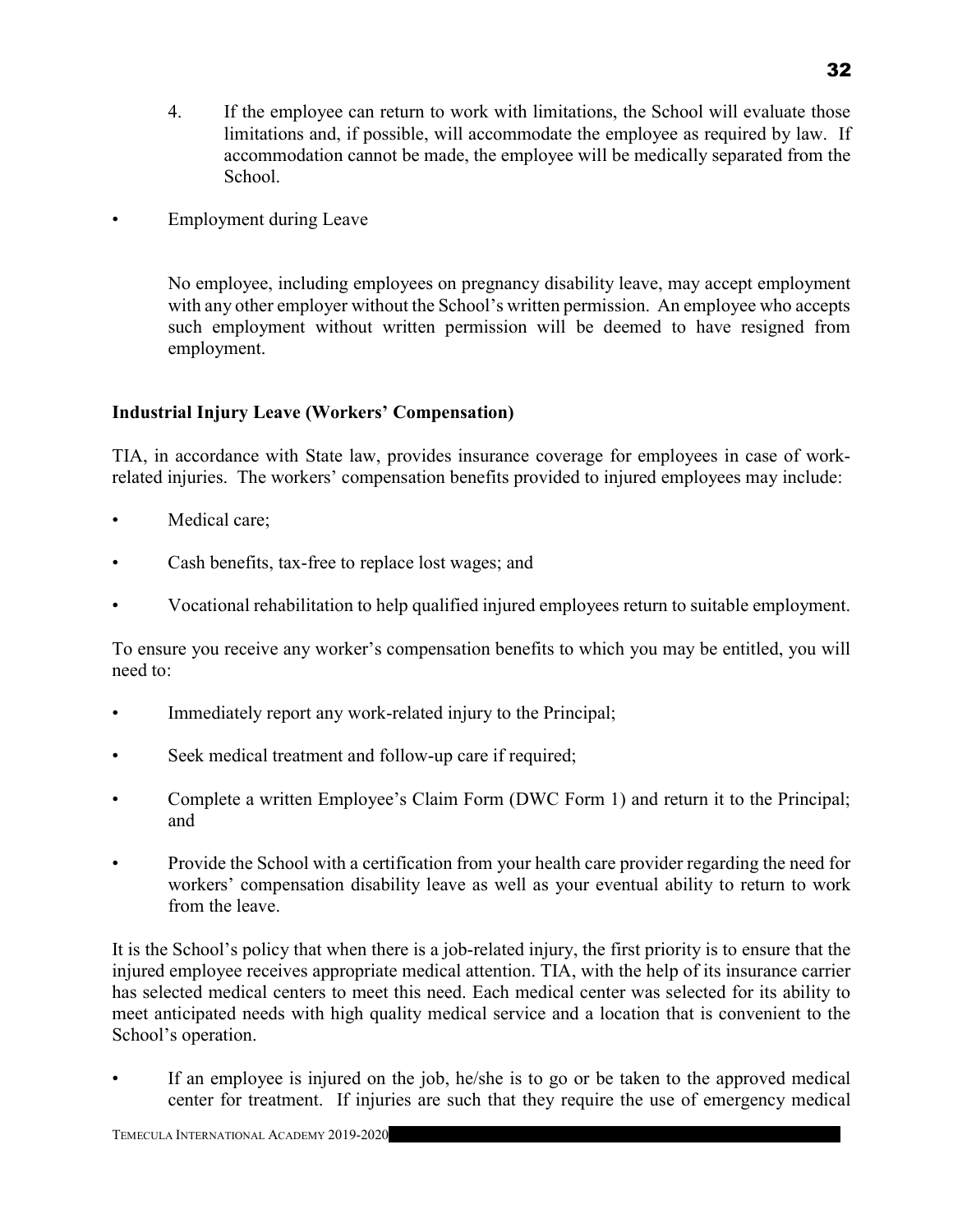4. If the employee can return to work with limitations, the School will evaluate those limitations and, if possible, will accommodate the employee as required by law. If accommodation cannot be made, the employee will be medically separated from the School.

- Employment during Leave

  No employee, including employees on pregnancy disability leave, may accept employment with any other employer without the School's written permission. An employee who accepts such employment without written permission will be deemed to have resigned from employment.

**Industrial Injury Leave (Workers' Compensation)**

TIA, in accordance with State law, provides insurance coverage for employees in case of work-related injuries. The workers' compensation benefits provided to injured employees may include:

- Medical care;
- Cash benefits, tax-free to replace lost wages; and
- Vocational rehabilitation to help qualified injured employees return to suitable employment.

To ensure you receive any worker's compensation benefits to which you may be entitled, you will need to:

- Immediately report any work-related injury to the Principal;
- Seek medical treatment and follow-up care if required;
- Complete a written Employee's Claim Form (DWC Form 1) and return it to the Principal; and
- Provide the School with a certification from your health care provider regarding the need for workers' compensation disability leave as well as your eventual ability to return to work from the leave.

It is the School's policy that when there is a job-related injury, the first priority is to ensure that the injured employee receives appropriate medical attention. TIA, with the help of its insurance carrier has selected medical centers to meet this need. Each medical center was selected for its ability to meet anticipated needs with high quality medical service and a location that is convenient to the School's operation.

- If an employee is injured on the job, he/she is to go or be taken to the approved medical center for treatment. If injuries are such that they require the use of emergency medical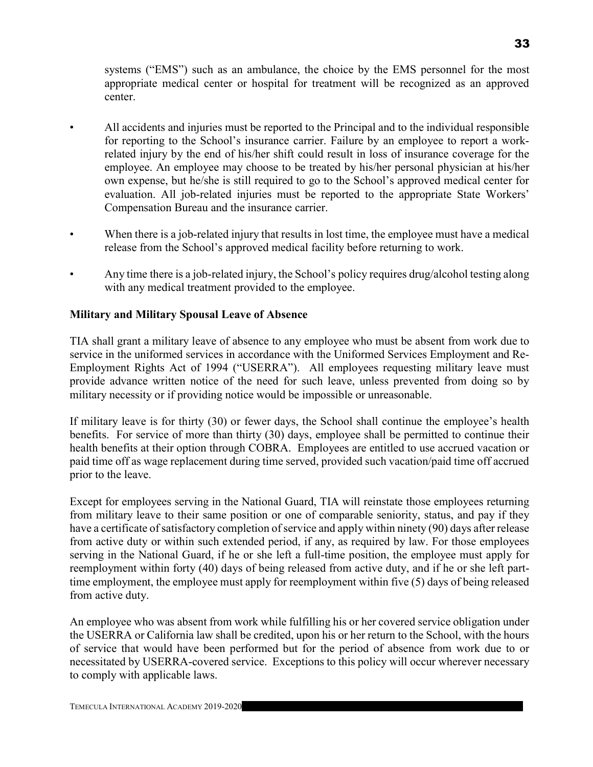systems ("EMS") such as an ambulance, the choice by the EMS personnel for the most appropriate medical center or hospital for treatment will be recognized as an approved center.

- All accidents and injuries must be reported to the Principal and to the individual responsible for reporting to the School's insurance carrier. Failure by an employee to report a work-related injury by the end of his/her shift could result in loss of insurance coverage for the employee. An employee may choose to be treated by his/her personal physician at his/her own expense, but he/she is still required to go to the School's approved medical center for evaluation. All job-related injuries must be reported to the appropriate State Workers' Compensation Bureau and the insurance carrier.

- When there is a job-related injury that results in lost time, the employee must have a medical release from the School's approved medical facility before returning to work.

- Any time there is a job-related injury, the School's policy requires drug/alcohol testing along with any medical treatment provided to the employee.

**Military and Military Spousal Leave of Absence**

TIA shall grant a military leave of absence to any employee who must be absent from work due to service in the uniformed services in accordance with the Uniformed Services Employment and Re-Employment Rights Act of 1994 ("USERRA"). All employees requesting military leave must provide advance written notice of the need for such leave, unless prevented from doing so by military necessity or if providing notice would be impossible or unreasonable.

If military leave is for thirty (30) or fewer days, the School shall continue the employee's health benefits. For service of more than thirty (30) days, employee shall be permitted to continue their health benefits at their option through COBRA. Employees are entitled to use accrued vacation or paid time off as wage replacement during time served, provided such vacation/paid time off accrued prior to the leave.

Except for employees serving in the National Guard, TIA will reinstate those employees returning from military leave to their same position or one of comparable seniority, status, and pay if they have a certificate of satisfactory completion of service and apply within ninety (90) days after release from active duty or within such extended period, if any, as required by law. For those employees serving in the National Guard, if he or she left a full-time position, the employee must apply for reemployment within forty (40) days of being released from active duty, and if he or she left part-time employment, the employee must apply for reemployment within five (5) days of being released from active duty.

An employee who was absent from work while fulfilling his or her covered service obligation under the USERRA or California law shall be credited, upon his or her return to the School, with the hours of service that would have been performed but for the period of absence from work due to or necessitated by USERRA-covered service. Exceptions to this policy will occur wherever necessary to comply with applicable laws.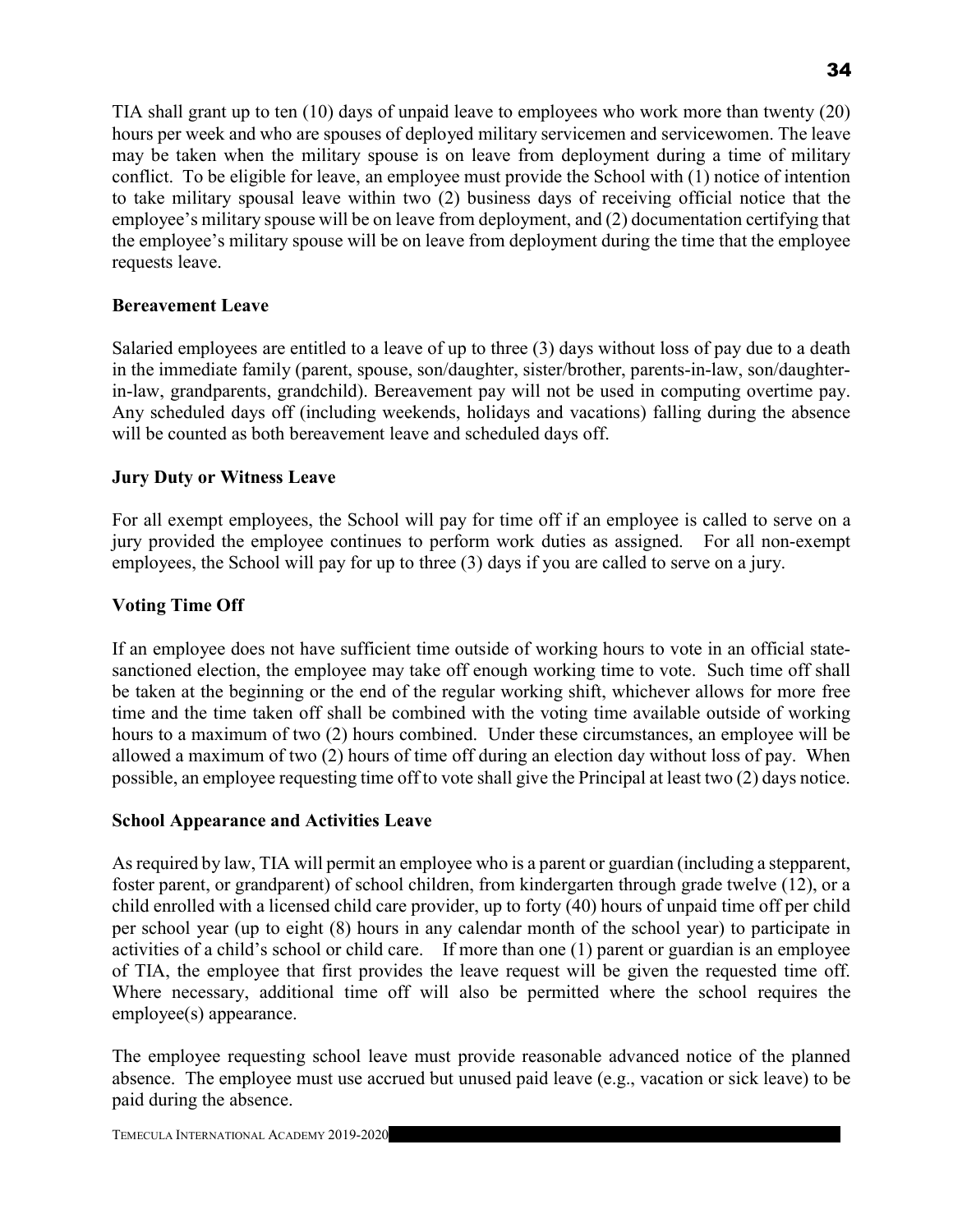TIA shall grant up to ten (10) days of unpaid leave to employees who work more than twenty (20) hours per week and who are spouses of deployed military servicemen and servicewomen. The leave may be taken when the military spouse is on leave from deployment during a time of military conflict. To be eligible for leave, an employee must provide the School with (1) notice of intention to take military spousal leave within two (2) business days of receiving official notice that the employee's military spouse will be on leave from deployment, and (2) documentation certifying that the employee's military spouse will be on leave from deployment during the time that the employee requests leave.

**Bereavement Leave**

Salaried employees are entitled to a leave of up to three (3) days without loss of pay due to a death in the immediate family (parent, spouse, son/daughter, sister/brother, parents-in-law, son/daughter-in-law, grandparents, grandchild). Bereavement pay will not be used in computing overtime pay. Any scheduled days off (including weekends, holidays and vacations) falling during the absence will be counted as both bereavement leave and scheduled days off.

**Jury Duty or Witness Leave**

For all exempt employees, the School will pay for time off if an employee is called to serve on a jury provided the employee continues to perform work duties as assigned. For all non-exempt employees, the School will pay for up to three (3) days if you are called to serve on a jury.

**Voting Time Off**

If an employee does not have sufficient time outside of working hours to vote in an official state-sanctioned election, the employee may take off enough working time to vote. Such time off shall be taken at the beginning or the end of the regular working shift, whichever allows for more free time and the time taken off shall be combined with the voting time available outside of working hours to a maximum of two (2) hours combined. Under these circumstances, an employee will be allowed a maximum of two (2) hours of time off during an election day without loss of pay. When possible, an employee requesting time off to vote shall give the Principal at least two (2) days notice.

**School Appearance and Activities Leave**

As required by law, TIA will permit an employee who is a parent or guardian (including a stepparent, foster parent, or grandparent) of school children, from kindergarten through grade twelve (12), or a child enrolled with a licensed child care provider, up to forty (40) hours of unpaid time off per child per school year (up to eight (8) hours in any calendar month of the school year) to participate in activities of a child's school or child care. If more than one (1) parent or guardian is an employee of TIA, the employee that first provides the leave request will be given the requested time off. Where necessary, additional time off will also be permitted where the school requires the employee(s) appearance.

The employee requesting school leave must provide reasonable advanced notice of the planned absence. The employee must use accrued but unused paid leave (e.g., vacation or sick leave) to be paid during the absence.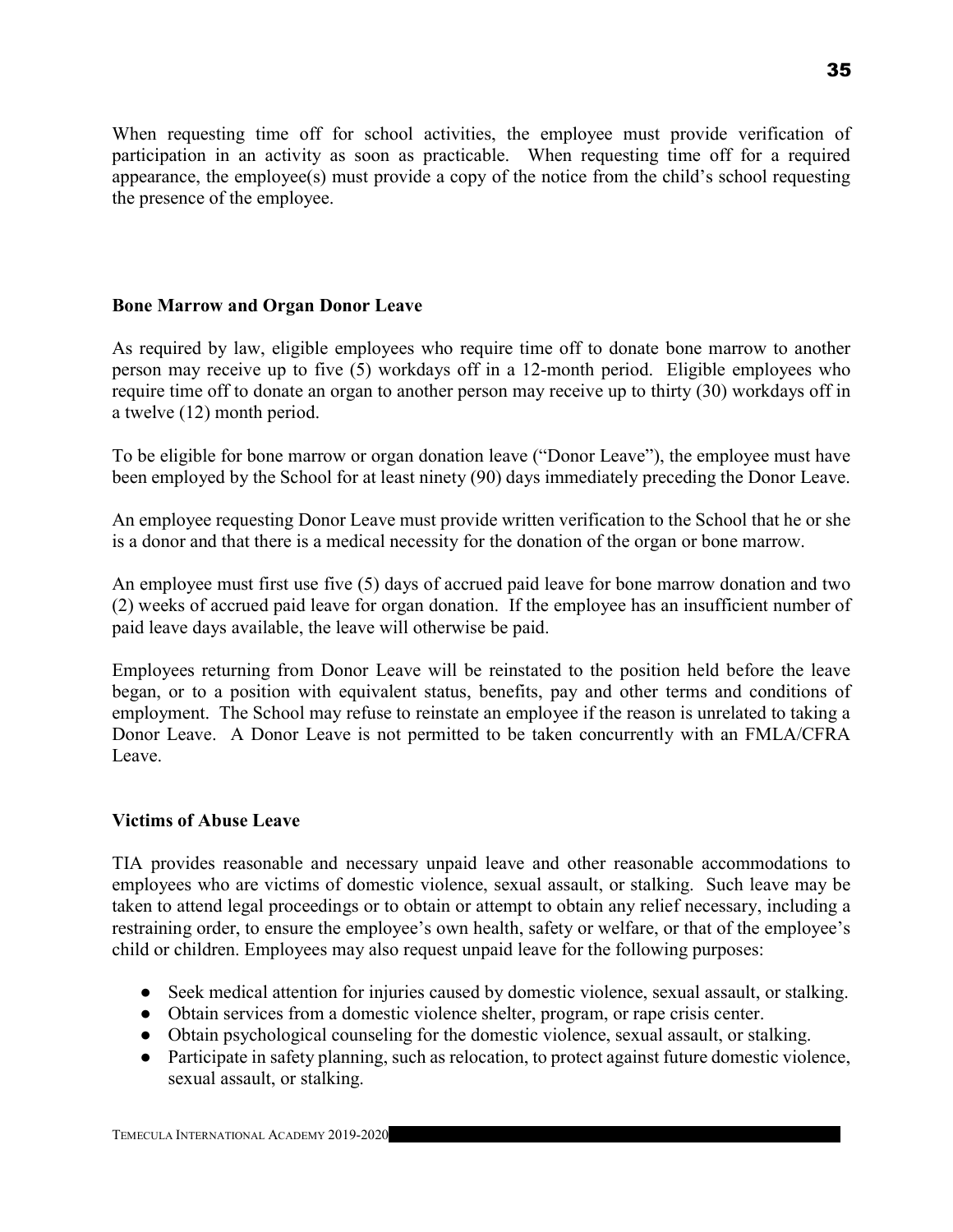When requesting time off for school activities, the employee must provide verification of participation in an activity as soon as practicable. When requesting time off for a required appearance, the employee(s) must provide a copy of the notice from the child's school requesting the presence of the employee.

**Bone Marrow and Organ Donor Leave**

As required by law, eligible employees who require time off to donate bone marrow to another person may receive up to five (5) workdays off in a 12-month period. Eligible employees who require time off to donate an organ to another person may receive up to thirty (30) workdays off in a twelve (12) month period.

To be eligible for bone marrow or organ donation leave ("Donor Leave"), the employee must have been employed by the School for at least ninety (90) days immediately preceding the Donor Leave.

An employee requesting Donor Leave must provide written verification to the School that he or she is a donor and that there is a medical necessity for the donation of the organ or bone marrow.

An employee must first use five (5) days of accrued paid leave for bone marrow donation and two (2) weeks of accrued paid leave for organ donation. If the employee has an insufficient number of paid leave days available, the leave will otherwise be paid.

Employees returning from Donor Leave will be reinstated to the position held before the leave began, or to a position with equivalent status, benefits, pay and other terms and conditions of employment. The School may refuse to reinstate an employee if the reason is unrelated to taking a Donor Leave. A Donor Leave is not permitted to be taken concurrently with an FMLA/CFRA Leave.

**Victims of Abuse Leave**

TIA provides reasonable and necessary unpaid leave and other reasonable accommodations to employees who are victims of domestic violence, sexual assault, or stalking. Such leave may be taken to attend legal proceedings or to obtain or attempt to obtain any relief necessary, including a restraining order, to ensure the employee's own health, safety or welfare, or that of the employee's child or children. Employees may also request unpaid leave for the following purposes:

- Seek medical attention for injuries caused by domestic violence, sexual assault, or stalking.
- Obtain services from a domestic violence shelter, program, or rape crisis center.
- Obtain psychological counseling for the domestic violence, sexual assault, or stalking.
- Participate in safety planning, such as relocation, to protect against future domestic violence, sexual assault, or stalking.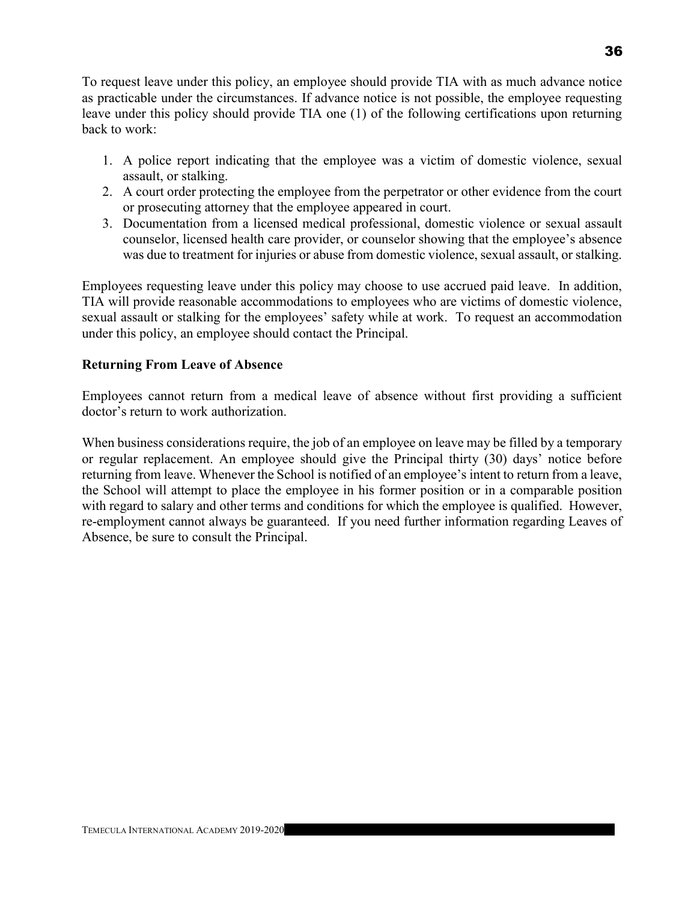To request leave under this policy, an employee should provide TIA with as much advance notice as practicable under the circumstances. If advance notice is not possible, the employee requesting leave under this policy should provide TIA one (1) of the following certifications upon returning back to work:

1. A police report indicating that the employee was a victim of domestic violence, sexual assault, or stalking.
2. A court order protecting the employee from the perpetrator or other evidence from the court or prosecuting attorney that the employee appeared in court.
3. Documentation from a licensed medical professional, domestic violence or sexual assault counselor, licensed health care provider, or counselor showing that the employee's absence was due to treatment for injuries or abuse from domestic violence, sexual assault, or stalking.

Employees requesting leave under this policy may choose to use accrued paid leave. In addition, TIA will provide reasonable accommodations to employees who are victims of domestic violence, sexual assault or stalking for the employees' safety while at work. To request an accommodation under this policy, an employee should contact the Principal.

**Returning From Leave of Absence**

Employees cannot return from a medical leave of absence without first providing a sufficient doctor's return to work authorization.

When business considerations require, the job of an employee on leave may be filled by a temporary or regular replacement. An employee should give the Principal thirty (30) days' notice before returning from leave. Whenever the School is notified of an employee's intent to return from a leave, the School will attempt to place the employee in his former position or in a comparable position with regard to salary and other terms and conditions for which the employee is qualified. However, re-employment cannot always be guaranteed. If you need further information regarding Leaves of Absence, be sure to consult the Principal.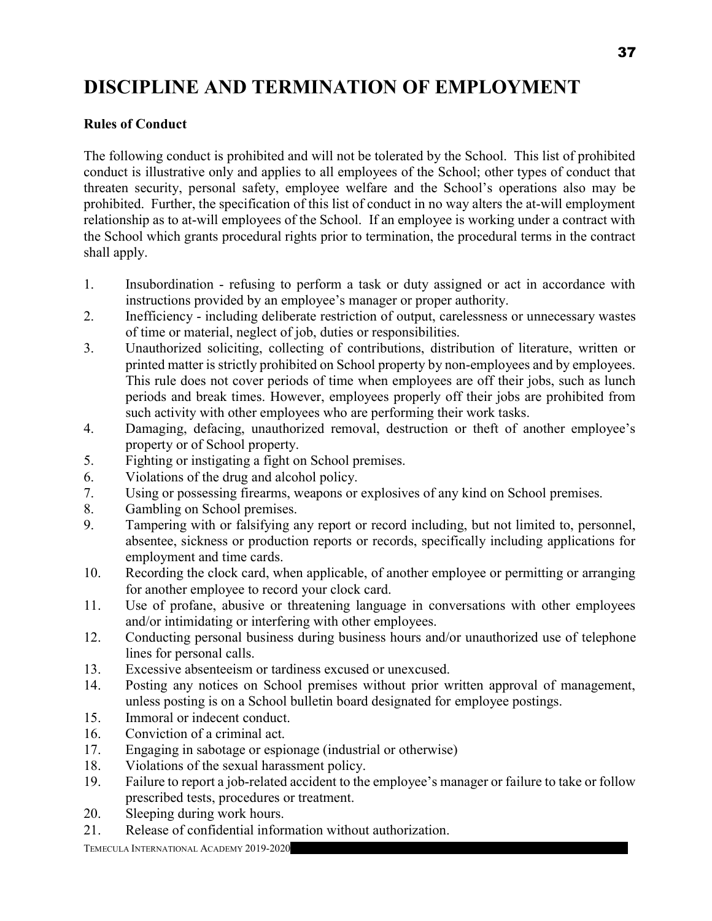# DISCIPLINE AND TERMINATION OF EMPLOYMENT

### Rules of Conduct

The following conduct is prohibited and will not be tolerated by the School. This list of prohibited conduct is illustrative only and applies to all employees of the School; other types of conduct that threaten security, personal safety, employee welfare and the School's operations also may be prohibited. Further, the specification of this list of conduct in no way alters the at-will employment relationship as to at-will employees of the School. If an employee is working under a contract with the School which grants procedural rights prior to termination, the procedural terms in the contract shall apply.

1. Insubordination - refusing to perform a task or duty assigned or act in accordance with instructions provided by an employee's manager or proper authority.
2. Inefficiency - including deliberate restriction of output, carelessness or unnecessary wastes of time or material, neglect of job, duties or responsibilities.
3. Unauthorized soliciting, collecting of contributions, distribution of literature, written or printed matter is strictly prohibited on School property by non-employees and by employees. This rule does not cover periods of time when employees are off their jobs, such as lunch periods and break times. However, employees properly off their jobs are prohibited from such activity with other employees who are performing their work tasks.
4. Damaging, defacing, unauthorized removal, destruction or theft of another employee's property or of School property.
5. Fighting or instigating a fight on School premises.
6. Violations of the drug and alcohol policy.
7. Using or possessing firearms, weapons or explosives of any kind on School premises.
8. Gambling on School premises.
9. Tampering with or falsifying any report or record including, but not limited to, personnel, absentee, sickness or production reports or records, specifically including applications for employment and time cards.
10. Recording the clock card, when applicable, of another employee or permitting or arranging for another employee to record your clock card.
11. Use of profane, abusive or threatening language in conversations with other employees and/or intimidating or interfering with other employees.
12. Conducting personal business during business hours and/or unauthorized use of telephone lines for personal calls.
13. Excessive absenteeism or tardiness excused or unexcused.
14. Posting any notices on School premises without prior written approval of management, unless posting is on a School bulletin board designated for employee postings.
15. Immoral or indecent conduct.
16. Conviction of a criminal act.
17. Engaging in sabotage or espionage (industrial or otherwise)
18. Violations of the sexual harassment policy.
19. Failure to report a job-related accident to the employee's manager or failure to take or follow prescribed tests, procedures or treatment.
20. Sleeping during work hours.
21. Release of confidential information without authorization.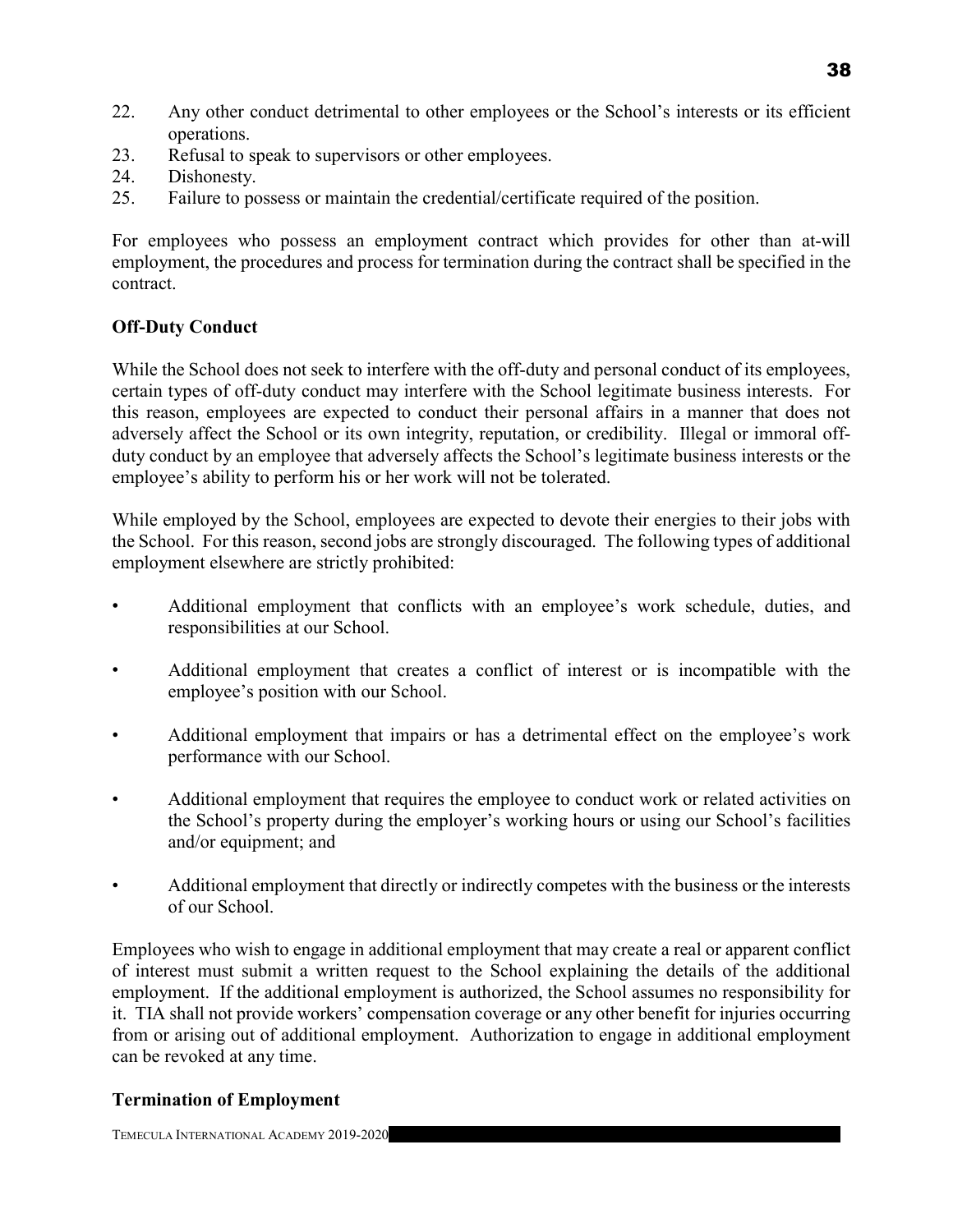22. Any other conduct detrimental to other employees or the School's interests or its efficient operations.
23. Refusal to speak to supervisors or other employees.
24. Dishonesty.
25. Failure to possess or maintain the credential/certificate required of the position.

For employees who possess an employment contract which provides for other than at-will employment, the procedures and process for termination during the contract shall be specified in the contract.

**Off-Duty Conduct**

While the School does not seek to interfere with the off-duty and personal conduct of its employees, certain types of off-duty conduct may interfere with the School legitimate business interests. For this reason, employees are expected to conduct their personal affairs in a manner that does not adversely affect the School or its own integrity, reputation, or credibility. Illegal or immoral off-duty conduct by an employee that adversely affects the School's legitimate business interests or the employee's ability to perform his or her work will not be tolerated.

While employed by the School, employees are expected to devote their energies to their jobs with the School. For this reason, second jobs are strongly discouraged. The following types of additional employment elsewhere are strictly prohibited:

- Additional employment that conflicts with an employee's work schedule, duties, and responsibilities at our School.
- Additional employment that creates a conflict of interest or is incompatible with the employee's position with our School.
- Additional employment that impairs or has a detrimental effect on the employee's work performance with our School.
- Additional employment that requires the employee to conduct work or related activities on the School's property during the employer's working hours or using our School's facilities and/or equipment; and
- Additional employment that directly or indirectly competes with the business or the interests of our School.

Employees who wish to engage in additional employment that may create a real or apparent conflict of interest must submit a written request to the School explaining the details of the additional employment. If the additional employment is authorized, the School assumes no responsibility for it. TIA shall not provide workers' compensation coverage or any other benefit for injuries occurring from or arising out of additional employment. Authorization to engage in additional employment can be revoked at any time.

**Termination of Employment**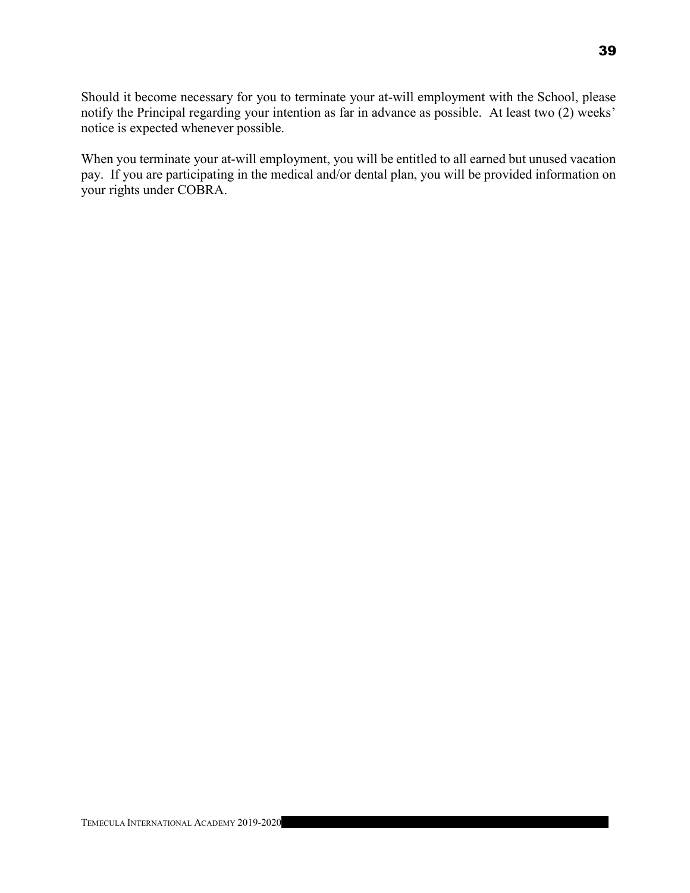Should it become necessary for you to terminate your at-will employment with the School, please notify the Principal regarding your intention as far in advance as possible. At least two (2) weeks' notice is expected whenever possible.

When you terminate your at-will employment, you will be entitled to all earned but unused vacation pay. If you are participating in the medical and/or dental plan, you will be provided information on your rights under COBRA.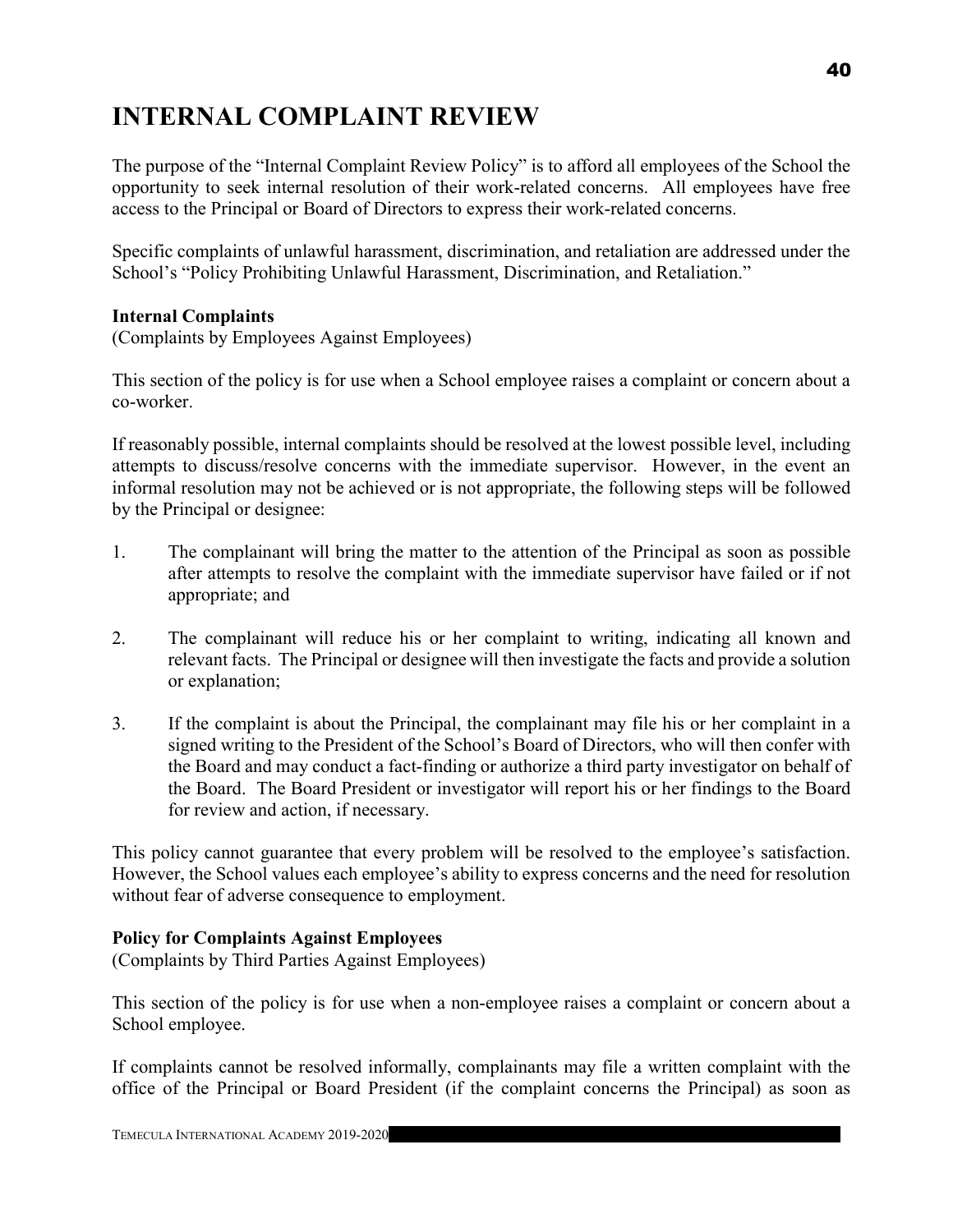# INTERNAL COMPLAINT REVIEW

The purpose of the "Internal Complaint Review Policy" is to afford all employees of the School the opportunity to seek internal resolution of their work-related concerns. All employees have free access to the Principal or Board of Directors to express their work-related concerns.

Specific complaints of unlawful harassment, discrimination, and retaliation are addressed under the School's "Policy Prohibiting Unlawful Harassment, Discrimination, and Retaliation."

**Internal Complaints**
(Complaints by Employees Against Employees)

This section of the policy is for use when a School employee raises a complaint or concern about a co-worker.

If reasonably possible, internal complaints should be resolved at the lowest possible level, including attempts to discuss/resolve concerns with the immediate supervisor. However, in the event an informal resolution may not be achieved or is not appropriate, the following steps will be followed by the Principal or designee:

1. The complainant will bring the matter to the attention of the Principal as soon as possible after attempts to resolve the complaint with the immediate supervisor have failed or if not appropriate; and

2. The complainant will reduce his or her complaint to writing, indicating all known and relevant facts. The Principal or designee will then investigate the facts and provide a solution or explanation;

3. If the complaint is about the Principal, the complainant may file his or her complaint in a signed writing to the President of the School's Board of Directors, who will then confer with the Board and may conduct a fact-finding or authorize a third party investigator on behalf of the Board. The Board President or investigator will report his or her findings to the Board for review and action, if necessary.

This policy cannot guarantee that every problem will be resolved to the employee's satisfaction. However, the School values each employee's ability to express concerns and the need for resolution without fear of adverse consequence to employment.

**Policy for Complaints Against Employees**
(Complaints by Third Parties Against Employees)

This section of the policy is for use when a non-employee raises a complaint or concern about a School employee.

If complaints cannot be resolved informally, complainants may file a written complaint with the office of the Principal or Board President (if the complaint concerns the Principal) as soon as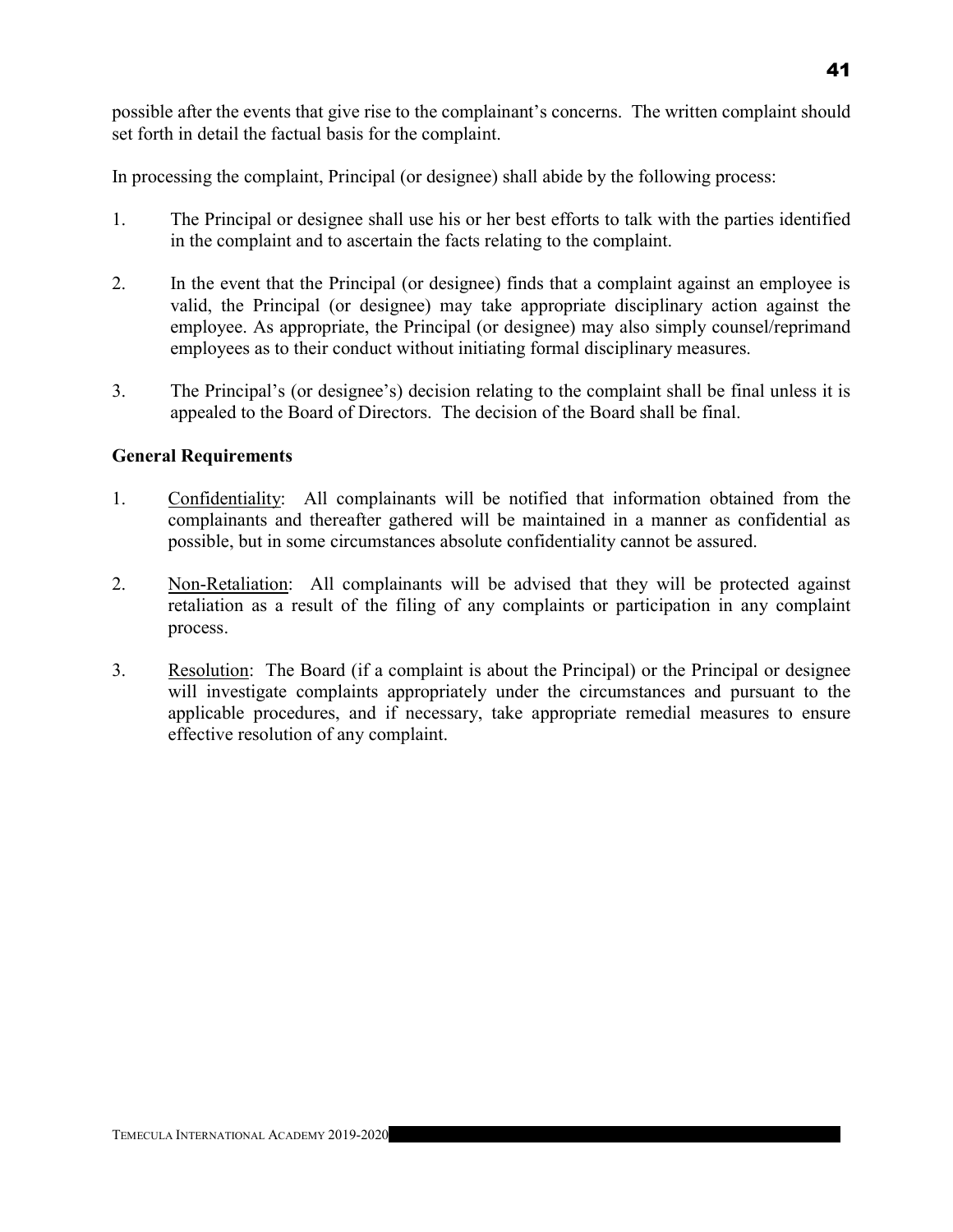possible after the events that give rise to the complainant's concerns. The written complaint should set forth in detail the factual basis for the complaint.

In processing the complaint, Principal (or designee) shall abide by the following process:

1. The Principal or designee shall use his or her best efforts to talk with the parties identified in the complaint and to ascertain the facts relating to the complaint.

2. In the event that the Principal (or designee) finds that a complaint against an employee is valid, the Principal (or designee) may take appropriate disciplinary action against the employee. As appropriate, the Principal (or designee) may also simply counsel/reprimand employees as to their conduct without initiating formal disciplinary measures.

3. The Principal's (or designee's) decision relating to the complaint shall be final unless it is appealed to the Board of Directors. The decision of the Board shall be final.

**General Requirements**

1. <u>Confidentiality</u>: All complainants will be notified that information obtained from the complainants and thereafter gathered will be maintained in a manner as confidential as possible, but in some circumstances absolute confidentiality cannot be assured.

2. <u>Non-Retaliation</u>: All complainants will be advised that they will be protected against retaliation as a result of the filing of any complaints or participation in any complaint process.

3. <u>Resolution</u>: The Board (if a complaint is about the Principal) or the Principal or designee will investigate complaints appropriately under the circumstances and pursuant to the applicable procedures, and if necessary, take appropriate remedial measures to ensure effective resolution of any complaint.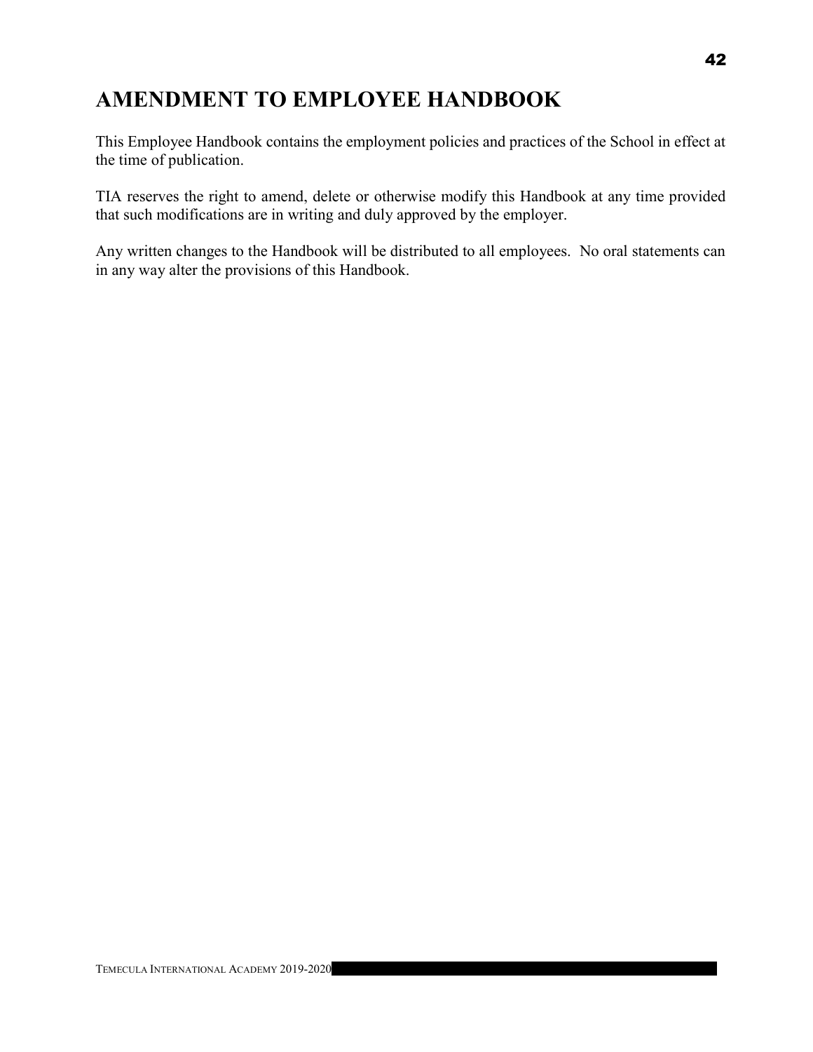# AMENDMENT TO EMPLOYEE HANDBOOK

This Employee Handbook contains the employment policies and practices of the School in effect at the time of publication.

TIA reserves the right to amend, delete or otherwise modify this Handbook at any time provided that such modifications are in writing and duly approved by the employer.

Any written changes to the Handbook will be distributed to all employees. No oral statements can in any way alter the provisions of this Handbook.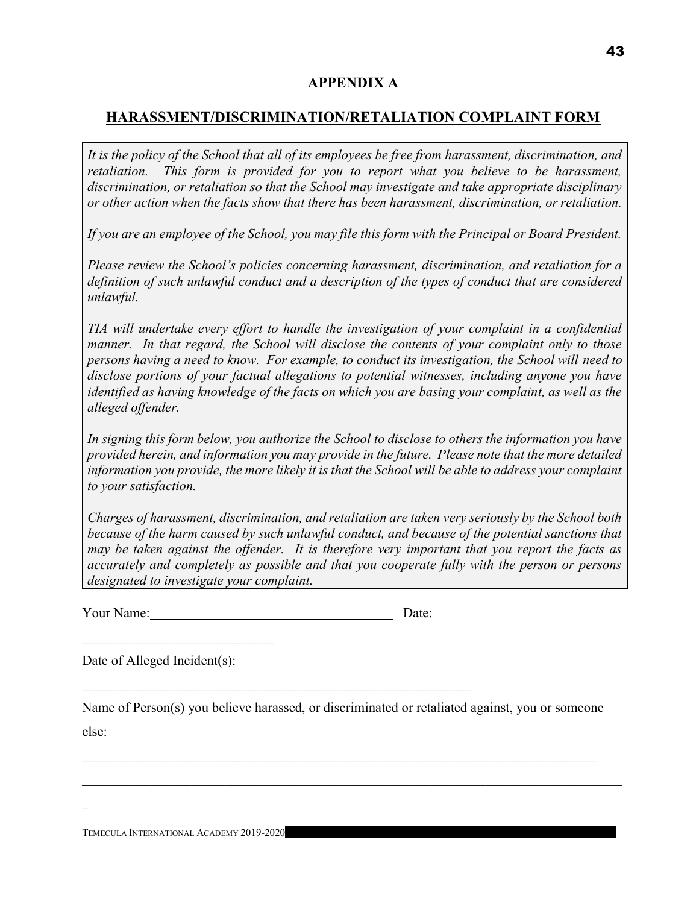## APPENDIX A

## HARASSMENT/DISCRIMINATION/RETALIATION COMPLAINT FORM

*It is the policy of the School that all of its employees be free from harassment, discrimination, and retaliation. This form is provided for you to report what you believe to be harassment, discrimination, or retaliation so that the School may investigate and take appropriate disciplinary or other action when the facts show that there has been harassment, discrimination, or retaliation.*

*If you are an employee of the School, you may file this form with the Principal or Board President.*

*Please review the School's policies concerning harassment, discrimination, and retaliation for a definition of such unlawful conduct and a description of the types of conduct that are considered unlawful.*

*TIA will undertake every effort to handle the investigation of your complaint in a confidential manner. In that regard, the School will disclose the contents of your complaint only to those persons having a need to know. For example, to conduct its investigation, the School will need to disclose portions of your factual allegations to potential witnesses, including anyone you have identified as having knowledge of the facts on which you are basing your complaint, as well as the alleged offender.*

*In signing this form below, you authorize the School to disclose to others the information you have provided herein, and information you may provide in the future. Please note that the more detailed information you provide, the more likely it is that the School will be able to address your complaint to your satisfaction.*

*Charges of harassment, discrimination, and retaliation are taken very seriously by the School both because of the harm caused by such unlawful conduct, and because of the potential sanctions that may be taken against the offender. It is therefore very important that you report the facts as accurately and completely as possible and that you cooperate fully with the person or persons designated to investigate your complaint.*

Your Name: ____________________________________ Date: ____________________________

Date of Alleged Incident(s): ____________________________________________________________

Name of Person(s) you believe harassed, or discriminated or retaliated against, you or someone else:

_______________________________________________________________________________

_______________________________________________________________________________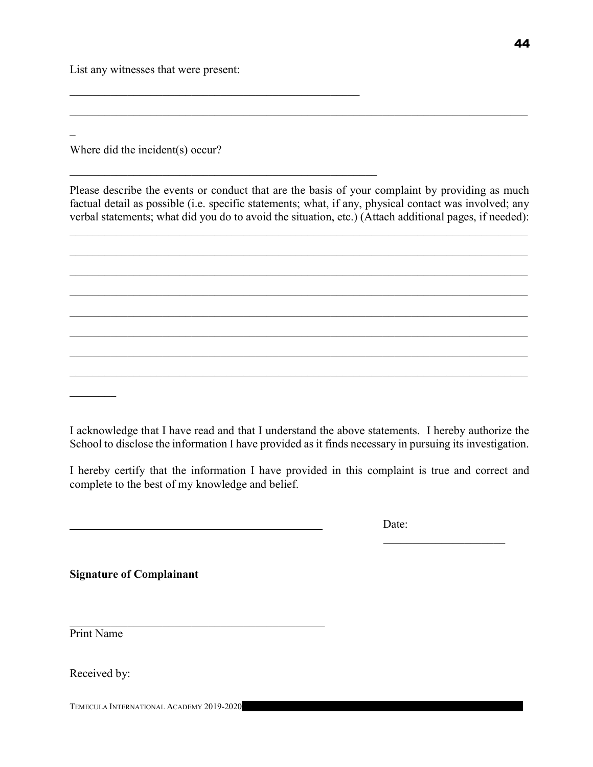List any witnesses that were present:

_____________________________________________________

_____________________________________________________________________________________

_

Where did the incident(s) occur?

________________________________________________________

Please describe the events or conduct that are the basis of your complaint by providing as much factual detail as possible (i.e. specific statements; what, if any, physical contact was involved; any verbal statements; what did you do to avoid the situation, etc.) (Attach additional pages, if needed):

_____________________________________________________________________________________

_____________________________________________________________________________________

_____________________________________________________________________________________

_____________________________________________________________________________________

_____________________________________________________________________________________

_____________________________________________________________________________________

_____________________________________________________________________________________

_____________________________________________________________________________________

________

I acknowledge that I have read and that I understand the above statements. I hereby authorize the School to disclose the information I have provided as it finds necessary in pursuing its investigation.

I hereby certify that the information I have provided in this complaint is true and correct and complete to the best of my knowledge and belief.

_____________________________________________ Date: ______________________

**Signature of Complainant**

_____________________________________________

Print Name

Received by: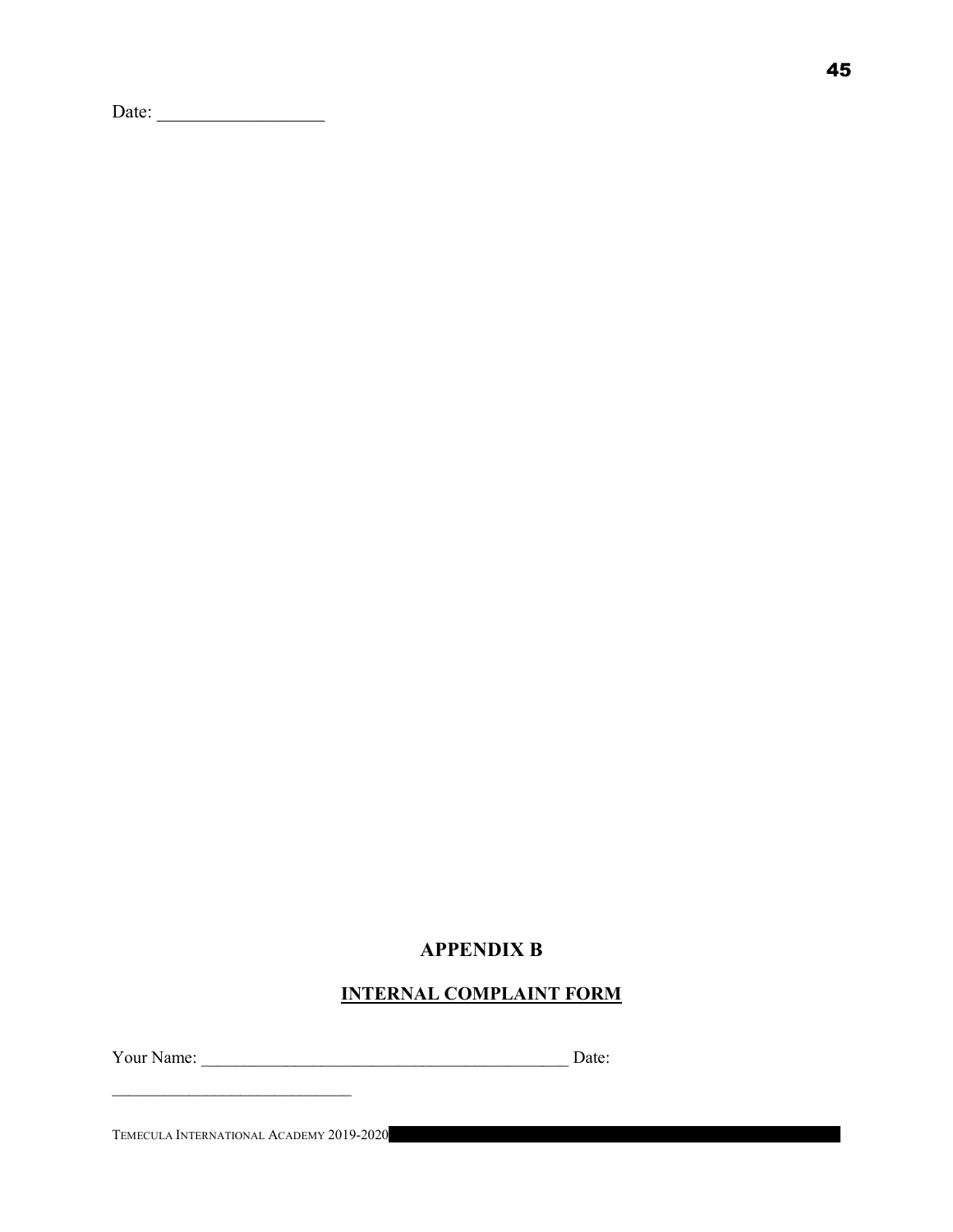Date: __________________

## APPENDIX B

## INTERNAL COMPLAINT FORM

Your Name: ___________________________________________ Date: ____________________________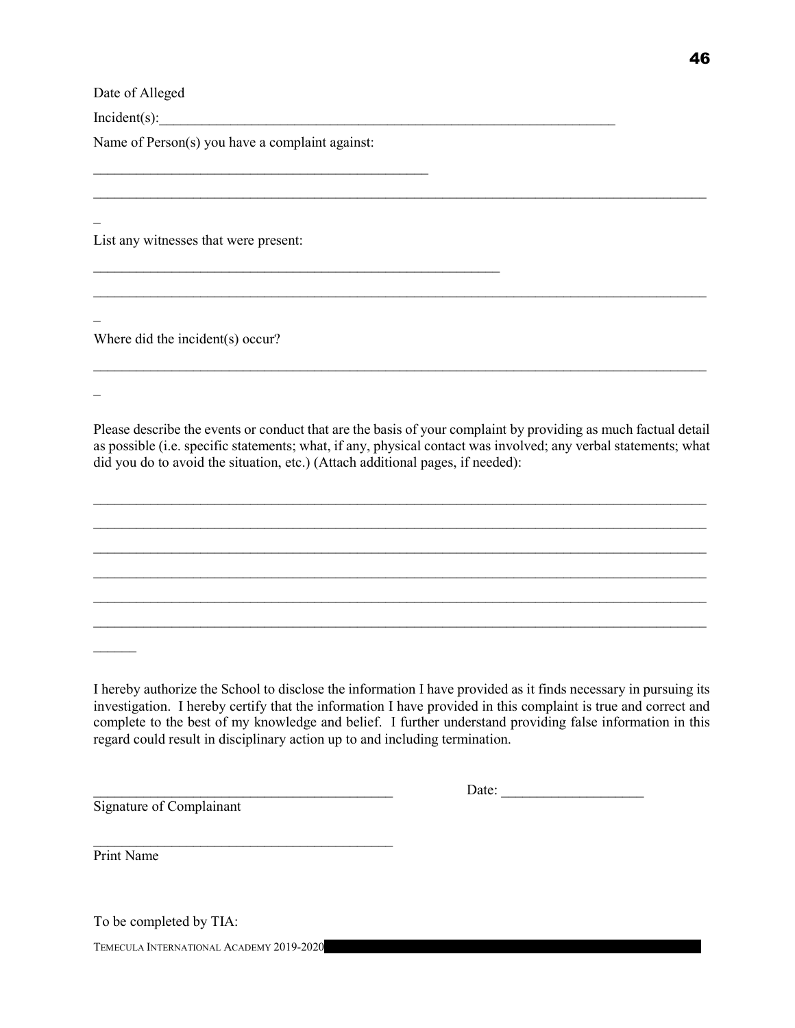Date of Alleged

Incident(s):___________________________________________________________________

Name of Person(s) you have a complaint against:

_______________________________________________

_____________________________________________________________________________________

_

List any witnesses that were present:

_________________________________________________________

_____________________________________________________________________________________

_

Where did the incident(s) occur?

_____________________________________________________________________________________

_

Please describe the events or conduct that are the basis of your complaint by providing as much factual detail as possible (i.e. specific statements; what, if any, physical contact was involved; any verbal statements; what did you do to avoid the situation, etc.) (Attach additional pages, if needed):

_____________________________________________________________________________________

_____________________________________________________________________________________

_____________________________________________________________________________________

_____________________________________________________________________________________

_____________________________________________________________________________________

_____________________________________________________________________________________

______

I hereby authorize the School to disclose the information I have provided as it finds necessary in pursuing its investigation. I hereby certify that the information I have provided in this complaint is true and correct and complete to the best of my knowledge and belief. I further understand providing false information in this regard could result in disciplinary action up to and including termination.

__________________________________________ Date: ____________________

Signature of Complainant

__________________________________________

Print Name

To be completed by TIA: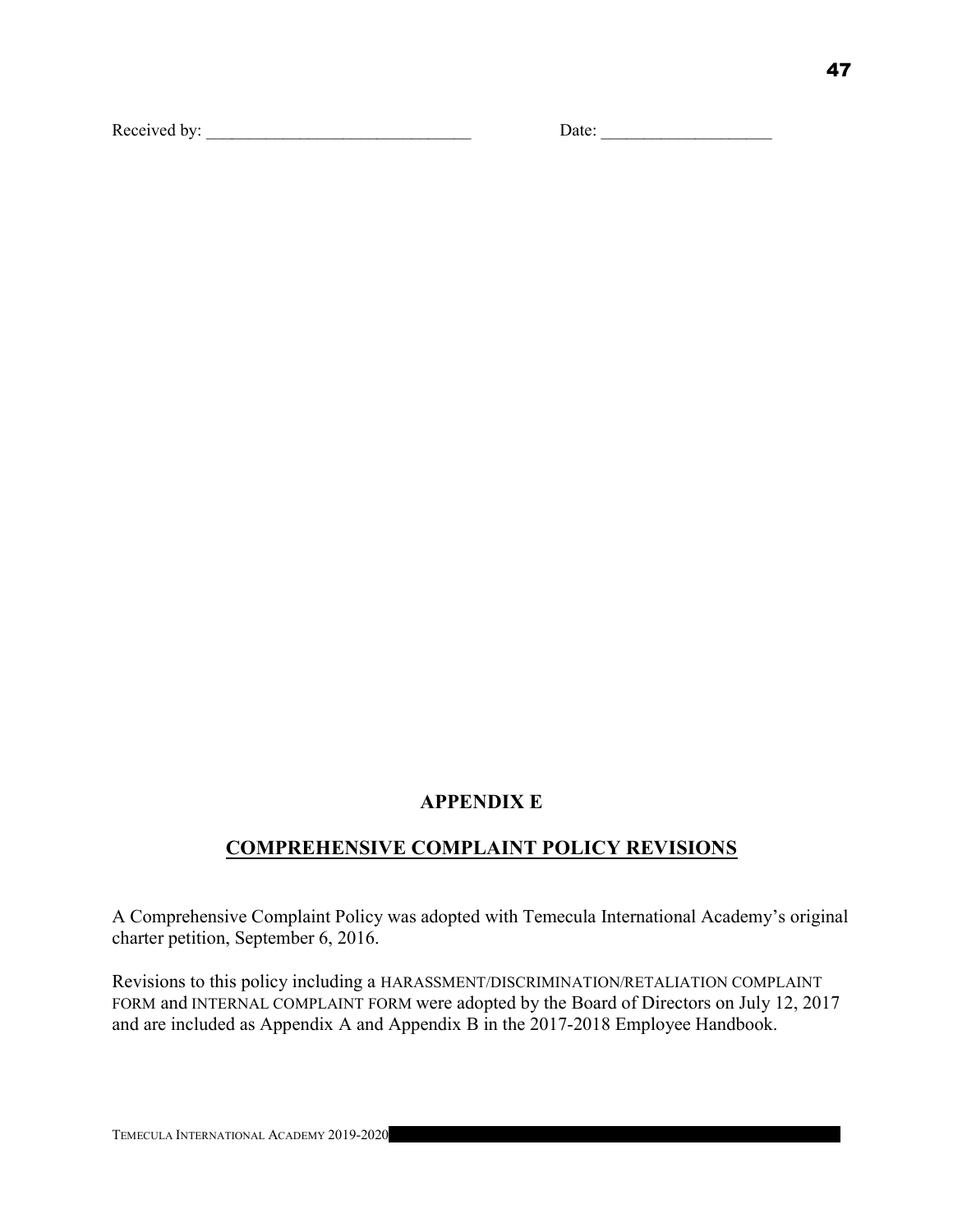Received by: ______________________________ Date: ____________________

## APPENDIX E

## COMPREHENSIVE COMPLAINT POLICY REVISIONS

A Comprehensive Complaint Policy was adopted with Temecula International Academy's original charter petition, September 6, 2016.

Revisions to this policy including a HARASSMENT/DISCRIMINATION/RETALIATION COMPLAINT FORM and INTERNAL COMPLAINT FORM were adopted by the Board of Directors on July 12, 2017 and are included as Appendix A and Appendix B in the 2017-2018 Employee Handbook.